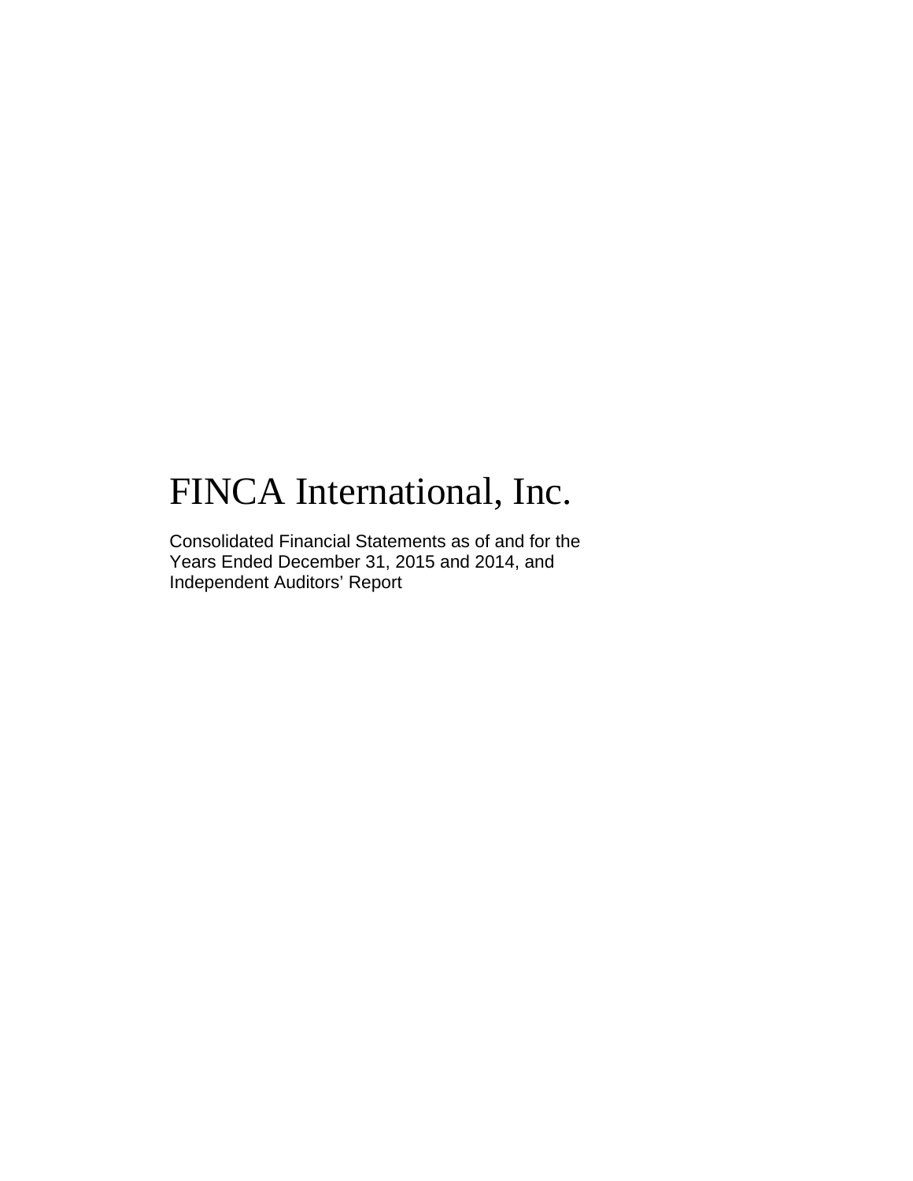# FINCA International, Inc.

Consolidated Financial Statements as of and for the Years Ended December 31, 2015 and 2014, and Independent Auditors' Report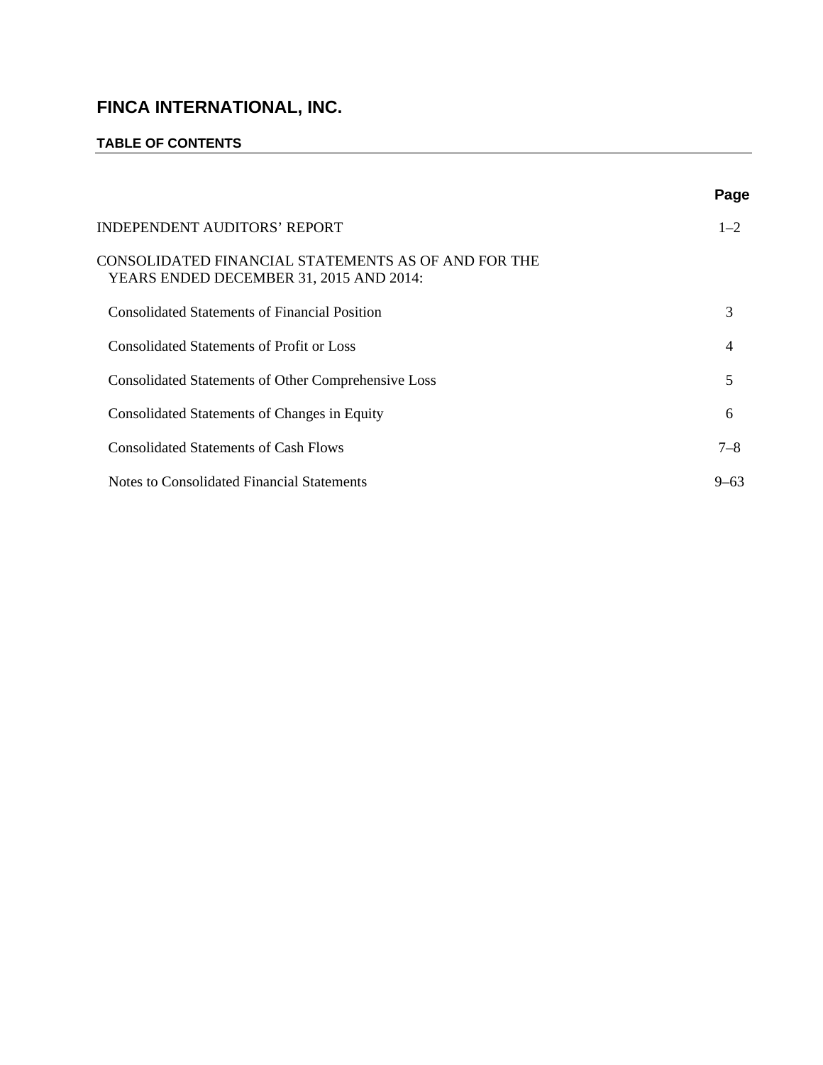# FINCA INTERNATIONAL, INC.

## TABLE OF CONTENTS

| | Page |
|---|---|
| INDEPENDENT AUDITORS' REPORT | 1–2 |
| CONSOLIDATED FINANCIAL STATEMENTS AS OF AND FOR THE YEARS ENDED DECEMBER 31, 2015 AND 2014: | |
| Consolidated Statements of Financial Position | 3 |
| Consolidated Statements of Profit or Loss | 4 |
| Consolidated Statements of Other Comprehensive Loss | 5 |
| Consolidated Statements of Changes in Equity | 6 |
| Consolidated Statements of Cash Flows | 7–8 |
| Notes to Consolidated Financial Statements | 9–63 |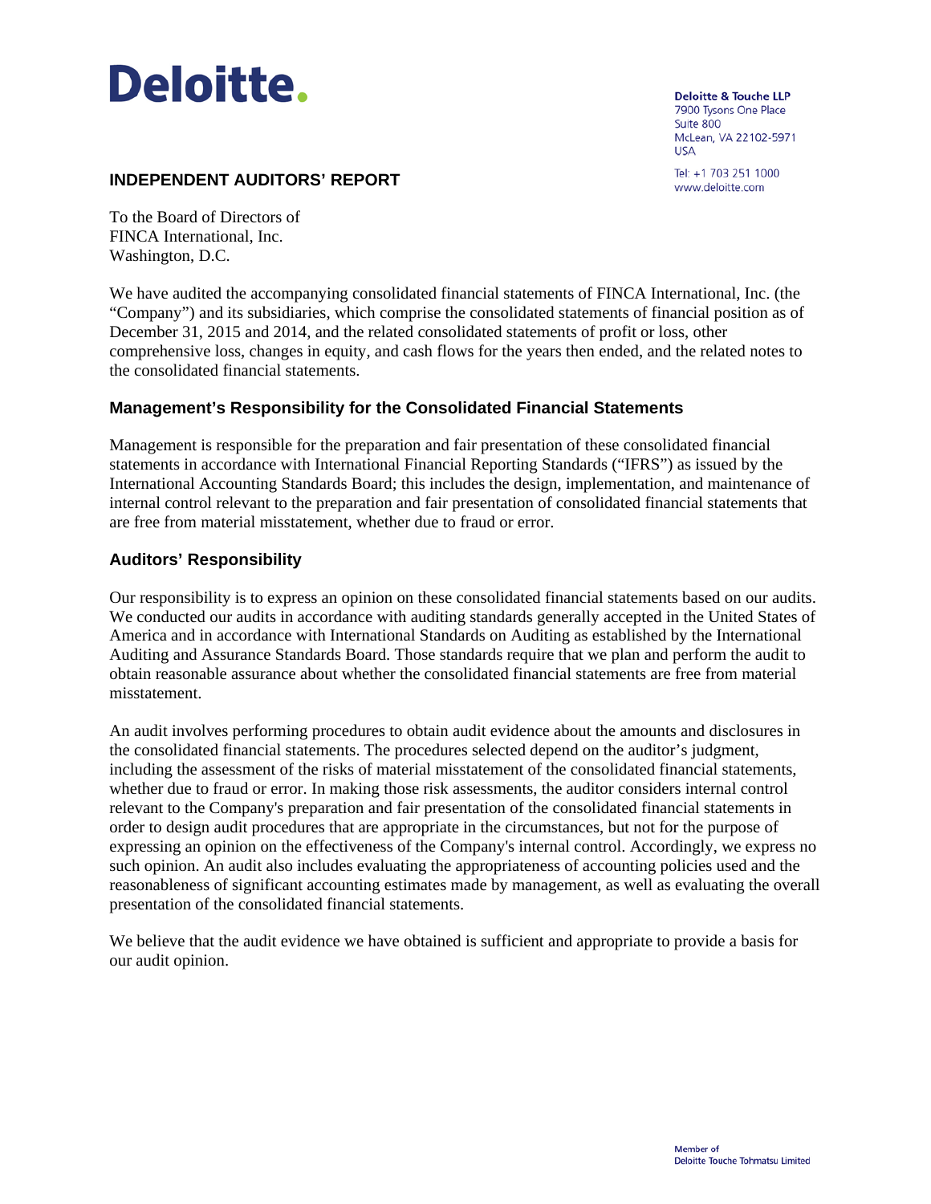Deloitte.

Deloitte & Touche LLP
7900 Tysons One Place
Suite 800
McLean, VA 22102-5971
USA

Tel: +1 703 251 1000
www.deloitte.com

## INDEPENDENT AUDITORS' REPORT

To the Board of Directors of
FINCA International, Inc.
Washington, D.C.

We have audited the accompanying consolidated financial statements of FINCA International, Inc. (the "Company") and its subsidiaries, which comprise the consolidated statements of financial position as of December 31, 2015 and 2014, and the related consolidated statements of profit or loss, other comprehensive loss, changes in equity, and cash flows for the years then ended, and the related notes to the consolidated financial statements.

### Management's Responsibility for the Consolidated Financial Statements

Management is responsible for the preparation and fair presentation of these consolidated financial statements in accordance with International Financial Reporting Standards ("IFRS") as issued by the International Accounting Standards Board; this includes the design, implementation, and maintenance of internal control relevant to the preparation and fair presentation of consolidated financial statements that are free from material misstatement, whether due to fraud or error.

### Auditors' Responsibility

Our responsibility is to express an opinion on these consolidated financial statements based on our audits. We conducted our audits in accordance with auditing standards generally accepted in the United States of America and in accordance with International Standards on Auditing as established by the International Auditing and Assurance Standards Board. Those standards require that we plan and perform the audit to obtain reasonable assurance about whether the consolidated financial statements are free from material misstatement.

An audit involves performing procedures to obtain audit evidence about the amounts and disclosures in the consolidated financial statements. The procedures selected depend on the auditor's judgment, including the assessment of the risks of material misstatement of the consolidated financial statements, whether due to fraud or error. In making those risk assessments, the auditor considers internal control relevant to the Company's preparation and fair presentation of the consolidated financial statements in order to design audit procedures that are appropriate in the circumstances, but not for the purpose of expressing an opinion on the effectiveness of the Company's internal control. Accordingly, we express no such opinion. An audit also includes evaluating the appropriateness of accounting policies used and the reasonableness of significant accounting estimates made by management, as well as evaluating the overall presentation of the consolidated financial statements.

We believe that the audit evidence we have obtained is sufficient and appropriate to provide a basis for our audit opinion.

Member of
Deloitte Touche Tohmatsu Limited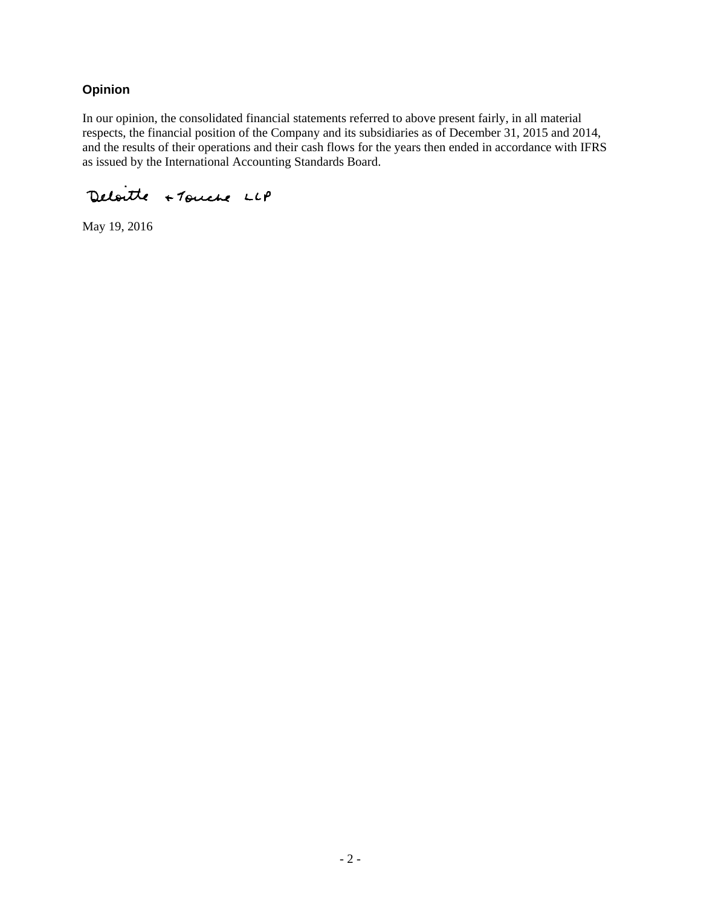## Opinion

In our opinion, the consolidated financial statements referred to above present fairly, in all material respects, the financial position of the Company and its subsidiaries as of December 31, 2015 and 2014, and the results of their operations and their cash flows for the years then ended in accordance with IFRS as issued by the International Accounting Standards Board.

Deloitte & Touche LLP

May 19, 2016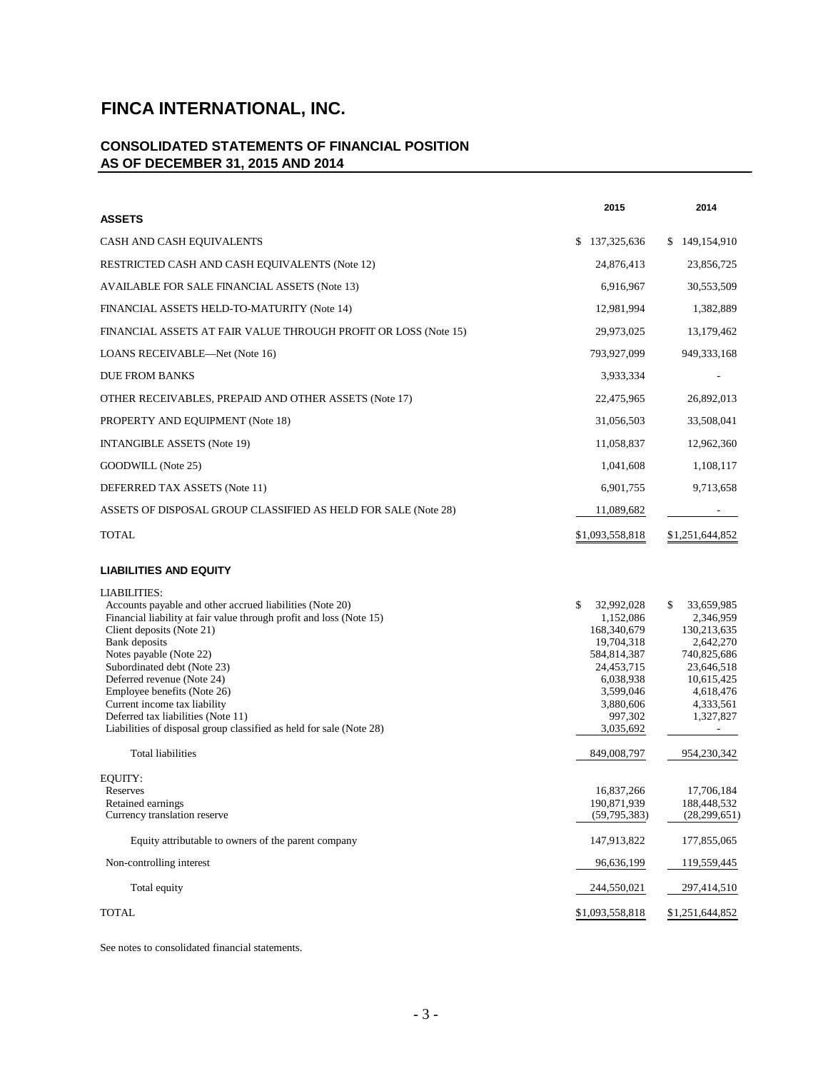# FINCA INTERNATIONAL, INC.

## CONSOLIDATED STATEMENTS OF FINANCIAL POSITION AS OF DECEMBER 31, 2015 AND 2014

| | 2015 | 2014 |
|---|---|---|
| **ASSETS** | | |
| CASH AND CASH EQUIVALENTS | $ 137,325,636 | $ 149,154,910 |
| RESTRICTED CASH AND CASH EQUIVALENTS (Note 12) | 24,876,413 | 23,856,725 |
| AVAILABLE FOR SALE FINANCIAL ASSETS (Note 13) | 6,916,967 | 30,553,509 |
| FINANCIAL ASSETS HELD-TO-MATURITY (Note 14) | 12,981,994 | 1,382,889 |
| FINANCIAL ASSETS AT FAIR VALUE THROUGH PROFIT OR LOSS (Note 15) | 29,973,025 | 13,179,462 |
| LOANS RECEIVABLE—Net (Note 16) | 793,927,099 | 949,333,168 |
| DUE FROM BANKS | 3,933,334 | - |
| OTHER RECEIVABLES, PREPAID AND OTHER ASSETS (Note 17) | 22,475,965 | 26,892,013 |
| PROPERTY AND EQUIPMENT (Note 18) | 31,056,503 | 33,508,041 |
| INTANGIBLE ASSETS (Note 19) | 11,058,837 | 12,962,360 |
| GOODWILL (Note 25) | 1,041,608 | 1,108,117 |
| DEFERRED TAX ASSETS (Note 11) | 6,901,755 | 9,713,658 |
| ASSETS OF DISPOSAL GROUP CLASSIFIED AS HELD FOR SALE (Note 28) | 11,089,682 | - |
| TOTAL | $1,093,558,818 | $1,251,644,852 |
| **LIABILITIES AND EQUITY** | | |
| LIABILITIES: | | |
| Accounts payable and other accrued liabilities (Note 20) | $ 32,992,028 | $ 33,659,985 |
| Financial liability at fair value through profit and loss (Note 15) | 1,152,086 | 2,346,959 |
| Client deposits (Note 21) | 168,340,679 | 130,213,635 |
| Bank deposits | 19,704,318 | 2,642,270 |
| Notes payable (Note 22) | 584,814,387 | 740,825,686 |
| Subordinated debt (Note 23) | 24,453,715 | 23,646,518 |
| Deferred revenue (Note 24) | 6,038,938 | 10,615,425 |
| Employee benefits (Note 26) | 3,599,046 | 4,618,476 |
| Current income tax liability | 3,880,606 | 4,333,561 |
| Deferred tax liabilities (Note 11) | 997,302 | 1,327,827 |
| Liabilities of disposal group classified as held for sale (Note 28) | 3,035,692 | - |
| Total liabilities | 849,008,797 | 954,230,342 |
| EQUITY: | | |
| Reserves | 16,837,266 | 17,706,184 |
| Retained earnings | 190,871,939 | 188,448,532 |
| Currency translation reserve | (59,795,383) | (28,299,651) |
| Equity attributable to owners of the parent company | 147,913,822 | 177,855,065 |
| Non-controlling interest | 96,636,199 | 119,559,445 |
| Total equity | 244,550,021 | 297,414,510 |
| TOTAL | $1,093,558,818 | $1,251,644,852 |

See notes to consolidated financial statements.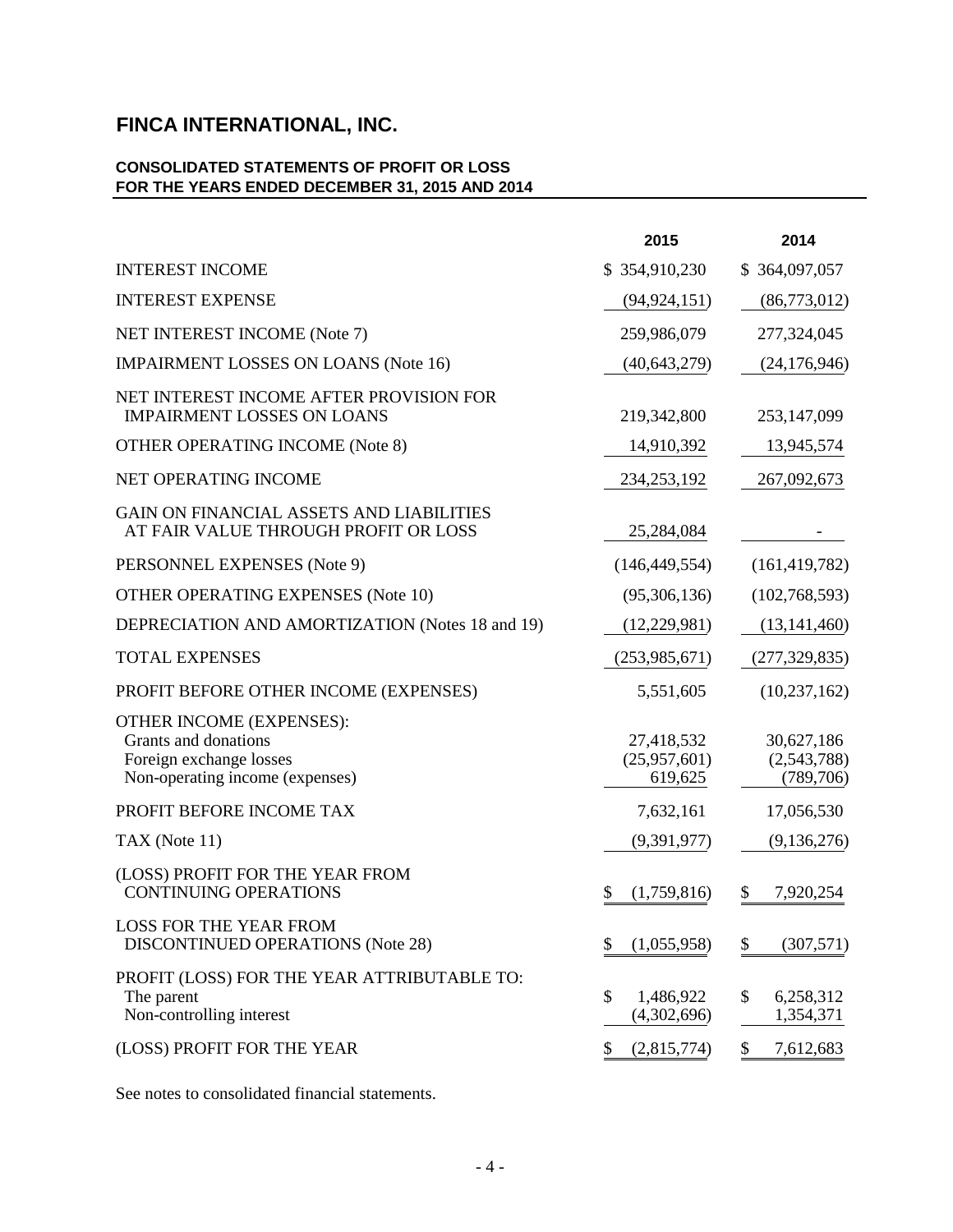# FINCA INTERNATIONAL, INC.

## CONSOLIDATED STATEMENTS OF PROFIT OR LOSS FOR THE YEARS ENDED DECEMBER 31, 2015 AND 2014

| | 2015 | 2014 |
|---|---|---|
| INTEREST INCOME | $ 354,910,230 | $ 364,097,057 |
| INTEREST EXPENSE | (94,924,151) | (86,773,012) |
| NET INTEREST INCOME (Note 7) | 259,986,079 | 277,324,045 |
| IMPAIRMENT LOSSES ON LOANS (Note 16) | (40,643,279) | (24,176,946) |
| NET INTEREST INCOME AFTER PROVISION FOR IMPAIRMENT LOSSES ON LOANS | 219,342,800 | 253,147,099 |
| OTHER OPERATING INCOME (Note 8) | 14,910,392 | 13,945,574 |
| NET OPERATING INCOME | 234,253,192 | 267,092,673 |
| GAIN ON FINANCIAL ASSETS AND LIABILITIES AT FAIR VALUE THROUGH PROFIT OR LOSS | 25,284,084 | - |
| PERSONNEL EXPENSES (Note 9) | (146,449,554) | (161,419,782) |
| OTHER OPERATING EXPENSES (Note 10) | (95,306,136) | (102,768,593) |
| DEPRECIATION AND AMORTIZATION (Notes 18 and 19) | (12,229,981) | (13,141,460) |
| TOTAL EXPENSES | (253,985,671) | (277,329,835) |
| PROFIT BEFORE OTHER INCOME (EXPENSES) | 5,551,605 | (10,237,162) |
| OTHER INCOME (EXPENSES): | | |
| Grants and donations | 27,418,532 | 30,627,186 |
| Foreign exchange losses | (25,957,601) | (2,543,788) |
| Non-operating income (expenses) | 619,625 | (789,706) |
| PROFIT BEFORE INCOME TAX | 7,632,161 | 17,056,530 |
| TAX (Note 11) | (9,391,977) | (9,136,276) |
| (LOSS) PROFIT FOR THE YEAR FROM CONTINUING OPERATIONS | $ (1,759,816) | $ 7,920,254 |
| LOSS FOR THE YEAR FROM DISCONTINUED OPERATIONS (Note 28) | $ (1,055,958) | $ (307,571) |
| PROFIT (LOSS) FOR THE YEAR ATTRIBUTABLE TO: | | |
| The parent | $ 1,486,922 | $ 6,258,312 |
| Non-controlling interest | (4,302,696) | 1,354,371 |
| (LOSS) PROFIT FOR THE YEAR | $ (2,815,774) | $ 7,612,683 |

See notes to consolidated financial statements.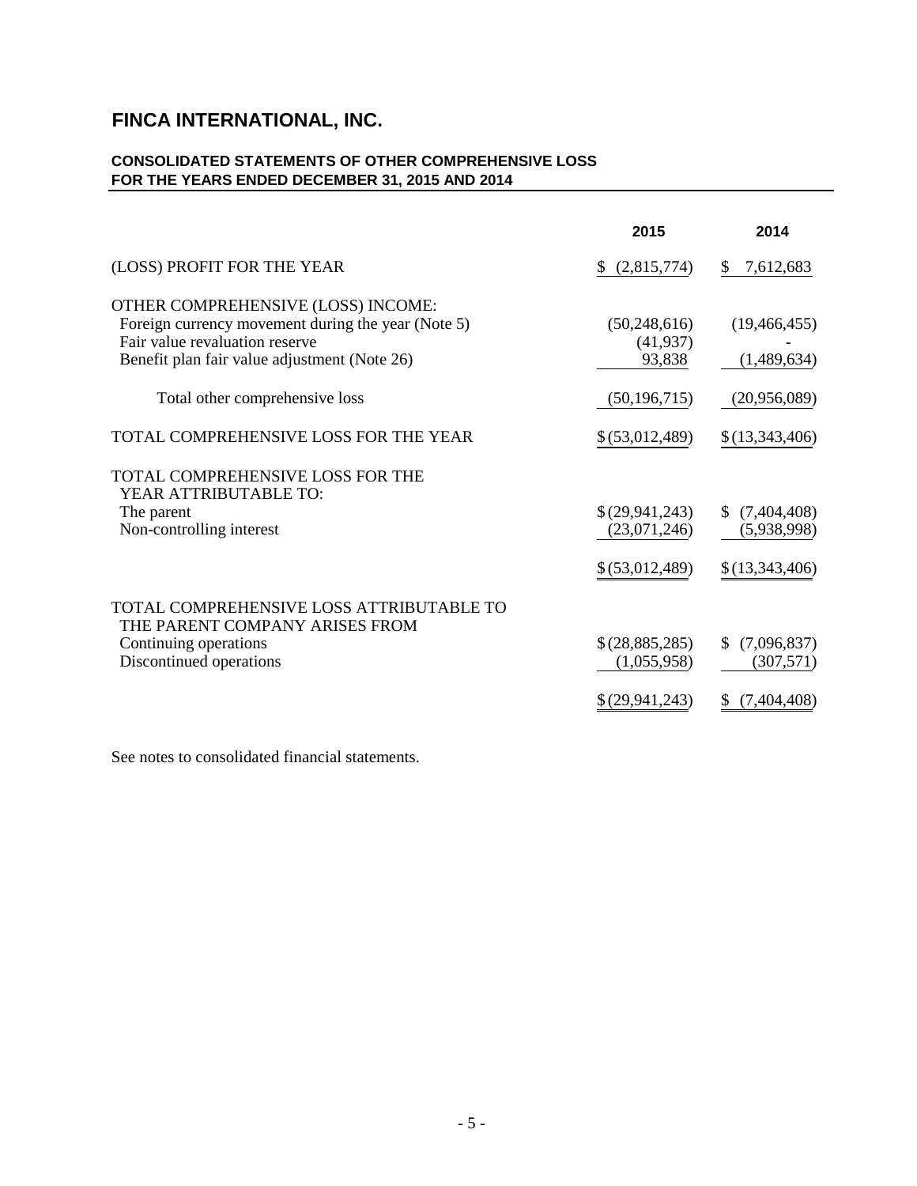# FINCA INTERNATIONAL, INC.

## CONSOLIDATED STATEMENTS OF OTHER COMPREHENSIVE LOSS FOR THE YEARS ENDED DECEMBER 31, 2015 AND 2014

| | 2015 | 2014 |
|---|---|---|
| (LOSS) PROFIT FOR THE YEAR | $ (2,815,774) | $ 7,612,683 |
| OTHER COMPREHENSIVE (LOSS) INCOME: | | |
| Foreign currency movement during the year (Note 5) | (50,248,616) | (19,466,455) |
| Fair value revaluation reserve | (41,937) | - |
| Benefit plan fair value adjustment (Note 26) | 93,838 | (1,489,634) |
| Total other comprehensive loss | (50,196,715) | (20,956,089) |
| TOTAL COMPREHENSIVE LOSS FOR THE YEAR | $ (53,012,489) | $ (13,343,406) |
| TOTAL COMPREHENSIVE LOSS FOR THE YEAR ATTRIBUTABLE TO: | | |
| The parent | $ (29,941,243) | $ (7,404,408) |
| Non-controlling interest | (23,071,246) | (5,938,998) |
| | $ (53,012,489) | $ (13,343,406) |
| TOTAL COMPREHENSIVE LOSS ATTRIBUTABLE TO THE PARENT COMPANY ARISES FROM | | |
| Continuing operations | $ (28,885,285) | $ (7,096,837) |
| Discontinued operations | (1,055,958) | (307,571) |
| | $ (29,941,243) | $ (7,404,408) |

See notes to consolidated financial statements.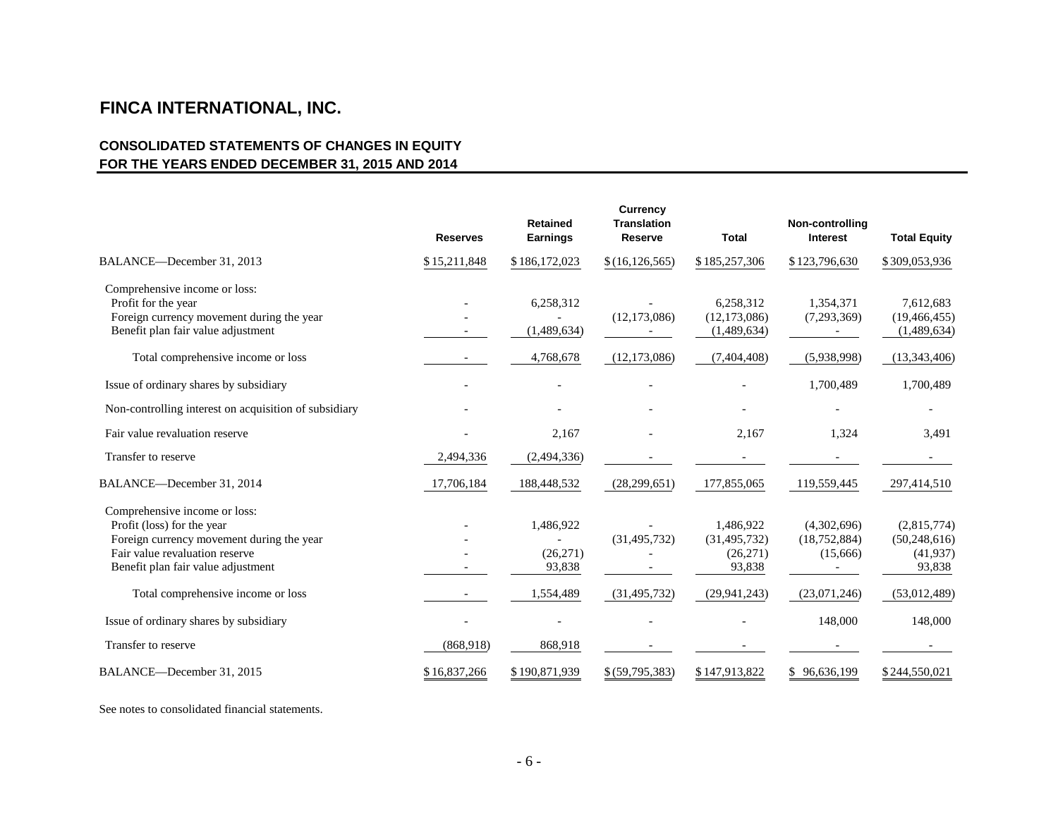# FINCA INTERNATIONAL, INC.

## CONSOLIDATED STATEMENTS OF CHANGES IN EQUITY
## FOR THE YEARS ENDED DECEMBER 31, 2015 AND 2014

| | Reserves | Retained Earnings | Currency Translation Reserve | Total | Non-controlling Interest | Total Equity |
|---|---|---|---|---|---|---|
| BALANCE—December 31, 2013 | $ 15,211,848 | $ 186,172,023 | $ (16,126,565) | $ 185,257,306 | $ 123,796,630 | $ 309,053,936 |
| Comprehensive income or loss: | | | | | | |
| Profit for the year | - | 6,258,312 | - | 6,258,312 | 1,354,371 | 7,612,683 |
| Foreign currency movement during the year | - | - | (12,173,086) | (12,173,086) | (7,293,369) | (19,466,455) |
| Benefit plan fair value adjustment | - | (1,489,634) | - | (1,489,634) | - | (1,489,634) |
| Total comprehensive income or loss | - | 4,768,678 | (12,173,086) | (7,404,408) | (5,938,998) | (13,343,406) |
| Issue of ordinary shares by subsidiary | - | - | - | - | 1,700,489 | 1,700,489 |
| Non-controlling interest on acquisition of subsidiary | - | - | - | - | - | - |
| Fair value revaluation reserve | - | 2,167 | - | 2,167 | 1,324 | 3,491 |
| Transfer to reserve | 2,494,336 | (2,494,336) | - | - | - | - |
| BALANCE—December 31, 2014 | 17,706,184 | 188,448,532 | (28,299,651) | 177,855,065 | 119,559,445 | 297,414,510 |
| Comprehensive income or loss: | | | | | | |
| Profit (loss) for the year | - | 1,486,922 | - | 1,486,922 | (4,302,696) | (2,815,774) |
| Foreign currency movement during the year | - | - | (31,495,732) | (31,495,732) | (18,752,884) | (50,248,616) |
| Fair value revaluation reserve | - | (26,271) | - | (26,271) | (15,666) | (41,937) |
| Benefit plan fair value adjustment | - | 93,838 | - | 93,838 | - | 93,838 |
| Total comprehensive income or loss | - | 1,554,489 | (31,495,732) | (29,941,243) | (23,071,246) | (53,012,489) |
| Issue of ordinary shares by subsidiary | - | - | - | - | 148,000 | 148,000 |
| Transfer to reserve | (868,918) | 868,918 | - | - | - | - |
| BALANCE—December 31, 2015 | $ 16,837,266 | $ 190,871,939 | $ (59,795,383) | $ 147,913,822 | $ 96,636,199 | $ 244,550,021 |

See notes to consolidated financial statements.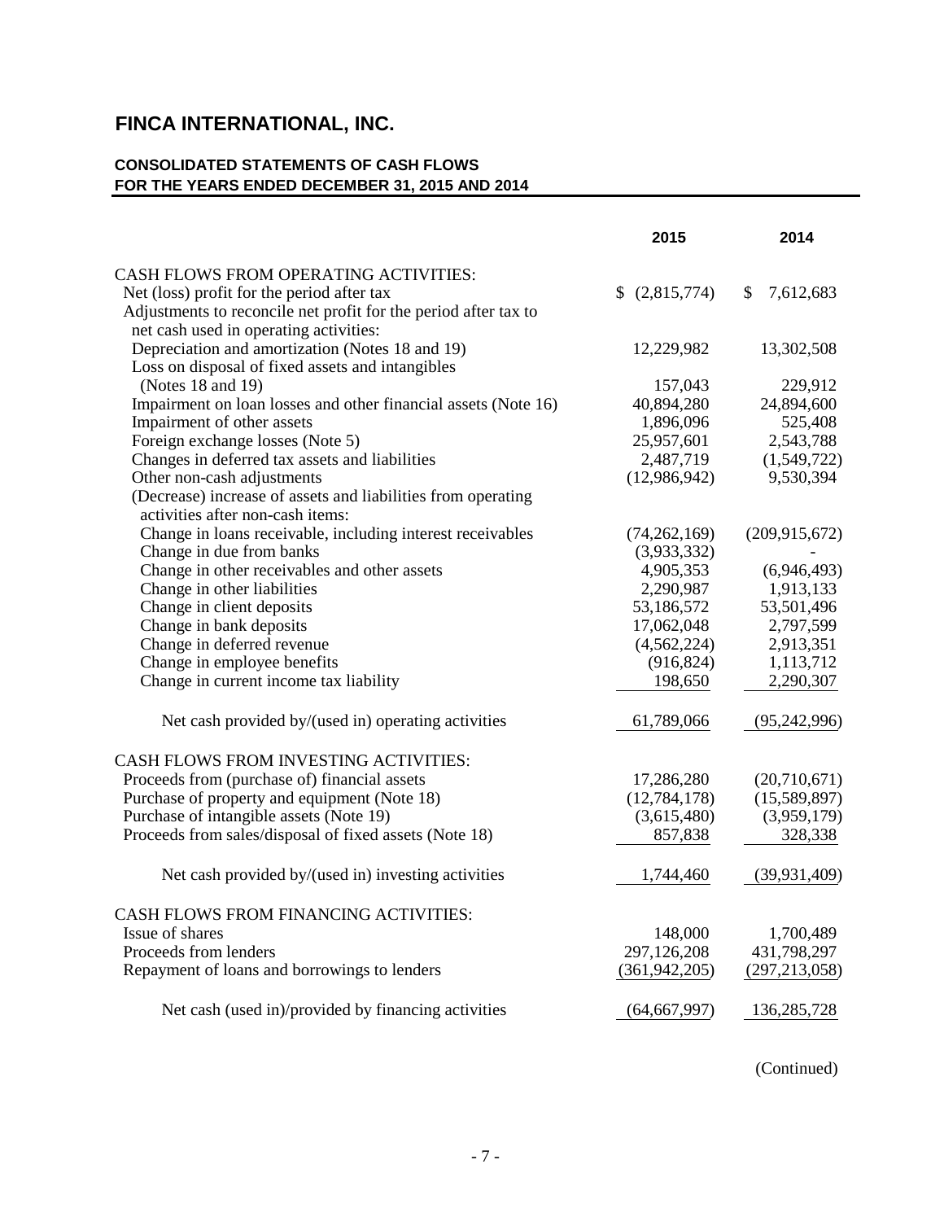# FINCA INTERNATIONAL, INC.

### CONSOLIDATED STATEMENTS OF CASH FLOWS
### FOR THE YEARS ENDED DECEMBER 31, 2015 AND 2014

| | 2015 | 2014 |
|---|---|---|
| CASH FLOWS FROM OPERATING ACTIVITIES: | | |
| Net (loss) profit for the period after tax | $ (2,815,774) | $ 7,612,683 |
| Adjustments to reconcile net profit for the period after tax to net cash used in operating activities: | | |
| Depreciation and amortization (Notes 18 and 19) | 12,229,982 | 13,302,508 |
| Loss on disposal of fixed assets and intangibles (Notes 18 and 19) | 157,043 | 229,912 |
| Impairment on loan losses and other financial assets (Note 16) | 40,894,280 | 24,894,600 |
| Impairment of other assets | 1,896,096 | 525,408 |
| Foreign exchange losses (Note 5) | 25,957,601 | 2,543,788 |
| Changes in deferred tax assets and liabilities | 2,487,719 | (1,549,722) |
| Other non-cash adjustments | (12,986,942) | 9,530,394 |
| (Decrease) increase of assets and liabilities from operating activities after non-cash items: | | |
| Change in loans receivable, including interest receivables | (74,262,169) | (209,915,672) |
| Change in due from banks | (3,933,332) | - |
| Change in other receivables and other assets | 4,905,353 | (6,946,493) |
| Change in other liabilities | 2,290,987 | 1,913,133 |
| Change in client deposits | 53,186,572 | 53,501,496 |
| Change in bank deposits | 17,062,048 | 2,797,599 |
| Change in deferred revenue | (4,562,224) | 2,913,351 |
| Change in employee benefits | (916,824) | 1,113,712 |
| Change in current income tax liability | 198,650 | 2,290,307 |
| Net cash provided by/(used in) operating activities | 61,789,066 | (95,242,996) |
| CASH FLOWS FROM INVESTING ACTIVITIES: | | |
| Proceeds from (purchase of) financial assets | 17,286,280 | (20,710,671) |
| Purchase of property and equipment (Note 18) | (12,784,178) | (15,589,897) |
| Purchase of intangible assets (Note 19) | (3,615,480) | (3,959,179) |
| Proceeds from sales/disposal of fixed assets (Note 18) | 857,838 | 328,338 |
| Net cash provided by/(used in) investing activities | 1,744,460 | (39,931,409) |
| CASH FLOWS FROM FINANCING ACTIVITIES: | | |
| Issue of shares | 148,000 | 1,700,489 |
| Proceeds from lenders | 297,126,208 | 431,798,297 |
| Repayment of loans and borrowings to lenders | (361,942,205) | (297,213,058) |
| Net cash (used in)/provided by financing activities | (64,667,997) | 136,285,728 |

(Continued)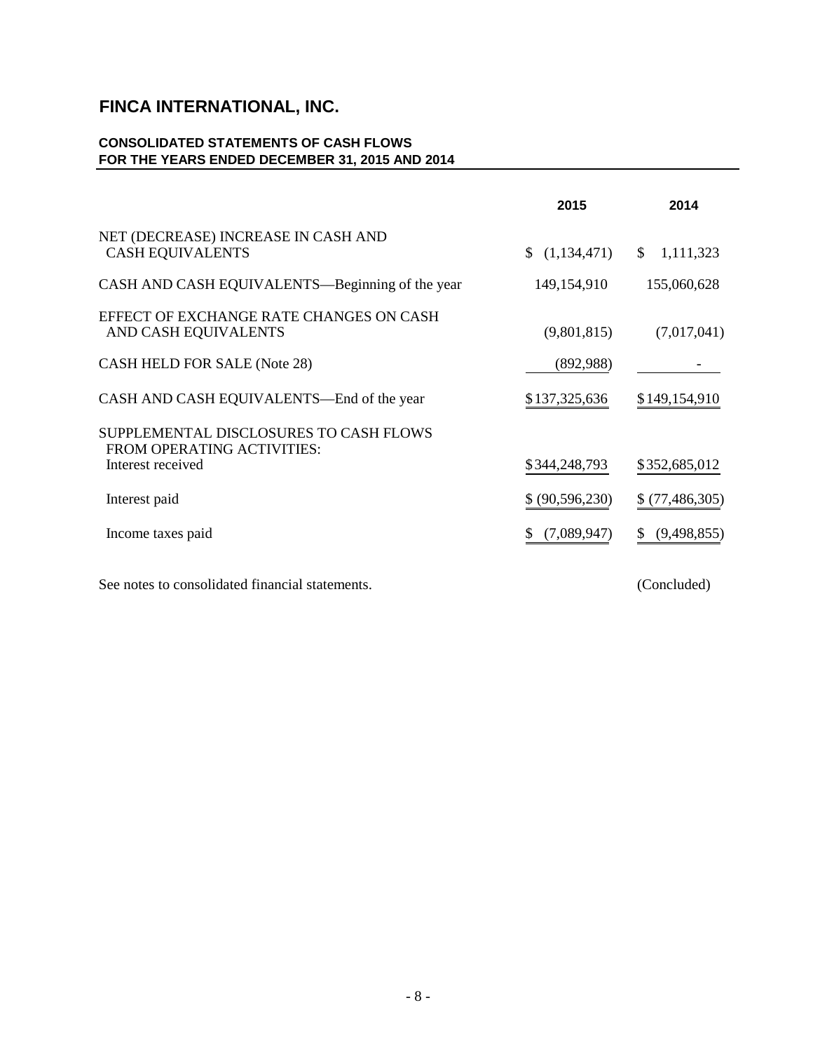# FINCA INTERNATIONAL, INC.

**CONSOLIDATED STATEMENTS OF CASH FLOWS**
**FOR THE YEARS ENDED DECEMBER 31, 2015 AND 2014**

| | 2015 | 2014 |
|---|---|---|
| NET (DECREASE) INCREASE IN CASH AND CASH EQUIVALENTS | $ (1,134,471) | $ 1,111,323 |
| CASH AND CASH EQUIVALENTS—Beginning of the year | 149,154,910 | 155,060,628 |
| EFFECT OF EXCHANGE RATE CHANGES ON CASH AND CASH EQUIVALENTS | (9,801,815) | (7,017,041) |
| CASH HELD FOR SALE (Note 28) | (892,988) | - |
| CASH AND CASH EQUIVALENTS—End of the year | $137,325,636 | $149,154,910 |
| SUPPLEMENTAL DISCLOSURES TO CASH FLOWS FROM OPERATING ACTIVITIES: | | |
| Interest received | $344,248,793 | $352,685,012 |
| Interest paid | $ (90,596,230) | $ (77,486,305) |
| Income taxes paid | $ (7,089,947) | $ (9,498,855) |

See notes to consolidated financial statements.

(Concluded)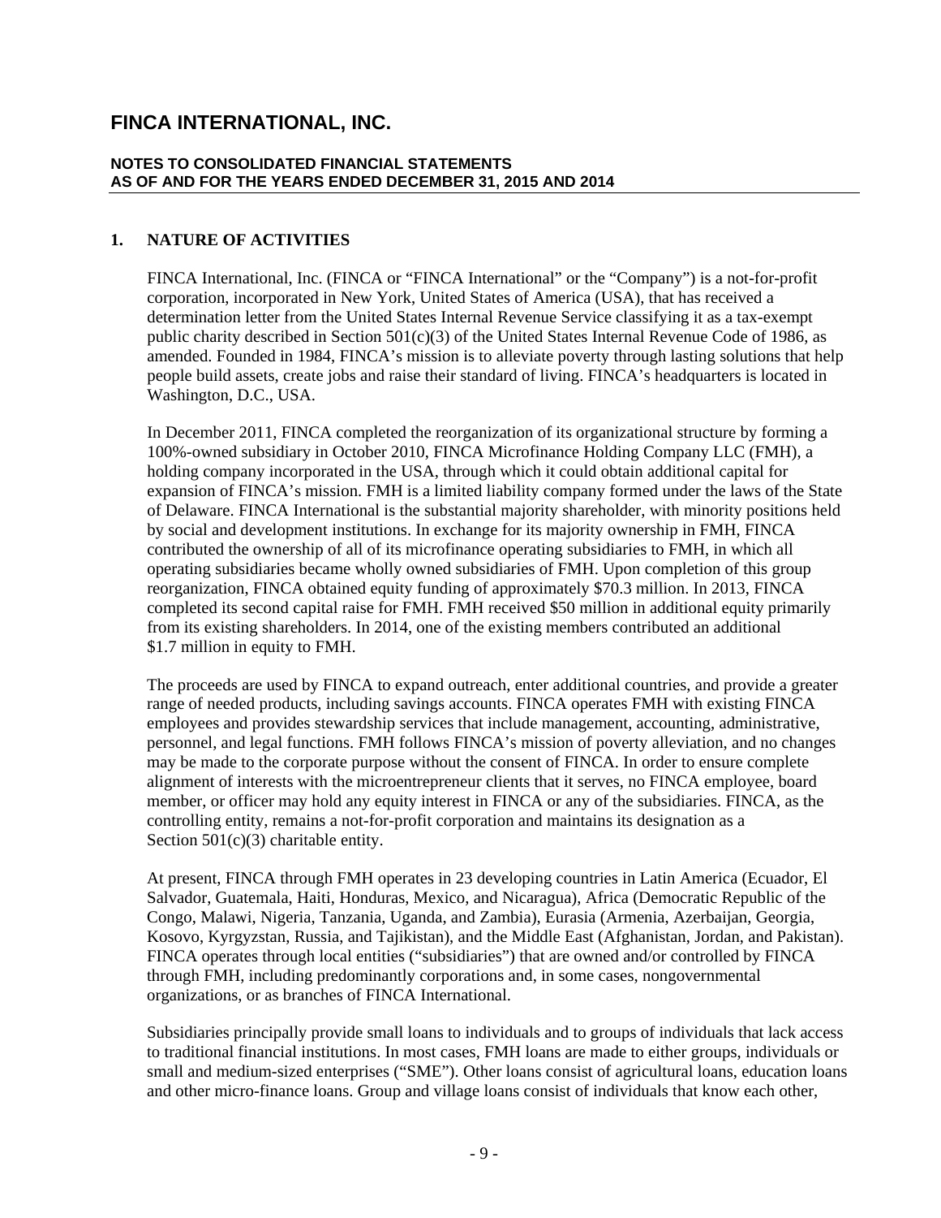# FINCA INTERNATIONAL, INC.

**NOTES TO CONSOLIDATED FINANCIAL STATEMENTS**
**AS OF AND FOR THE YEARS ENDED DECEMBER 31, 2015 AND 2014**

## 1. NATURE OF ACTIVITIES

FINCA International, Inc. (FINCA or "FINCA International" or the "Company") is a not-for-profit corporation, incorporated in New York, United States of America (USA), that has received a determination letter from the United States Internal Revenue Service classifying it as a tax-exempt public charity described in Section 501(c)(3) of the United States Internal Revenue Code of 1986, as amended. Founded in 1984, FINCA's mission is to alleviate poverty through lasting solutions that help people build assets, create jobs and raise their standard of living. FINCA's headquarters is located in Washington, D.C., USA.

In December 2011, FINCA completed the reorganization of its organizational structure by forming a 100%-owned subsidiary in October 2010, FINCA Microfinance Holding Company LLC (FMH), a holding company incorporated in the USA, through which it could obtain additional capital for expansion of FINCA's mission. FMH is a limited liability company formed under the laws of the State of Delaware. FINCA International is the substantial majority shareholder, with minority positions held by social and development institutions. In exchange for its majority ownership in FMH, FINCA contributed the ownership of all of its microfinance operating subsidiaries to FMH, in which all operating subsidiaries became wholly owned subsidiaries of FMH. Upon completion of this group reorganization, FINCA obtained equity funding of approximately $70.3 million. In 2013, FINCA completed its second capital raise for FMH. FMH received $50 million in additional equity primarily from its existing shareholders. In 2014, one of the existing members contributed an additional $1.7 million in equity to FMH.

The proceeds are used by FINCA to expand outreach, enter additional countries, and provide a greater range of needed products, including savings accounts. FINCA operates FMH with existing FINCA employees and provides stewardship services that include management, accounting, administrative, personnel, and legal functions. FMH follows FINCA's mission of poverty alleviation, and no changes may be made to the corporate purpose without the consent of FINCA. In order to ensure complete alignment of interests with the microentrepreneur clients that it serves, no FINCA employee, board member, or officer may hold any equity interest in FINCA or any of the subsidiaries. FINCA, as the controlling entity, remains a not-for-profit corporation and maintains its designation as a Section 501(c)(3) charitable entity.

At present, FINCA through FMH operates in 23 developing countries in Latin America (Ecuador, El Salvador, Guatemala, Haiti, Honduras, Mexico, and Nicaragua), Africa (Democratic Republic of the Congo, Malawi, Nigeria, Tanzania, Uganda, and Zambia), Eurasia (Armenia, Azerbaijan, Georgia, Kosovo, Kyrgyzstan, Russia, and Tajikistan), and the Middle East (Afghanistan, Jordan, and Pakistan). FINCA operates through local entities ("subsidiaries") that are owned and/or controlled by FINCA through FMH, including predominantly corporations and, in some cases, nongovernmental organizations, or as branches of FINCA International.

Subsidiaries principally provide small loans to individuals and to groups of individuals that lack access to traditional financial institutions. In most cases, FMH loans are made to either groups, individuals or small and medium-sized enterprises ("SME"). Other loans consist of agricultural loans, education loans and other micro-finance loans. Group and village loans consist of individuals that know each other,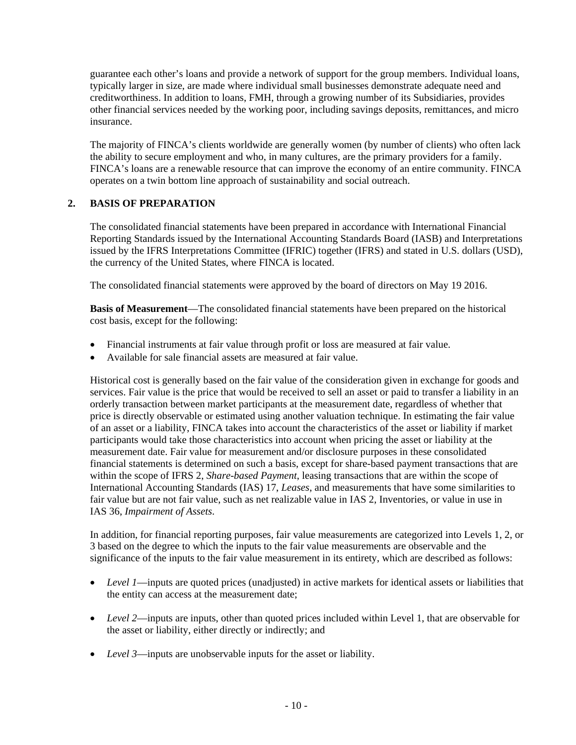guarantee each other's loans and provide a network of support for the group members. Individual loans, typically larger in size, are made where individual small businesses demonstrate adequate need and creditworthiness. In addition to loans, FMH, through a growing number of its Subsidiaries, provides other financial services needed by the working poor, including savings deposits, remittances, and micro insurance.

The majority of FINCA's clients worldwide are generally women (by number of clients) who often lack the ability to secure employment and who, in many cultures, are the primary providers for a family. FINCA's loans are a renewable resource that can improve the economy of an entire community. FINCA operates on a twin bottom line approach of sustainability and social outreach.

## 2. BASIS OF PREPARATION

The consolidated financial statements have been prepared in accordance with International Financial Reporting Standards issued by the International Accounting Standards Board (IASB) and Interpretations issued by the IFRS Interpretations Committee (IFRIC) together (IFRS) and stated in U.S. dollars (USD), the currency of the United States, where FINCA is located.

The consolidated financial statements were approved by the board of directors on May 19 2016.

**Basis of Measurement**—The consolidated financial statements have been prepared on the historical cost basis, except for the following:

- Financial instruments at fair value through profit or loss are measured at fair value.
- Available for sale financial assets are measured at fair value.

Historical cost is generally based on the fair value of the consideration given in exchange for goods and services. Fair value is the price that would be received to sell an asset or paid to transfer a liability in an orderly transaction between market participants at the measurement date, regardless of whether that price is directly observable or estimated using another valuation technique. In estimating the fair value of an asset or a liability, FINCA takes into account the characteristics of the asset or liability if market participants would take those characteristics into account when pricing the asset or liability at the measurement date. Fair value for measurement and/or disclosure purposes in these consolidated financial statements is determined on such a basis, except for share-based payment transactions that are within the scope of IFRS 2, *Share-based Payment*, leasing transactions that are within the scope of International Accounting Standards (IAS) 17, *Leases*, and measurements that have some similarities to fair value but are not fair value, such as net realizable value in IAS 2, Inventories, or value in use in IAS 36, *Impairment of Assets*.

In addition, for financial reporting purposes, fair value measurements are categorized into Levels 1, 2, or 3 based on the degree to which the inputs to the fair value measurements are observable and the significance of the inputs to the fair value measurement in its entirety, which are described as follows:

- *Level 1*—inputs are quoted prices (unadjusted) in active markets for identical assets or liabilities that the entity can access at the measurement date;
- *Level 2*—inputs are inputs, other than quoted prices included within Level 1, that are observable for the asset or liability, either directly or indirectly; and
- *Level 3*—inputs are unobservable inputs for the asset or liability.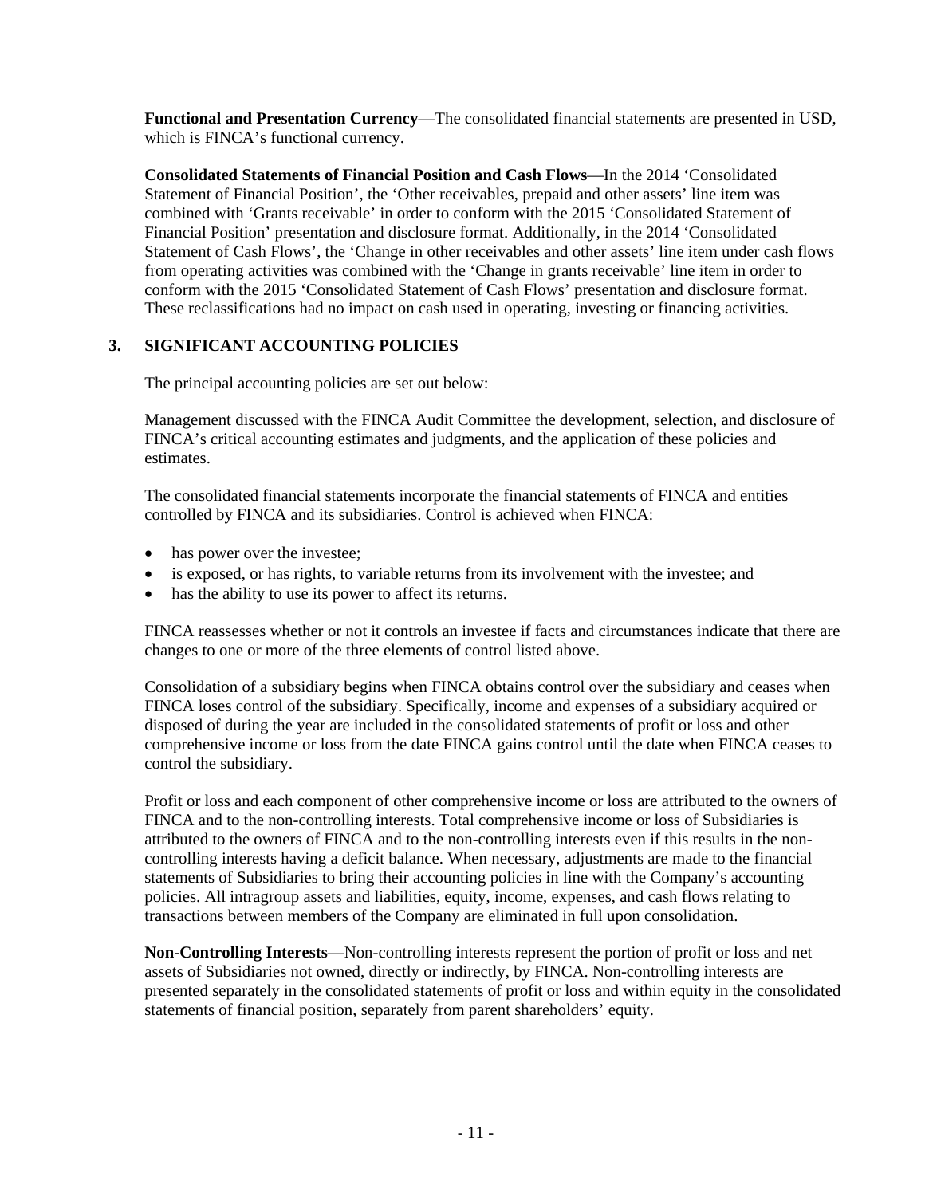**Functional and Presentation Currency**—The consolidated financial statements are presented in USD, which is FINCA's functional currency.

**Consolidated Statements of Financial Position and Cash Flows**—In the 2014 'Consolidated Statement of Financial Position', the 'Other receivables, prepaid and other assets' line item was combined with 'Grants receivable' in order to conform with the 2015 'Consolidated Statement of Financial Position' presentation and disclosure format. Additionally, in the 2014 'Consolidated Statement of Cash Flows', the 'Change in other receivables and other assets' line item under cash flows from operating activities was combined with the 'Change in grants receivable' line item in order to conform with the 2015 'Consolidated Statement of Cash Flows' presentation and disclosure format. These reclassifications had no impact on cash used in operating, investing or financing activities.

## 3. SIGNIFICANT ACCOUNTING POLICIES

The principal accounting policies are set out below:

Management discussed with the FINCA Audit Committee the development, selection, and disclosure of FINCA's critical accounting estimates and judgments, and the application of these policies and estimates.

The consolidated financial statements incorporate the financial statements of FINCA and entities controlled by FINCA and its subsidiaries. Control is achieved when FINCA:

- has power over the investee;
- is exposed, or has rights, to variable returns from its involvement with the investee; and
- has the ability to use its power to affect its returns.

FINCA reassesses whether or not it controls an investee if facts and circumstances indicate that there are changes to one or more of the three elements of control listed above.

Consolidation of a subsidiary begins when FINCA obtains control over the subsidiary and ceases when FINCA loses control of the subsidiary. Specifically, income and expenses of a subsidiary acquired or disposed of during the year are included in the consolidated statements of profit or loss and other comprehensive income or loss from the date FINCA gains control until the date when FINCA ceases to control the subsidiary.

Profit or loss and each component of other comprehensive income or loss are attributed to the owners of FINCA and to the non-controlling interests. Total comprehensive income or loss of Subsidiaries is attributed to the owners of FINCA and to the non-controlling interests even if this results in the non-controlling interests having a deficit balance. When necessary, adjustments are made to the financial statements of Subsidiaries to bring their accounting policies in line with the Company's accounting policies. All intragroup assets and liabilities, equity, income, expenses, and cash flows relating to transactions between members of the Company are eliminated in full upon consolidation.

**Non-Controlling Interests**—Non-controlling interests represent the portion of profit or loss and net assets of Subsidiaries not owned, directly or indirectly, by FINCA. Non-controlling interests are presented separately in the consolidated statements of profit or loss and within equity in the consolidated statements of financial position, separately from parent shareholders' equity.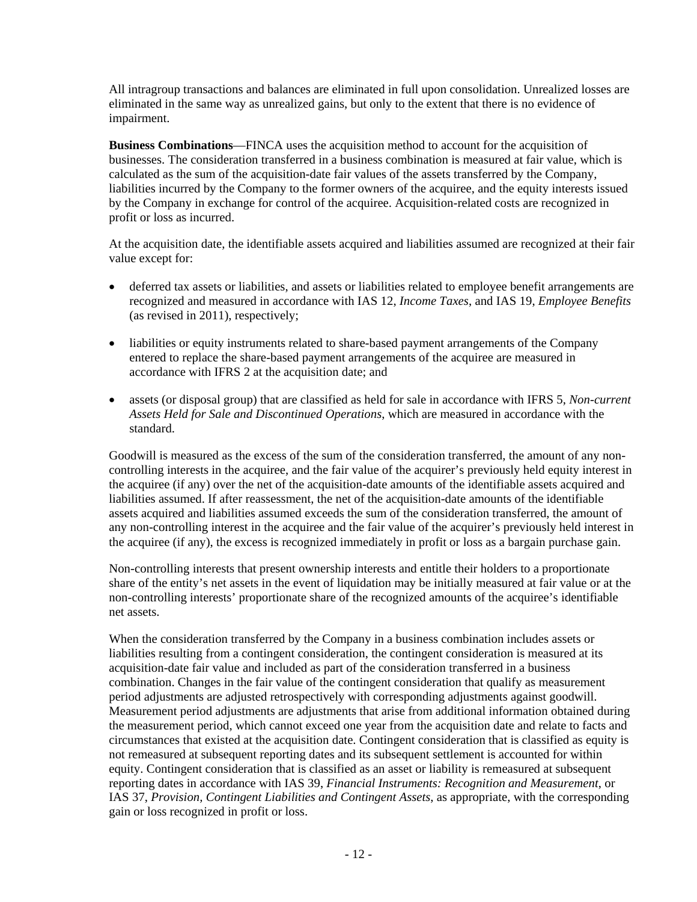All intragroup transactions and balances are eliminated in full upon consolidation. Unrealized losses are eliminated in the same way as unrealized gains, but only to the extent that there is no evidence of impairment.

**Business Combinations**—FINCA uses the acquisition method to account for the acquisition of businesses. The consideration transferred in a business combination is measured at fair value, which is calculated as the sum of the acquisition-date fair values of the assets transferred by the Company, liabilities incurred by the Company to the former owners of the acquiree, and the equity interests issued by the Company in exchange for control of the acquiree. Acquisition-related costs are recognized in profit or loss as incurred.

At the acquisition date, the identifiable assets acquired and liabilities assumed are recognized at their fair value except for:

- deferred tax assets or liabilities, and assets or liabilities related to employee benefit arrangements are recognized and measured in accordance with IAS 12, *Income Taxes*, and IAS 19, *Employee Benefits* (as revised in 2011), respectively;
- liabilities or equity instruments related to share-based payment arrangements of the Company entered to replace the share-based payment arrangements of the acquiree are measured in accordance with IFRS 2 at the acquisition date; and
- assets (or disposal group) that are classified as held for sale in accordance with IFRS 5, *Non-current Assets Held for Sale and Discontinued Operations*, which are measured in accordance with the standard.

Goodwill is measured as the excess of the sum of the consideration transferred, the amount of any non-controlling interests in the acquiree, and the fair value of the acquirer's previously held equity interest in the acquiree (if any) over the net of the acquisition-date amounts of the identifiable assets acquired and liabilities assumed. If after reassessment, the net of the acquisition-date amounts of the identifiable assets acquired and liabilities assumed exceeds the sum of the consideration transferred, the amount of any non-controlling interest in the acquiree and the fair value of the acquirer's previously held interest in the acquiree (if any), the excess is recognized immediately in profit or loss as a bargain purchase gain.

Non-controlling interests that present ownership interests and entitle their holders to a proportionate share of the entity's net assets in the event of liquidation may be initially measured at fair value or at the non-controlling interests' proportionate share of the recognized amounts of the acquiree's identifiable net assets.

When the consideration transferred by the Company in a business combination includes assets or liabilities resulting from a contingent consideration, the contingent consideration is measured at its acquisition-date fair value and included as part of the consideration transferred in a business combination. Changes in the fair value of the contingent consideration that qualify as measurement period adjustments are adjusted retrospectively with corresponding adjustments against goodwill. Measurement period adjustments are adjustments that arise from additional information obtained during the measurement period, which cannot exceed one year from the acquisition date and relate to facts and circumstances that existed at the acquisition date. Contingent consideration that is classified as equity is not remeasured at subsequent reporting dates and its subsequent settlement is accounted for within equity. Contingent consideration that is classified as an asset or liability is remeasured at subsequent reporting dates in accordance with IAS 39, *Financial Instruments: Recognition and Measurement*, or IAS 37, *Provision, Contingent Liabilities and Contingent Assets*, as appropriate, with the corresponding gain or loss recognized in profit or loss.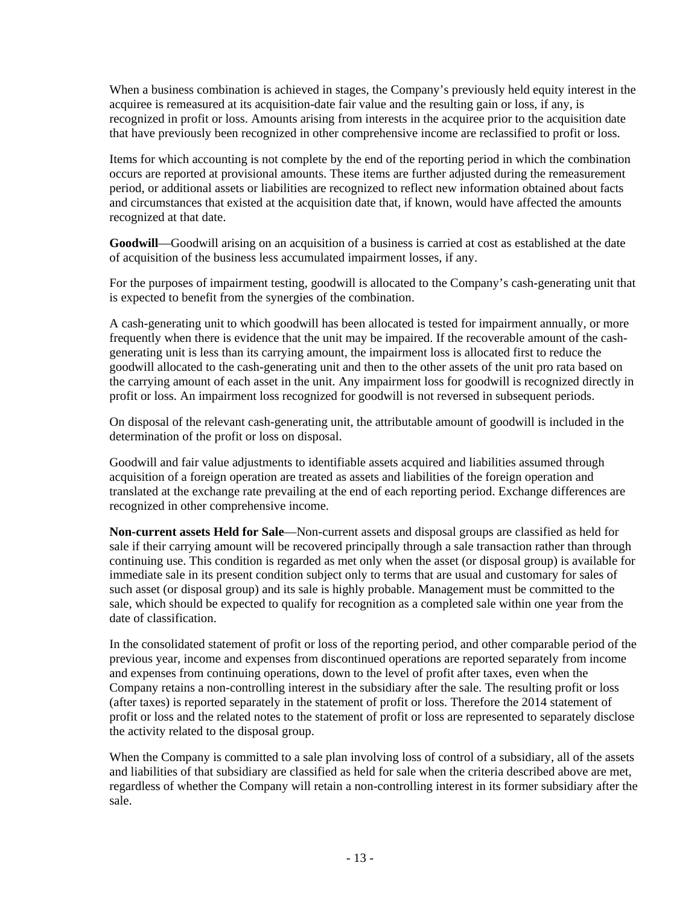When a business combination is achieved in stages, the Company's previously held equity interest in the acquiree is remeasured at its acquisition-date fair value and the resulting gain or loss, if any, is recognized in profit or loss. Amounts arising from interests in the acquiree prior to the acquisition date that have previously been recognized in other comprehensive income are reclassified to profit or loss.

Items for which accounting is not complete by the end of the reporting period in which the combination occurs are reported at provisional amounts. These items are further adjusted during the remeasurement period, or additional assets or liabilities are recognized to reflect new information obtained about facts and circumstances that existed at the acquisition date that, if known, would have affected the amounts recognized at that date.

**Goodwill**—Goodwill arising on an acquisition of a business is carried at cost as established at the date of acquisition of the business less accumulated impairment losses, if any.

For the purposes of impairment testing, goodwill is allocated to the Company's cash-generating unit that is expected to benefit from the synergies of the combination.

A cash-generating unit to which goodwill has been allocated is tested for impairment annually, or more frequently when there is evidence that the unit may be impaired. If the recoverable amount of the cash-generating unit is less than its carrying amount, the impairment loss is allocated first to reduce the goodwill allocated to the cash-generating unit and then to the other assets of the unit pro rata based on the carrying amount of each asset in the unit. Any impairment loss for goodwill is recognized directly in profit or loss. An impairment loss recognized for goodwill is not reversed in subsequent periods.

On disposal of the relevant cash-generating unit, the attributable amount of goodwill is included in the determination of the profit or loss on disposal.

Goodwill and fair value adjustments to identifiable assets acquired and liabilities assumed through acquisition of a foreign operation are treated as assets and liabilities of the foreign operation and translated at the exchange rate prevailing at the end of each reporting period. Exchange differences are recognized in other comprehensive income.

**Non-current assets Held for Sale**—Non-current assets and disposal groups are classified as held for sale if their carrying amount will be recovered principally through a sale transaction rather than through continuing use. This condition is regarded as met only when the asset (or disposal group) is available for immediate sale in its present condition subject only to terms that are usual and customary for sales of such asset (or disposal group) and its sale is highly probable. Management must be committed to the sale, which should be expected to qualify for recognition as a completed sale within one year from the date of classification.

In the consolidated statement of profit or loss of the reporting period, and other comparable period of the previous year, income and expenses from discontinued operations are reported separately from income and expenses from continuing operations, down to the level of profit after taxes, even when the Company retains a non-controlling interest in the subsidiary after the sale. The resulting profit or loss (after taxes) is reported separately in the statement of profit or loss. Therefore the 2014 statement of profit or loss and the related notes to the statement of profit or loss are represented to separately disclose the activity related to the disposal group.

When the Company is committed to a sale plan involving loss of control of a subsidiary, all of the assets and liabilities of that subsidiary are classified as held for sale when the criteria described above are met, regardless of whether the Company will retain a non-controlling interest in its former subsidiary after the sale.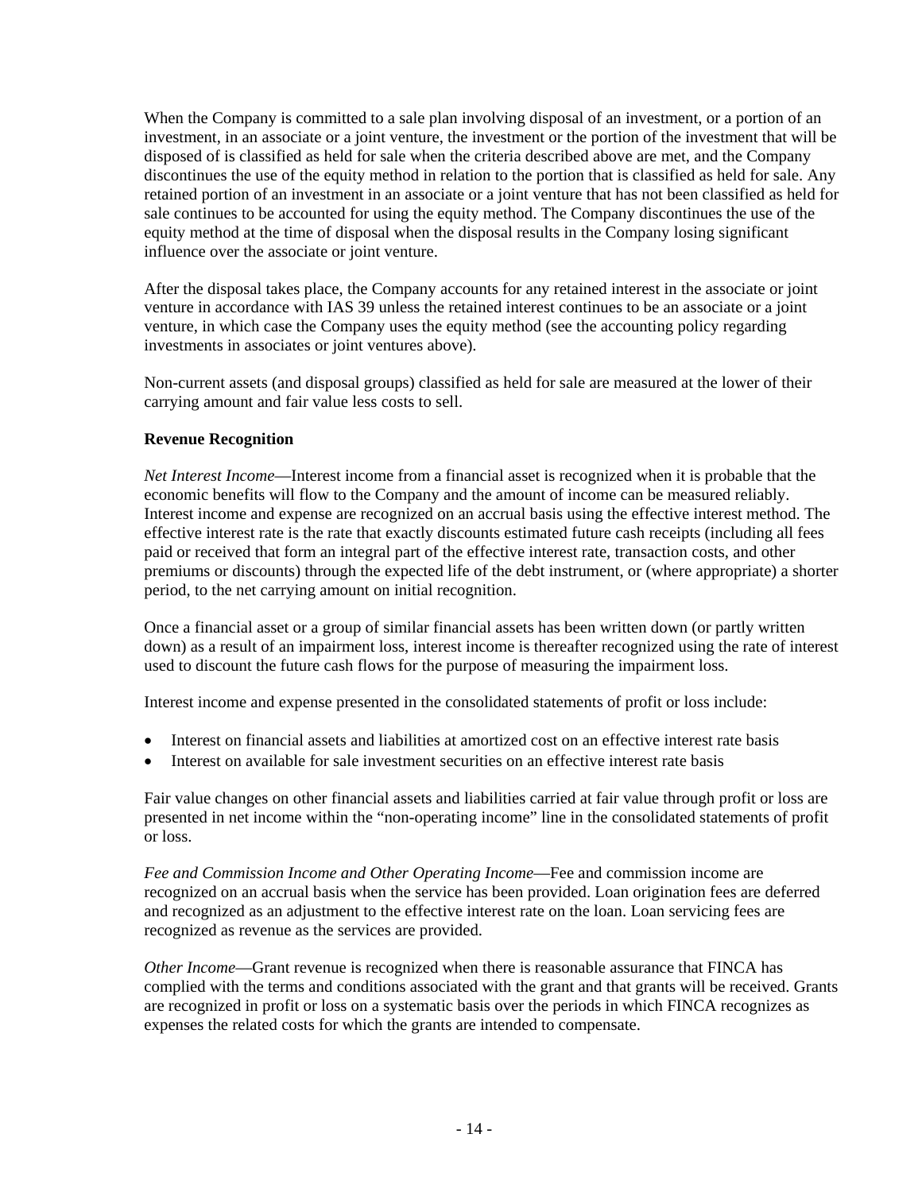When the Company is committed to a sale plan involving disposal of an investment, or a portion of an investment, in an associate or a joint venture, the investment or the portion of the investment that will be disposed of is classified as held for sale when the criteria described above are met, and the Company discontinues the use of the equity method in relation to the portion that is classified as held for sale. Any retained portion of an investment in an associate or a joint venture that has not been classified as held for sale continues to be accounted for using the equity method. The Company discontinues the use of the equity method at the time of disposal when the disposal results in the Company losing significant influence over the associate or joint venture.

After the disposal takes place, the Company accounts for any retained interest in the associate or joint venture in accordance with IAS 39 unless the retained interest continues to be an associate or a joint venture, in which case the Company uses the equity method (see the accounting policy regarding investments in associates or joint ventures above).

Non-current assets (and disposal groups) classified as held for sale are measured at the lower of their carrying amount and fair value less costs to sell.

**Revenue Recognition**

*Net Interest Income*—Interest income from a financial asset is recognized when it is probable that the economic benefits will flow to the Company and the amount of income can be measured reliably. Interest income and expense are recognized on an accrual basis using the effective interest method. The effective interest rate is the rate that exactly discounts estimated future cash receipts (including all fees paid or received that form an integral part of the effective interest rate, transaction costs, and other premiums or discounts) through the expected life of the debt instrument, or (where appropriate) a shorter period, to the net carrying amount on initial recognition.

Once a financial asset or a group of similar financial assets has been written down (or partly written down) as a result of an impairment loss, interest income is thereafter recognized using the rate of interest used to discount the future cash flows for the purpose of measuring the impairment loss.

Interest income and expense presented in the consolidated statements of profit or loss include:

- Interest on financial assets and liabilities at amortized cost on an effective interest rate basis
- Interest on available for sale investment securities on an effective interest rate basis

Fair value changes on other financial assets and liabilities carried at fair value through profit or loss are presented in net income within the "non-operating income" line in the consolidated statements of profit or loss.

*Fee and Commission Income and Other Operating Income*—Fee and commission income are recognized on an accrual basis when the service has been provided. Loan origination fees are deferred and recognized as an adjustment to the effective interest rate on the loan. Loan servicing fees are recognized as revenue as the services are provided.

*Other Income*—Grant revenue is recognized when there is reasonable assurance that FINCA has complied with the terms and conditions associated with the grant and that grants will be received. Grants are recognized in profit or loss on a systematic basis over the periods in which FINCA recognizes as expenses the related costs for which the grants are intended to compensate.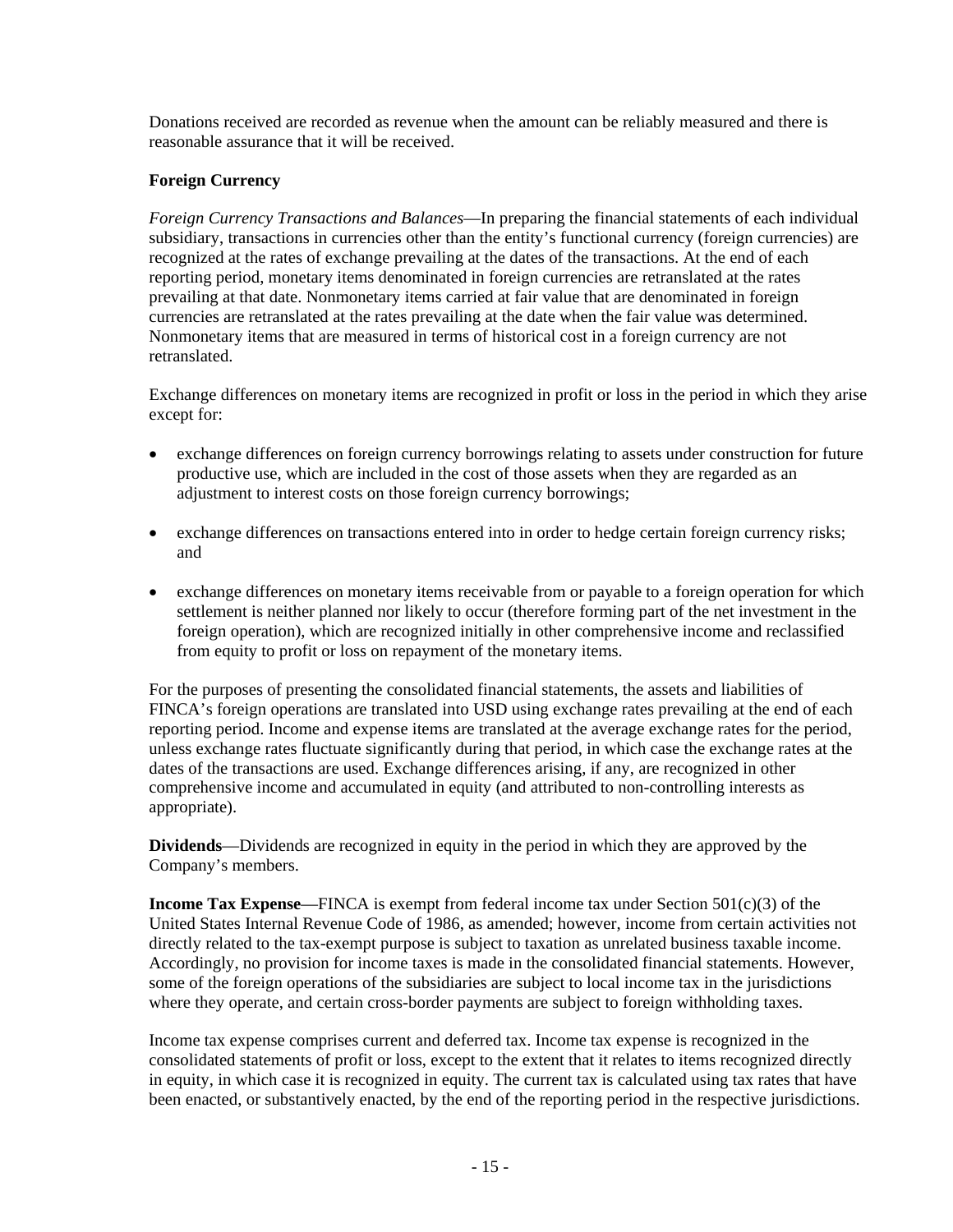Donations received are recorded as revenue when the amount can be reliably measured and there is reasonable assurance that it will be received.

**Foreign Currency**

*Foreign Currency Transactions and Balances*—In preparing the financial statements of each individual subsidiary, transactions in currencies other than the entity's functional currency (foreign currencies) are recognized at the rates of exchange prevailing at the dates of the transactions. At the end of each reporting period, monetary items denominated in foreign currencies are retranslated at the rates prevailing at that date. Nonmonetary items carried at fair value that are denominated in foreign currencies are retranslated at the rates prevailing at the date when the fair value was determined. Nonmonetary items that are measured in terms of historical cost in a foreign currency are not retranslated.

Exchange differences on monetary items are recognized in profit or loss in the period in which they arise except for:

- exchange differences on foreign currency borrowings relating to assets under construction for future productive use, which are included in the cost of those assets when they are regarded as an adjustment to interest costs on those foreign currency borrowings;
- exchange differences on transactions entered into in order to hedge certain foreign currency risks; and
- exchange differences on monetary items receivable from or payable to a foreign operation for which settlement is neither planned nor likely to occur (therefore forming part of the net investment in the foreign operation), which are recognized initially in other comprehensive income and reclassified from equity to profit or loss on repayment of the monetary items.

For the purposes of presenting the consolidated financial statements, the assets and liabilities of FINCA's foreign operations are translated into USD using exchange rates prevailing at the end of each reporting period. Income and expense items are translated at the average exchange rates for the period, unless exchange rates fluctuate significantly during that period, in which case the exchange rates at the dates of the transactions are used. Exchange differences arising, if any, are recognized in other comprehensive income and accumulated in equity (and attributed to non-controlling interests as appropriate).

**Dividends**—Dividends are recognized in equity in the period in which they are approved by the Company's members.

**Income Tax Expense**—FINCA is exempt from federal income tax under Section 501(c)(3) of the United States Internal Revenue Code of 1986, as amended; however, income from certain activities not directly related to the tax-exempt purpose is subject to taxation as unrelated business taxable income. Accordingly, no provision for income taxes is made in the consolidated financial statements. However, some of the foreign operations of the subsidiaries are subject to local income tax in the jurisdictions where they operate, and certain cross-border payments are subject to foreign withholding taxes.

Income tax expense comprises current and deferred tax. Income tax expense is recognized in the consolidated statements of profit or loss, except to the extent that it relates to items recognized directly in equity, in which case it is recognized in equity. The current tax is calculated using tax rates that have been enacted, or substantively enacted, by the end of the reporting period in the respective jurisdictions.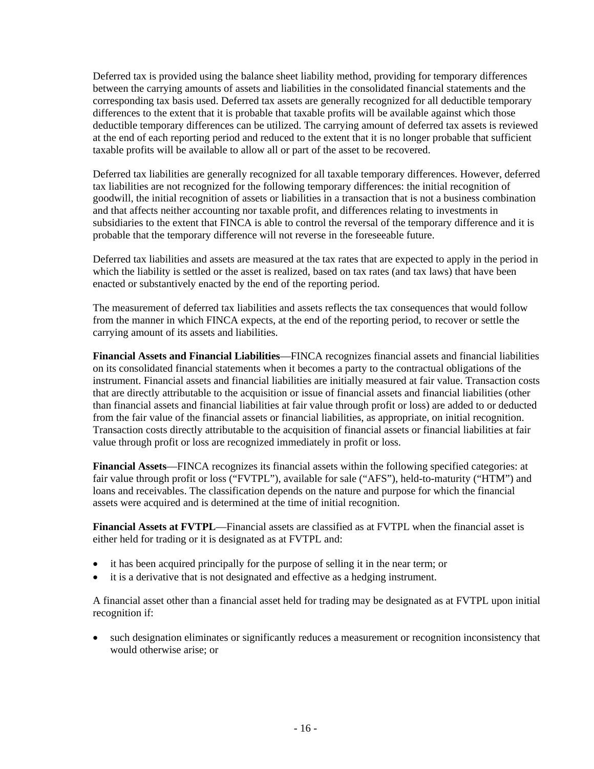Deferred tax is provided using the balance sheet liability method, providing for temporary differences between the carrying amounts of assets and liabilities in the consolidated financial statements and the corresponding tax basis used. Deferred tax assets are generally recognized for all deductible temporary differences to the extent that it is probable that taxable profits will be available against which those deductible temporary differences can be utilized. The carrying amount of deferred tax assets is reviewed at the end of each reporting period and reduced to the extent that it is no longer probable that sufficient taxable profits will be available to allow all or part of the asset to be recovered.

Deferred tax liabilities are generally recognized for all taxable temporary differences. However, deferred tax liabilities are not recognized for the following temporary differences: the initial recognition of goodwill, the initial recognition of assets or liabilities in a transaction that is not a business combination and that affects neither accounting nor taxable profit, and differences relating to investments in subsidiaries to the extent that FINCA is able to control the reversal of the temporary difference and it is probable that the temporary difference will not reverse in the foreseeable future.

Deferred tax liabilities and assets are measured at the tax rates that are expected to apply in the period in which the liability is settled or the asset is realized, based on tax rates (and tax laws) that have been enacted or substantively enacted by the end of the reporting period.

The measurement of deferred tax liabilities and assets reflects the tax consequences that would follow from the manner in which FINCA expects, at the end of the reporting period, to recover or settle the carrying amount of its assets and liabilities.

**Financial Assets and Financial Liabilities**—FINCA recognizes financial assets and financial liabilities on its consolidated financial statements when it becomes a party to the contractual obligations of the instrument. Financial assets and financial liabilities are initially measured at fair value. Transaction costs that are directly attributable to the acquisition or issue of financial assets and financial liabilities (other than financial assets and financial liabilities at fair value through profit or loss) are added to or deducted from the fair value of the financial assets or financial liabilities, as appropriate, on initial recognition. Transaction costs directly attributable to the acquisition of financial assets or financial liabilities at fair value through profit or loss are recognized immediately in profit or loss.

**Financial Assets**—FINCA recognizes its financial assets within the following specified categories: at fair value through profit or loss ("FVTPL"), available for sale ("AFS"), held-to-maturity ("HTM") and loans and receivables. The classification depends on the nature and purpose for which the financial assets were acquired and is determined at the time of initial recognition.

**Financial Assets at FVTPL**—Financial assets are classified as at FVTPL when the financial asset is either held for trading or it is designated as at FVTPL and:

- it has been acquired principally for the purpose of selling it in the near term; or
- it is a derivative that is not designated and effective as a hedging instrument.

A financial asset other than a financial asset held for trading may be designated as at FVTPL upon initial recognition if:

- such designation eliminates or significantly reduces a measurement or recognition inconsistency that would otherwise arise; or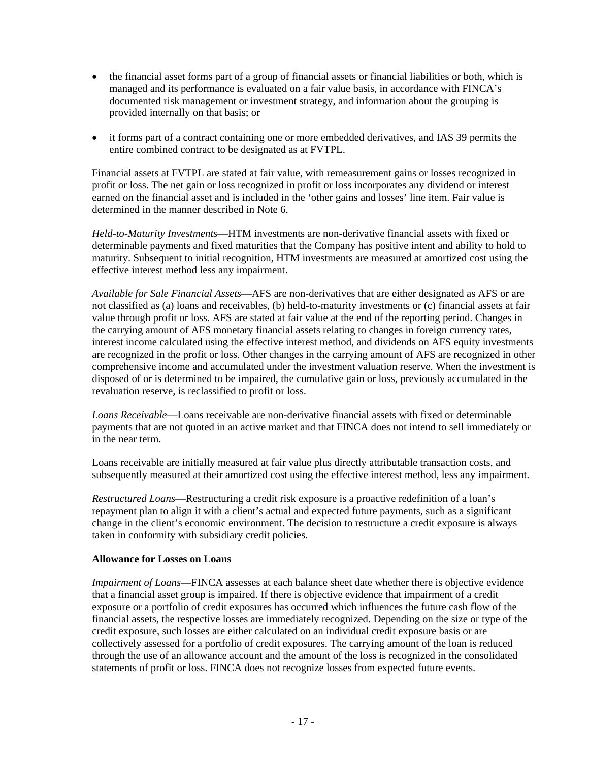- the financial asset forms part of a group of financial assets or financial liabilities or both, which is managed and its performance is evaluated on a fair value basis, in accordance with FINCA's documented risk management or investment strategy, and information about the grouping is provided internally on that basis; or

- it forms part of a contract containing one or more embedded derivatives, and IAS 39 permits the entire combined contract to be designated as at FVTPL.

Financial assets at FVTPL are stated at fair value, with remeasurement gains or losses recognized in profit or loss. The net gain or loss recognized in profit or loss incorporates any dividend or interest earned on the financial asset and is included in the 'other gains and losses' line item. Fair value is determined in the manner described in Note 6.

*Held-to-Maturity Investments*—HTM investments are non-derivative financial assets with fixed or determinable payments and fixed maturities that the Company has positive intent and ability to hold to maturity. Subsequent to initial recognition, HTM investments are measured at amortized cost using the effective interest method less any impairment.

*Available for Sale Financial Assets*—AFS are non-derivatives that are either designated as AFS or are not classified as (a) loans and receivables, (b) held-to-maturity investments or (c) financial assets at fair value through profit or loss. AFS are stated at fair value at the end of the reporting period. Changes in the carrying amount of AFS monetary financial assets relating to changes in foreign currency rates, interest income calculated using the effective interest method, and dividends on AFS equity investments are recognized in the profit or loss. Other changes in the carrying amount of AFS are recognized in other comprehensive income and accumulated under the investment valuation reserve. When the investment is disposed of or is determined to be impaired, the cumulative gain or loss, previously accumulated in the revaluation reserve, is reclassified to profit or loss.

*Loans Receivable*—Loans receivable are non-derivative financial assets with fixed or determinable payments that are not quoted in an active market and that FINCA does not intend to sell immediately or in the near term.

Loans receivable are initially measured at fair value plus directly attributable transaction costs, and subsequently measured at their amortized cost using the effective interest method, less any impairment.

*Restructured Loans*—Restructuring a credit risk exposure is a proactive redefinition of a loan's repayment plan to align it with a client's actual and expected future payments, such as a significant change in the client's economic environment. The decision to restructure a credit exposure is always taken in conformity with subsidiary credit policies.

**Allowance for Losses on Loans**

*Impairment of Loans*—FINCA assesses at each balance sheet date whether there is objective evidence that a financial asset group is impaired. If there is objective evidence that impairment of a credit exposure or a portfolio of credit exposures has occurred which influences the future cash flow of the financial assets, the respective losses are immediately recognized. Depending on the size or type of the credit exposure, such losses are either calculated on an individual credit exposure basis or are collectively assessed for a portfolio of credit exposures. The carrying amount of the loan is reduced through the use of an allowance account and the amount of the loss is recognized in the consolidated statements of profit or loss. FINCA does not recognize losses from expected future events.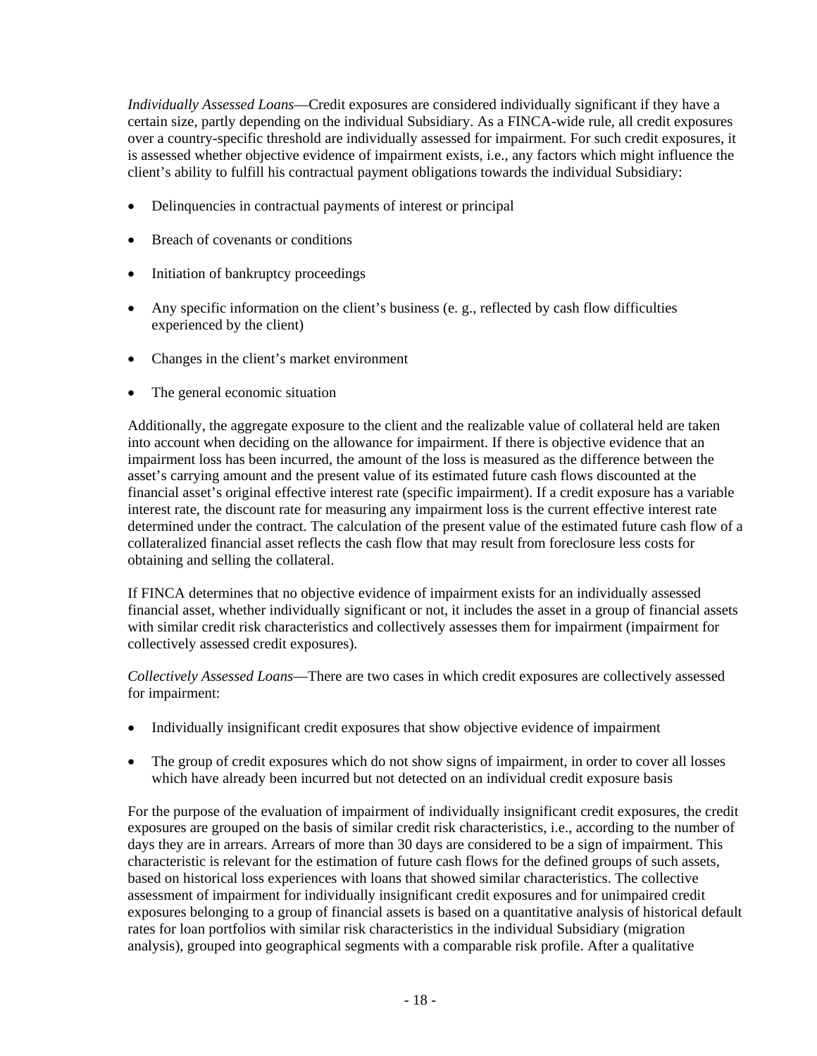*Individually Assessed Loans*—Credit exposures are considered individually significant if they have a certain size, partly depending on the individual Subsidiary. As a FINCA-wide rule, all credit exposures over a country-specific threshold are individually assessed for impairment. For such credit exposures, it is assessed whether objective evidence of impairment exists, i.e., any factors which might influence the client's ability to fulfill his contractual payment obligations towards the individual Subsidiary:

- Delinquencies in contractual payments of interest or principal
- Breach of covenants or conditions
- Initiation of bankruptcy proceedings
- Any specific information on the client's business (e. g., reflected by cash flow difficulties experienced by the client)
- Changes in the client's market environment
- The general economic situation

Additionally, the aggregate exposure to the client and the realizable value of collateral held are taken into account when deciding on the allowance for impairment. If there is objective evidence that an impairment loss has been incurred, the amount of the loss is measured as the difference between the asset's carrying amount and the present value of its estimated future cash flows discounted at the financial asset's original effective interest rate (specific impairment). If a credit exposure has a variable interest rate, the discount rate for measuring any impairment loss is the current effective interest rate determined under the contract. The calculation of the present value of the estimated future cash flow of a collateralized financial asset reflects the cash flow that may result from foreclosure less costs for obtaining and selling the collateral.

If FINCA determines that no objective evidence of impairment exists for an individually assessed financial asset, whether individually significant or not, it includes the asset in a group of financial assets with similar credit risk characteristics and collectively assesses them for impairment (impairment for collectively assessed credit exposures).

*Collectively Assessed Loans*—There are two cases in which credit exposures are collectively assessed for impairment:

- Individually insignificant credit exposures that show objective evidence of impairment
- The group of credit exposures which do not show signs of impairment, in order to cover all losses which have already been incurred but not detected on an individual credit exposure basis

For the purpose of the evaluation of impairment of individually insignificant credit exposures, the credit exposures are grouped on the basis of similar credit risk characteristics, i.e., according to the number of days they are in arrears. Arrears of more than 30 days are considered to be a sign of impairment. This characteristic is relevant for the estimation of future cash flows for the defined groups of such assets, based on historical loss experiences with loans that showed similar characteristics. The collective assessment of impairment for individually insignificant credit exposures and for unimpaired credit exposures belonging to a group of financial assets is based on a quantitative analysis of historical default rates for loan portfolios with similar risk characteristics in the individual Subsidiary (migration analysis), grouped into geographical segments with a comparable risk profile. After a qualitative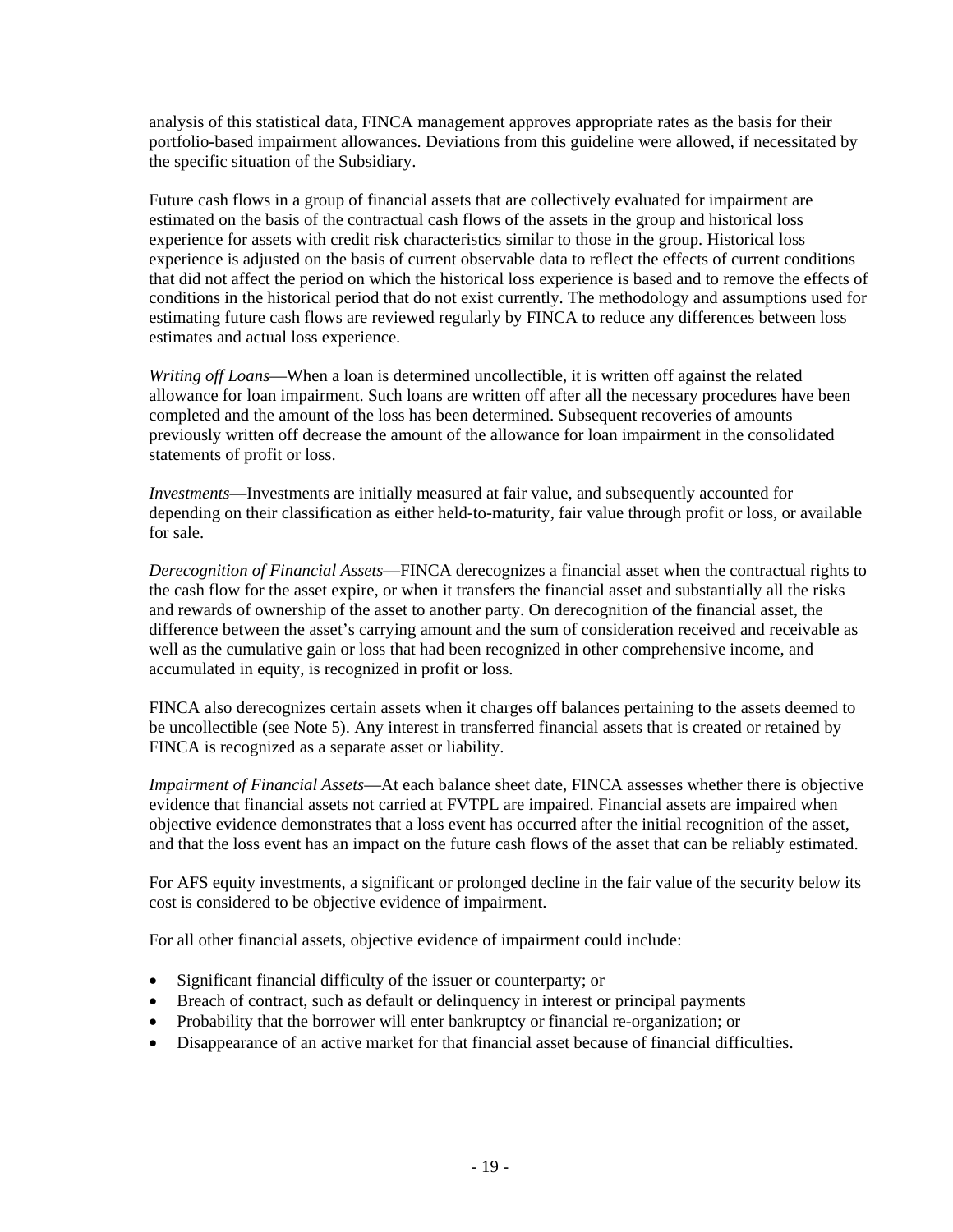analysis of this statistical data, FINCA management approves appropriate rates as the basis for their portfolio-based impairment allowances. Deviations from this guideline were allowed, if necessitated by the specific situation of the Subsidiary.

Future cash flows in a group of financial assets that are collectively evaluated for impairment are estimated on the basis of the contractual cash flows of the assets in the group and historical loss experience for assets with credit risk characteristics similar to those in the group. Historical loss experience is adjusted on the basis of current observable data to reflect the effects of current conditions that did not affect the period on which the historical loss experience is based and to remove the effects of conditions in the historical period that do not exist currently. The methodology and assumptions used for estimating future cash flows are reviewed regularly by FINCA to reduce any differences between loss estimates and actual loss experience.

*Writing off Loans*—When a loan is determined uncollectible, it is written off against the related allowance for loan impairment. Such loans are written off after all the necessary procedures have been completed and the amount of the loss has been determined. Subsequent recoveries of amounts previously written off decrease the amount of the allowance for loan impairment in the consolidated statements of profit or loss.

*Investments*—Investments are initially measured at fair value, and subsequently accounted for depending on their classification as either held-to-maturity, fair value through profit or loss, or available for sale.

*Derecognition of Financial Assets*—FINCA derecognizes a financial asset when the contractual rights to the cash flow for the asset expire, or when it transfers the financial asset and substantially all the risks and rewards of ownership of the asset to another party. On derecognition of the financial asset, the difference between the asset's carrying amount and the sum of consideration received and receivable as well as the cumulative gain or loss that had been recognized in other comprehensive income, and accumulated in equity, is recognized in profit or loss.

FINCA also derecognizes certain assets when it charges off balances pertaining to the assets deemed to be uncollectible (see Note 5). Any interest in transferred financial assets that is created or retained by FINCA is recognized as a separate asset or liability.

*Impairment of Financial Assets*—At each balance sheet date, FINCA assesses whether there is objective evidence that financial assets not carried at FVTPL are impaired. Financial assets are impaired when objective evidence demonstrates that a loss event has occurred after the initial recognition of the asset, and that the loss event has an impact on the future cash flows of the asset that can be reliably estimated.

For AFS equity investments, a significant or prolonged decline in the fair value of the security below its cost is considered to be objective evidence of impairment.

For all other financial assets, objective evidence of impairment could include:

- Significant financial difficulty of the issuer or counterparty; or
- Breach of contract, such as default or delinquency in interest or principal payments
- Probability that the borrower will enter bankruptcy or financial re-organization; or
- Disappearance of an active market for that financial asset because of financial difficulties.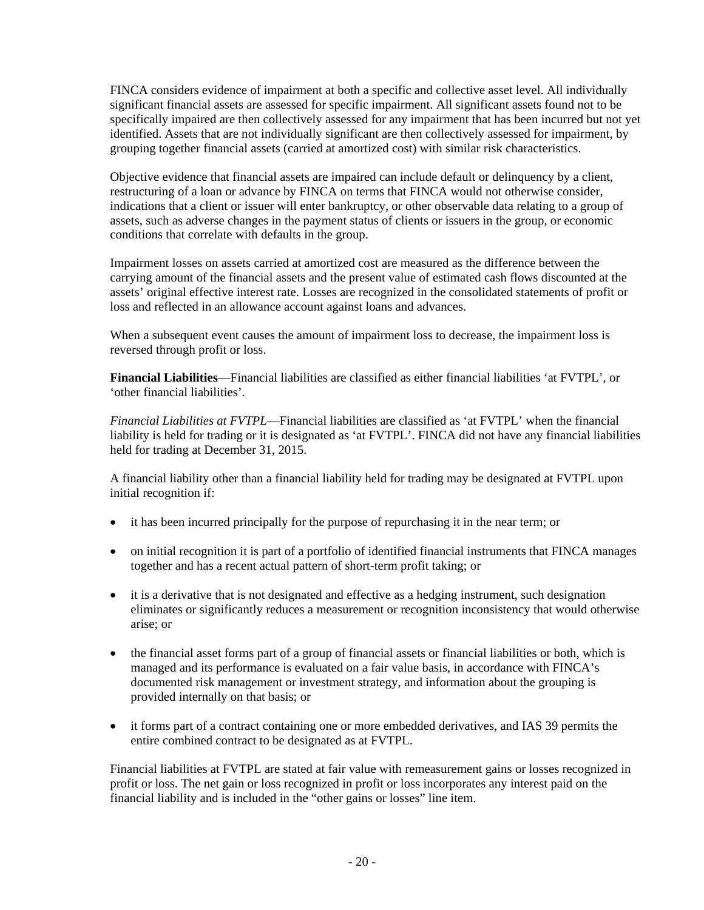FINCA considers evidence of impairment at both a specific and collective asset level. All individually significant financial assets are assessed for specific impairment. All significant assets found not to be specifically impaired are then collectively assessed for any impairment that has been incurred but not yet identified. Assets that are not individually significant are then collectively assessed for impairment, by grouping together financial assets (carried at amortized cost) with similar risk characteristics.

Objective evidence that financial assets are impaired can include default or delinquency by a client, restructuring of a loan or advance by FINCA on terms that FINCA would not otherwise consider, indications that a client or issuer will enter bankruptcy, or other observable data relating to a group of assets, such as adverse changes in the payment status of clients or issuers in the group, or economic conditions that correlate with defaults in the group.

Impairment losses on assets carried at amortized cost are measured as the difference between the carrying amount of the financial assets and the present value of estimated cash flows discounted at the assets' original effective interest rate. Losses are recognized in the consolidated statements of profit or loss and reflected in an allowance account against loans and advances.

When a subsequent event causes the amount of impairment loss to decrease, the impairment loss is reversed through profit or loss.

**Financial Liabilities**—Financial liabilities are classified as either financial liabilities 'at FVTPL', or 'other financial liabilities'.

*Financial Liabilities at FVTPL*—Financial liabilities are classified as 'at FVTPL' when the financial liability is held for trading or it is designated as 'at FVTPL'. FINCA did not have any financial liabilities held for trading at December 31, 2015.

A financial liability other than a financial liability held for trading may be designated at FVTPL upon initial recognition if:

- it has been incurred principally for the purpose of repurchasing it in the near term; or
- on initial recognition it is part of a portfolio of identified financial instruments that FINCA manages together and has a recent actual pattern of short-term profit taking; or
- it is a derivative that is not designated and effective as a hedging instrument, such designation eliminates or significantly reduces a measurement or recognition inconsistency that would otherwise arise; or
- the financial asset forms part of a group of financial assets or financial liabilities or both, which is managed and its performance is evaluated on a fair value basis, in accordance with FINCA's documented risk management or investment strategy, and information about the grouping is provided internally on that basis; or
- it forms part of a contract containing one or more embedded derivatives, and IAS 39 permits the entire combined contract to be designated as at FVTPL.

Financial liabilities at FVTPL are stated at fair value with remeasurement gains or losses recognized in profit or loss. The net gain or loss recognized in profit or loss incorporates any interest paid on the financial liability and is included in the "other gains or losses" line item.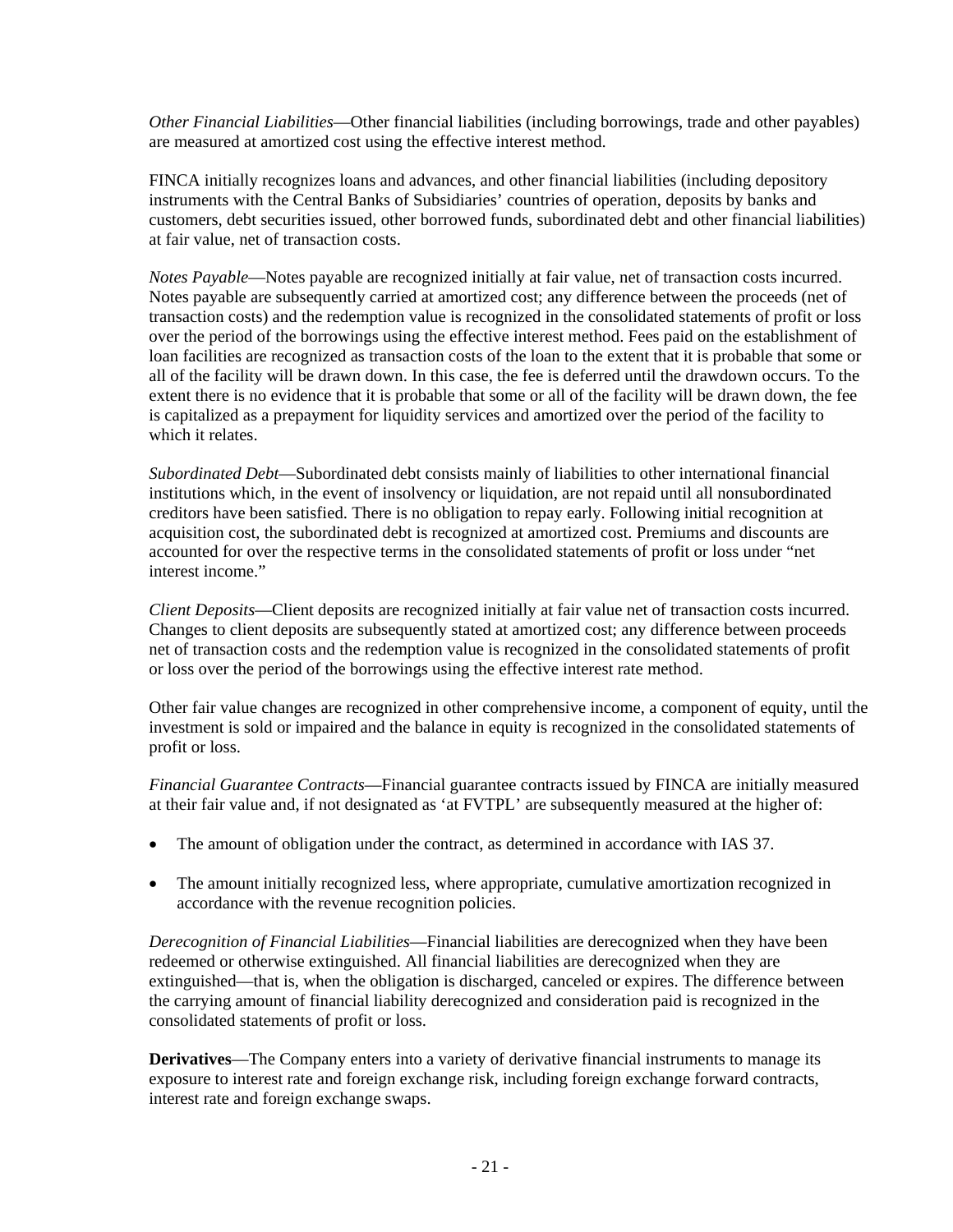*Other Financial Liabilities*—Other financial liabilities (including borrowings, trade and other payables) are measured at amortized cost using the effective interest method.

FINCA initially recognizes loans and advances, and other financial liabilities (including depository instruments with the Central Banks of Subsidiaries' countries of operation, deposits by banks and customers, debt securities issued, other borrowed funds, subordinated debt and other financial liabilities) at fair value, net of transaction costs.

*Notes Payable*—Notes payable are recognized initially at fair value, net of transaction costs incurred. Notes payable are subsequently carried at amortized cost; any difference between the proceeds (net of transaction costs) and the redemption value is recognized in the consolidated statements of profit or loss over the period of the borrowings using the effective interest method. Fees paid on the establishment of loan facilities are recognized as transaction costs of the loan to the extent that it is probable that some or all of the facility will be drawn down. In this case, the fee is deferred until the drawdown occurs. To the extent there is no evidence that it is probable that some or all of the facility will be drawn down, the fee is capitalized as a prepayment for liquidity services and amortized over the period of the facility to which it relates.

*Subordinated Debt*—Subordinated debt consists mainly of liabilities to other international financial institutions which, in the event of insolvency or liquidation, are not repaid until all nonsubordinated creditors have been satisfied. There is no obligation to repay early. Following initial recognition at acquisition cost, the subordinated debt is recognized at amortized cost. Premiums and discounts are accounted for over the respective terms in the consolidated statements of profit or loss under "net interest income."

*Client Deposits*—Client deposits are recognized initially at fair value net of transaction costs incurred. Changes to client deposits are subsequently stated at amortized cost; any difference between proceeds net of transaction costs and the redemption value is recognized in the consolidated statements of profit or loss over the period of the borrowings using the effective interest rate method.

Other fair value changes are recognized in other comprehensive income, a component of equity, until the investment is sold or impaired and the balance in equity is recognized in the consolidated statements of profit or loss.

*Financial Guarantee Contracts*—Financial guarantee contracts issued by FINCA are initially measured at their fair value and, if not designated as 'at FVTPL' are subsequently measured at the higher of:

- The amount of obligation under the contract, as determined in accordance with IAS 37.
- The amount initially recognized less, where appropriate, cumulative amortization recognized in accordance with the revenue recognition policies.

*Derecognition of Financial Liabilities*—Financial liabilities are derecognized when they have been redeemed or otherwise extinguished. All financial liabilities are derecognized when they are extinguished—that is, when the obligation is discharged, canceled or expires. The difference between the carrying amount of financial liability derecognized and consideration paid is recognized in the consolidated statements of profit or loss.

**Derivatives**—The Company enters into a variety of derivative financial instruments to manage its exposure to interest rate and foreign exchange risk, including foreign exchange forward contracts, interest rate and foreign exchange swaps.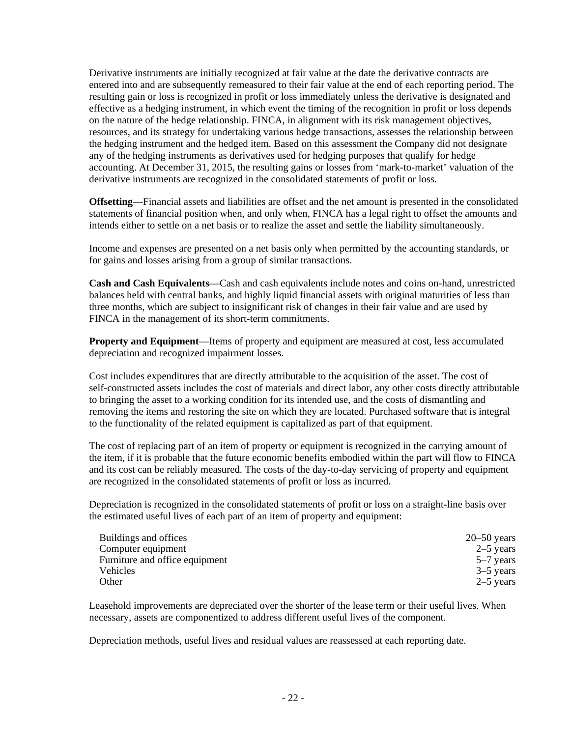Derivative instruments are initially recognized at fair value at the date the derivative contracts are entered into and are subsequently remeasured to their fair value at the end of each reporting period. The resulting gain or loss is recognized in profit or loss immediately unless the derivative is designated and effective as a hedging instrument, in which event the timing of the recognition in profit or loss depends on the nature of the hedge relationship. FINCA, in alignment with its risk management objectives, resources, and its strategy for undertaking various hedge transactions, assesses the relationship between the hedging instrument and the hedged item. Based on this assessment the Company did not designate any of the hedging instruments as derivatives used for hedging purposes that qualify for hedge accounting. At December 31, 2015, the resulting gains or losses from 'mark-to-market' valuation of the derivative instruments are recognized in the consolidated statements of profit or loss.

**Offsetting**—Financial assets and liabilities are offset and the net amount is presented in the consolidated statements of financial position when, and only when, FINCA has a legal right to offset the amounts and intends either to settle on a net basis or to realize the asset and settle the liability simultaneously.

Income and expenses are presented on a net basis only when permitted by the accounting standards, or for gains and losses arising from a group of similar transactions.

**Cash and Cash Equivalents**—Cash and cash equivalents include notes and coins on-hand, unrestricted balances held with central banks, and highly liquid financial assets with original maturities of less than three months, which are subject to insignificant risk of changes in their fair value and are used by FINCA in the management of its short-term commitments.

**Property and Equipment**—Items of property and equipment are measured at cost, less accumulated depreciation and recognized impairment losses.

Cost includes expenditures that are directly attributable to the acquisition of the asset. The cost of self-constructed assets includes the cost of materials and direct labor, any other costs directly attributable to bringing the asset to a working condition for its intended use, and the costs of dismantling and removing the items and restoring the site on which they are located. Purchased software that is integral to the functionality of the related equipment is capitalized as part of that equipment.

The cost of replacing part of an item of property or equipment is recognized in the carrying amount of the item, if it is probable that the future economic benefits embodied within the part will flow to FINCA and its cost can be reliably measured. The costs of the day-to-day servicing of property and equipment are recognized in the consolidated statements of profit or loss as incurred.

Depreciation is recognized in the consolidated statements of profit or loss on a straight-line basis over the estimated useful lives of each part of an item of property and equipment:

| | |
|---|---|
| Buildings and offices | 20–50 years |
| Computer equipment | 2–5 years |
| Furniture and office equipment | 5–7 years |
| Vehicles | 3–5 years |
| Other | 2–5 years |

Leasehold improvements are depreciated over the shorter of the lease term or their useful lives. When necessary, assets are componentized to address different useful lives of the component.

Depreciation methods, useful lives and residual values are reassessed at each reporting date.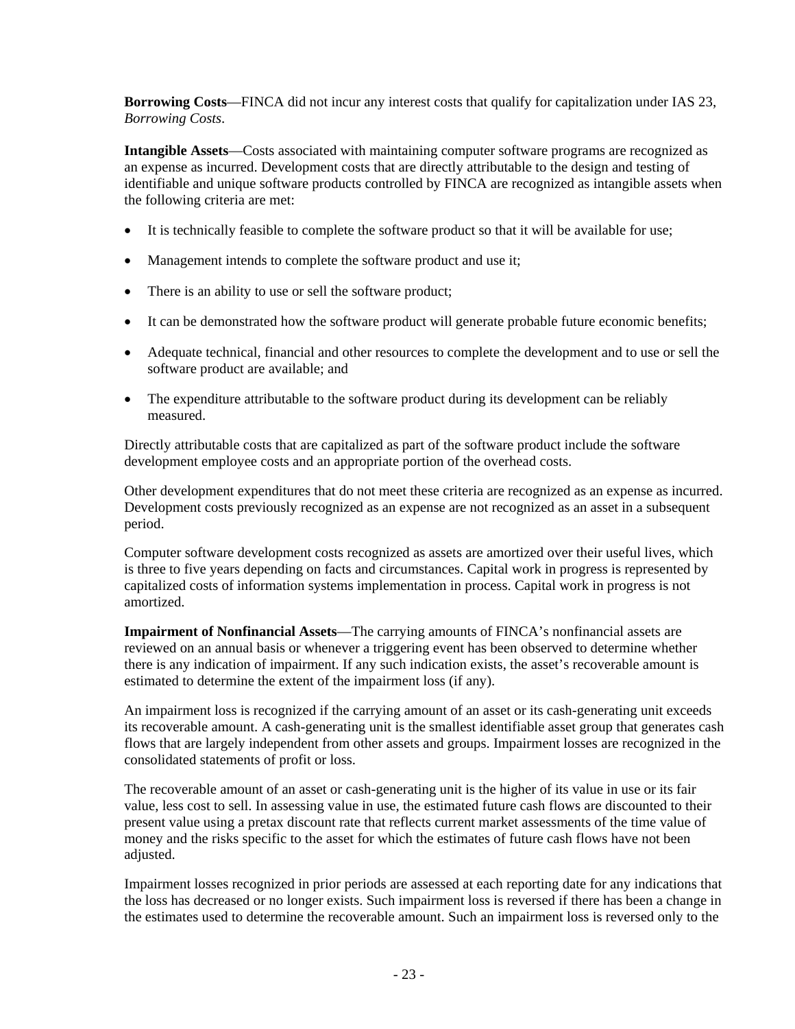**Borrowing Costs**—FINCA did not incur any interest costs that qualify for capitalization under IAS 23, *Borrowing Costs*.

**Intangible Assets**—Costs associated with maintaining computer software programs are recognized as an expense as incurred. Development costs that are directly attributable to the design and testing of identifiable and unique software products controlled by FINCA are recognized as intangible assets when the following criteria are met:

- It is technically feasible to complete the software product so that it will be available for use;
- Management intends to complete the software product and use it;
- There is an ability to use or sell the software product;
- It can be demonstrated how the software product will generate probable future economic benefits;
- Adequate technical, financial and other resources to complete the development and to use or sell the software product are available; and
- The expenditure attributable to the software product during its development can be reliably measured.

Directly attributable costs that are capitalized as part of the software product include the software development employee costs and an appropriate portion of the overhead costs.

Other development expenditures that do not meet these criteria are recognized as an expense as incurred. Development costs previously recognized as an expense are not recognized as an asset in a subsequent period.

Computer software development costs recognized as assets are amortized over their useful lives, which is three to five years depending on facts and circumstances. Capital work in progress is represented by capitalized costs of information systems implementation in process. Capital work in progress is not amortized.

**Impairment of Nonfinancial Assets**—The carrying amounts of FINCA's nonfinancial assets are reviewed on an annual basis or whenever a triggering event has been observed to determine whether there is any indication of impairment. If any such indication exists, the asset's recoverable amount is estimated to determine the extent of the impairment loss (if any).

An impairment loss is recognized if the carrying amount of an asset or its cash-generating unit exceeds its recoverable amount. A cash-generating unit is the smallest identifiable asset group that generates cash flows that are largely independent from other assets and groups. Impairment losses are recognized in the consolidated statements of profit or loss.

The recoverable amount of an asset or cash-generating unit is the higher of its value in use or its fair value, less cost to sell. In assessing value in use, the estimated future cash flows are discounted to their present value using a pretax discount rate that reflects current market assessments of the time value of money and the risks specific to the asset for which the estimates of future cash flows have not been adjusted.

Impairment losses recognized in prior periods are assessed at each reporting date for any indications that the loss has decreased or no longer exists. Such impairment loss is reversed if there has been a change in the estimates used to determine the recoverable amount. Such an impairment loss is reversed only to the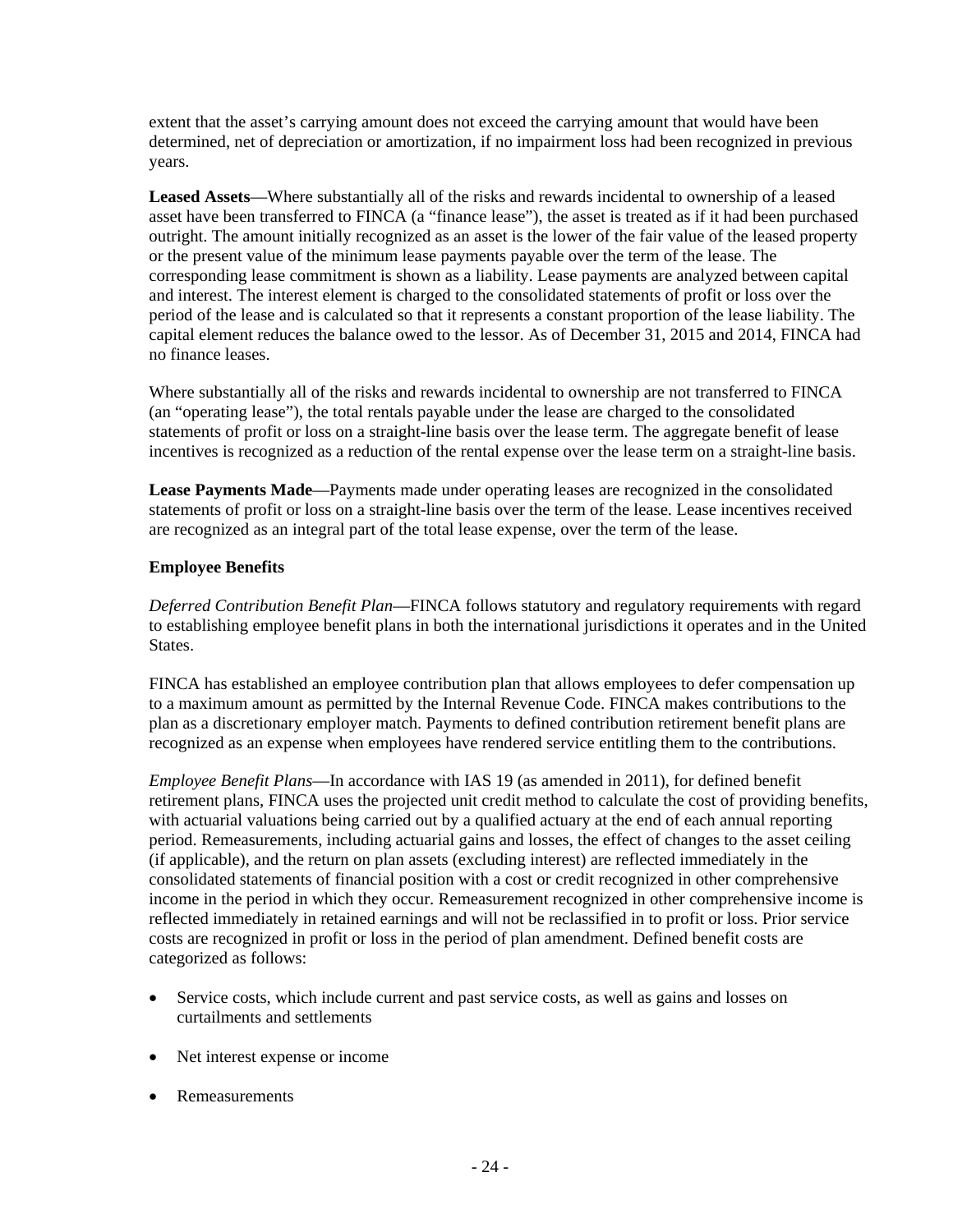extent that the asset's carrying amount does not exceed the carrying amount that would have been determined, net of depreciation or amortization, if no impairment loss had been recognized in previous years.

**Leased Assets**—Where substantially all of the risks and rewards incidental to ownership of a leased asset have been transferred to FINCA (a "finance lease"), the asset is treated as if it had been purchased outright. The amount initially recognized as an asset is the lower of the fair value of the leased property or the present value of the minimum lease payments payable over the term of the lease. The corresponding lease commitment is shown as a liability. Lease payments are analyzed between capital and interest. The interest element is charged to the consolidated statements of profit or loss over the period of the lease and is calculated so that it represents a constant proportion of the lease liability. The capital element reduces the balance owed to the lessor. As of December 31, 2015 and 2014, FINCA had no finance leases.

Where substantially all of the risks and rewards incidental to ownership are not transferred to FINCA (an "operating lease"), the total rentals payable under the lease are charged to the consolidated statements of profit or loss on a straight-line basis over the lease term. The aggregate benefit of lease incentives is recognized as a reduction of the rental expense over the lease term on a straight-line basis.

**Lease Payments Made**—Payments made under operating leases are recognized in the consolidated statements of profit or loss on a straight-line basis over the term of the lease. Lease incentives received are recognized as an integral part of the total lease expense, over the term of the lease.

**Employee Benefits**

*Deferred Contribution Benefit Plan*—FINCA follows statutory and regulatory requirements with regard to establishing employee benefit plans in both the international jurisdictions it operates and in the United States.

FINCA has established an employee contribution plan that allows employees to defer compensation up to a maximum amount as permitted by the Internal Revenue Code. FINCA makes contributions to the plan as a discretionary employer match. Payments to defined contribution retirement benefit plans are recognized as an expense when employees have rendered service entitling them to the contributions.

*Employee Benefit Plans*—In accordance with IAS 19 (as amended in 2011), for defined benefit retirement plans, FINCA uses the projected unit credit method to calculate the cost of providing benefits, with actuarial valuations being carried out by a qualified actuary at the end of each annual reporting period. Remeasurements, including actuarial gains and losses, the effect of changes to the asset ceiling (if applicable), and the return on plan assets (excluding interest) are reflected immediately in the consolidated statements of financial position with a cost or credit recognized in other comprehensive income in the period in which they occur. Remeasurement recognized in other comprehensive income is reflected immediately in retained earnings and will not be reclassified in to profit or loss. Prior service costs are recognized in profit or loss in the period of plan amendment. Defined benefit costs are categorized as follows:

- Service costs, which include current and past service costs, as well as gains and losses on curtailments and settlements
- Net interest expense or income
- Remeasurements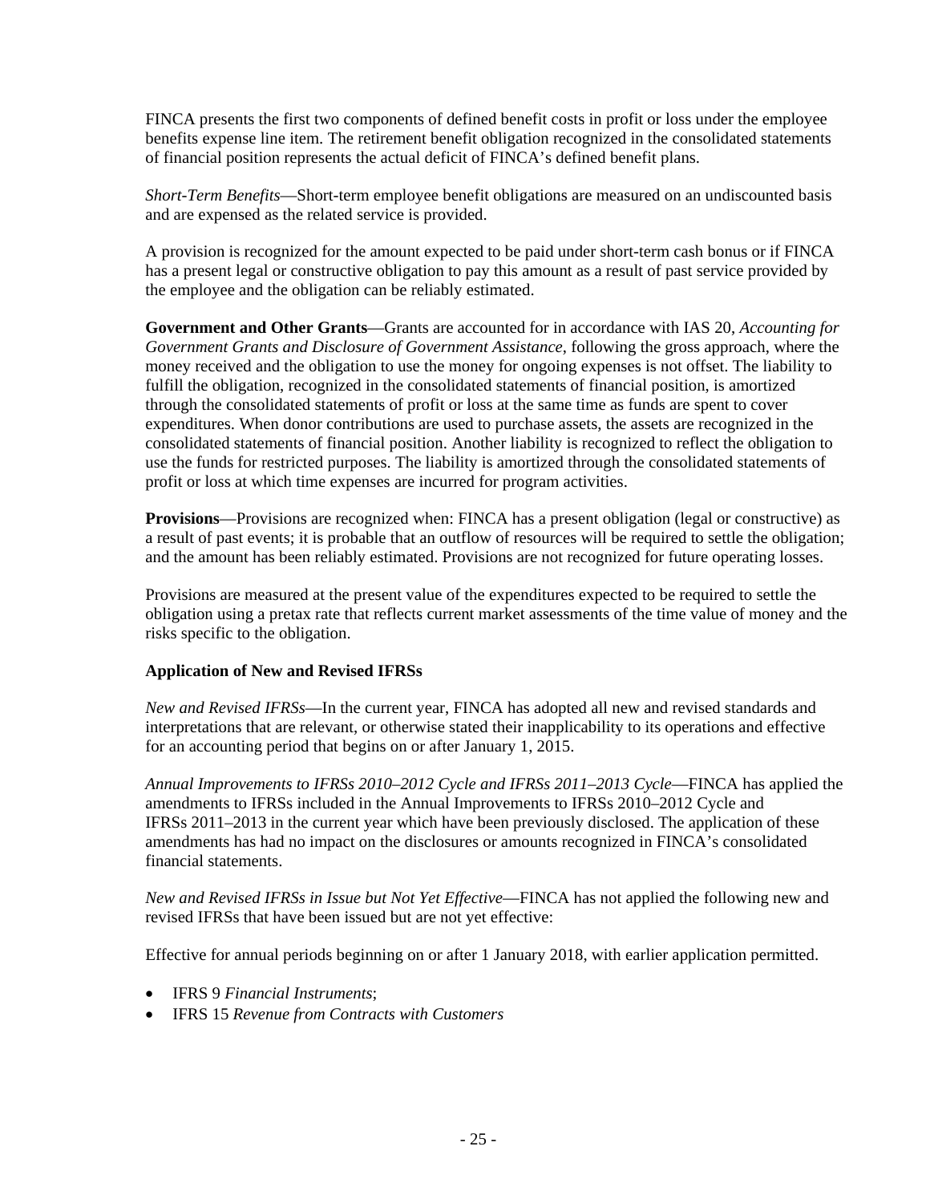FINCA presents the first two components of defined benefit costs in profit or loss under the employee benefits expense line item. The retirement benefit obligation recognized in the consolidated statements of financial position represents the actual deficit of FINCA's defined benefit plans.

*Short-Term Benefits*—Short-term employee benefit obligations are measured on an undiscounted basis and are expensed as the related service is provided.

A provision is recognized for the amount expected to be paid under short-term cash bonus or if FINCA has a present legal or constructive obligation to pay this amount as a result of past service provided by the employee and the obligation can be reliably estimated.

**Government and Other Grants**—Grants are accounted for in accordance with IAS 20, *Accounting for Government Grants and Disclosure of Government Assistance*, following the gross approach, where the money received and the obligation to use the money for ongoing expenses is not offset. The liability to fulfill the obligation, recognized in the consolidated statements of financial position, is amortized through the consolidated statements of profit or loss at the same time as funds are spent to cover expenditures. When donor contributions are used to purchase assets, the assets are recognized in the consolidated statements of financial position. Another liability is recognized to reflect the obligation to use the funds for restricted purposes. The liability is amortized through the consolidated statements of profit or loss at which time expenses are incurred for program activities.

**Provisions**—Provisions are recognized when: FINCA has a present obligation (legal or constructive) as a result of past events; it is probable that an outflow of resources will be required to settle the obligation; and the amount has been reliably estimated. Provisions are not recognized for future operating losses.

Provisions are measured at the present value of the expenditures expected to be required to settle the obligation using a pretax rate that reflects current market assessments of the time value of money and the risks specific to the obligation.

**Application of New and Revised IFRSs**

*New and Revised IFRSs*—In the current year, FINCA has adopted all new and revised standards and interpretations that are relevant, or otherwise stated their inapplicability to its operations and effective for an accounting period that begins on or after January 1, 2015.

*Annual Improvements to IFRSs 2010–2012 Cycle and IFRSs 2011–2013 Cycle*—FINCA has applied the amendments to IFRSs included in the Annual Improvements to IFRSs 2010–2012 Cycle and IFRSs 2011–2013 in the current year which have been previously disclosed. The application of these amendments has had no impact on the disclosures or amounts recognized in FINCA's consolidated financial statements.

*New and Revised IFRSs in Issue but Not Yet Effective*—FINCA has not applied the following new and revised IFRSs that have been issued but are not yet effective:

Effective for annual periods beginning on or after 1 January 2018, with earlier application permitted.

- IFRS 9 *Financial Instruments*;
- IFRS 15 *Revenue from Contracts with Customers*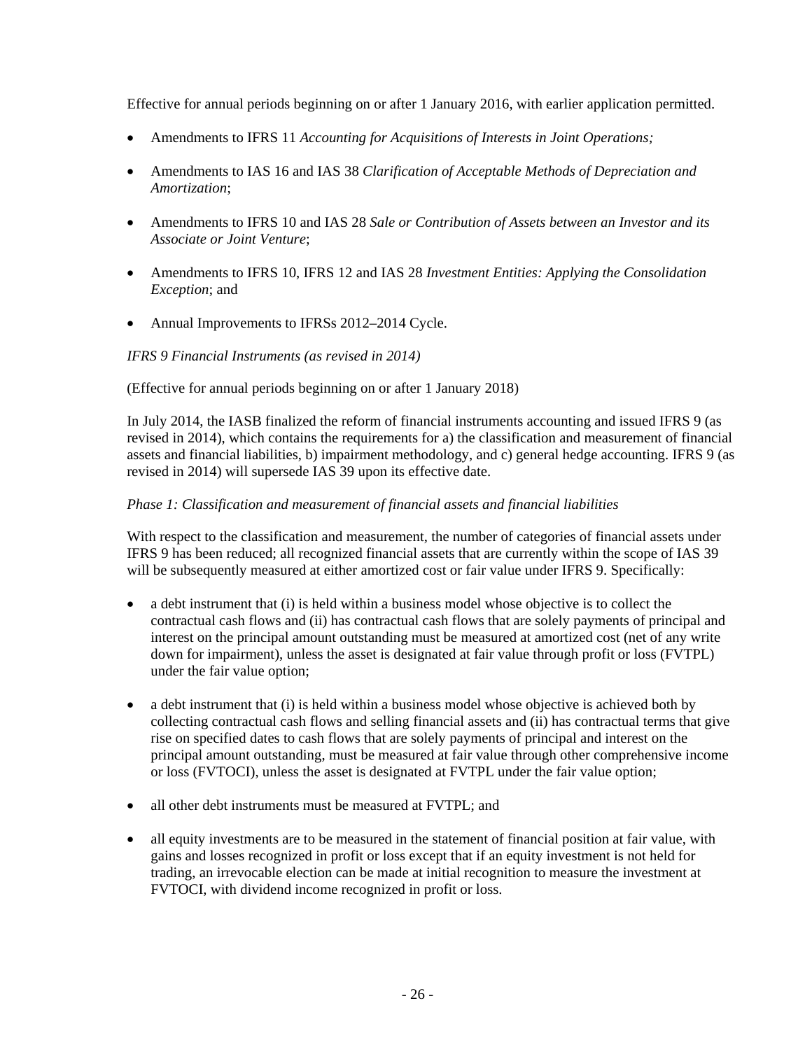Effective for annual periods beginning on or after 1 January 2016, with earlier application permitted.

- Amendments to IFRS 11 *Accounting for Acquisitions of Interests in Joint Operations;*
- Amendments to IAS 16 and IAS 38 *Clarification of Acceptable Methods of Depreciation and Amortization*;
- Amendments to IFRS 10 and IAS 28 *Sale or Contribution of Assets between an Investor and its Associate or Joint Venture*;
- Amendments to IFRS 10, IFRS 12 and IAS 28 *Investment Entities: Applying the Consolidation Exception*; and
- Annual Improvements to IFRSs 2012–2014 Cycle.

*IFRS 9 Financial Instruments (as revised in 2014)*

(Effective for annual periods beginning on or after 1 January 2018)

In July 2014, the IASB finalized the reform of financial instruments accounting and issued IFRS 9 (as revised in 2014), which contains the requirements for a) the classification and measurement of financial assets and financial liabilities, b) impairment methodology, and c) general hedge accounting. IFRS 9 (as revised in 2014) will supersede IAS 39 upon its effective date.

*Phase 1: Classification and measurement of financial assets and financial liabilities*

With respect to the classification and measurement, the number of categories of financial assets under IFRS 9 has been reduced; all recognized financial assets that are currently within the scope of IAS 39 will be subsequently measured at either amortized cost or fair value under IFRS 9. Specifically:

- a debt instrument that (i) is held within a business model whose objective is to collect the contractual cash flows and (ii) has contractual cash flows that are solely payments of principal and interest on the principal amount outstanding must be measured at amortized cost (net of any write down for impairment), unless the asset is designated at fair value through profit or loss (FVTPL) under the fair value option;
- a debt instrument that (i) is held within a business model whose objective is achieved both by collecting contractual cash flows and selling financial assets and (ii) has contractual terms that give rise on specified dates to cash flows that are solely payments of principal and interest on the principal amount outstanding, must be measured at fair value through other comprehensive income or loss (FVTOCI), unless the asset is designated at FVTPL under the fair value option;
- all other debt instruments must be measured at FVTPL; and
- all equity investments are to be measured in the statement of financial position at fair value, with gains and losses recognized in profit or loss except that if an equity investment is not held for trading, an irrevocable election can be made at initial recognition to measure the investment at FVTOCI, with dividend income recognized in profit or loss.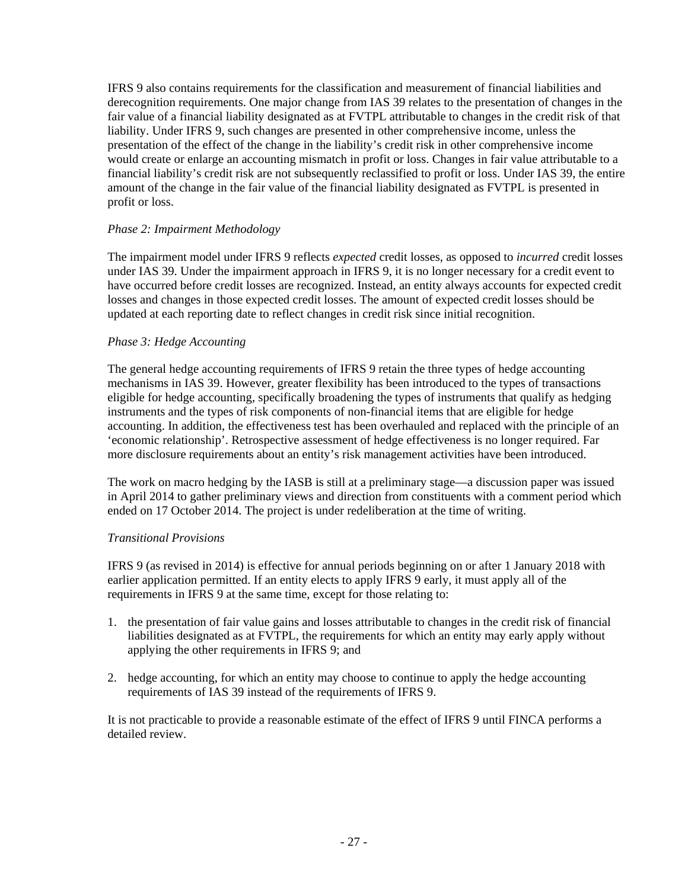IFRS 9 also contains requirements for the classification and measurement of financial liabilities and derecognition requirements. One major change from IAS 39 relates to the presentation of changes in the fair value of a financial liability designated as at FVTPL attributable to changes in the credit risk of that liability. Under IFRS 9, such changes are presented in other comprehensive income, unless the presentation of the effect of the change in the liability's credit risk in other comprehensive income would create or enlarge an accounting mismatch in profit or loss. Changes in fair value attributable to a financial liability's credit risk are not subsequently reclassified to profit or loss. Under IAS 39, the entire amount of the change in the fair value of the financial liability designated as FVTPL is presented in profit or loss.

*Phase 2: Impairment Methodology*

The impairment model under IFRS 9 reflects *expected* credit losses, as opposed to *incurred* credit losses under IAS 39. Under the impairment approach in IFRS 9, it is no longer necessary for a credit event to have occurred before credit losses are recognized. Instead, an entity always accounts for expected credit losses and changes in those expected credit losses. The amount of expected credit losses should be updated at each reporting date to reflect changes in credit risk since initial recognition.

*Phase 3: Hedge Accounting*

The general hedge accounting requirements of IFRS 9 retain the three types of hedge accounting mechanisms in IAS 39. However, greater flexibility has been introduced to the types of transactions eligible for hedge accounting, specifically broadening the types of instruments that qualify as hedging instruments and the types of risk components of non-financial items that are eligible for hedge accounting. In addition, the effectiveness test has been overhauled and replaced with the principle of an 'economic relationship'. Retrospective assessment of hedge effectiveness is no longer required. Far more disclosure requirements about an entity's risk management activities have been introduced.

The work on macro hedging by the IASB is still at a preliminary stage—a discussion paper was issued in April 2014 to gather preliminary views and direction from constituents with a comment period which ended on 17 October 2014. The project is under redeliberation at the time of writing.

*Transitional Provisions*

IFRS 9 (as revised in 2014) is effective for annual periods beginning on or after 1 January 2018 with earlier application permitted. If an entity elects to apply IFRS 9 early, it must apply all of the requirements in IFRS 9 at the same time, except for those relating to:

1. the presentation of fair value gains and losses attributable to changes in the credit risk of financial liabilities designated as at FVTPL, the requirements for which an entity may early apply without applying the other requirements in IFRS 9; and
2. hedge accounting, for which an entity may choose to continue to apply the hedge accounting requirements of IAS 39 instead of the requirements of IFRS 9.

It is not practicable to provide a reasonable estimate of the effect of IFRS 9 until FINCA performs a detailed review.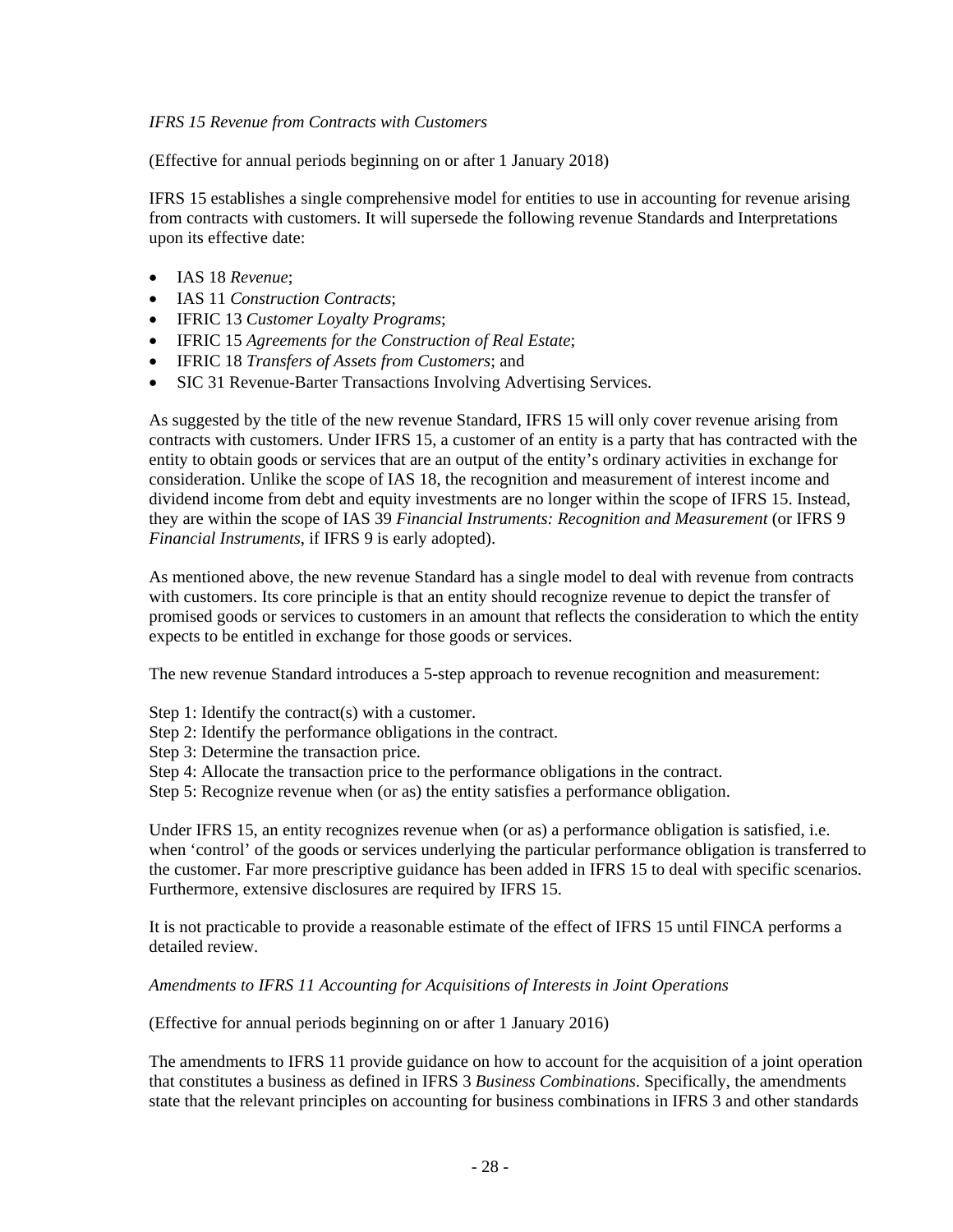*IFRS 15 Revenue from Contracts with Customers*

(Effective for annual periods beginning on or after 1 January 2018)

IFRS 15 establishes a single comprehensive model for entities to use in accounting for revenue arising from contracts with customers. It will supersede the following revenue Standards and Interpretations upon its effective date:

- IAS 18 *Revenue*;
- IAS 11 *Construction Contracts*;
- IFRIC 13 *Customer Loyalty Programs*;
- IFRIC 15 *Agreements for the Construction of Real Estate*;
- IFRIC 18 *Transfers of Assets from Customers*; and
- SIC 31 Revenue-Barter Transactions Involving Advertising Services.

As suggested by the title of the new revenue Standard, IFRS 15 will only cover revenue arising from contracts with customers. Under IFRS 15, a customer of an entity is a party that has contracted with the entity to obtain goods or services that are an output of the entity's ordinary activities in exchange for consideration. Unlike the scope of IAS 18, the recognition and measurement of interest income and dividend income from debt and equity investments are no longer within the scope of IFRS 15. Instead, they are within the scope of IAS 39 *Financial Instruments: Recognition and Measurement* (or IFRS 9 *Financial Instruments*, if IFRS 9 is early adopted).

As mentioned above, the new revenue Standard has a single model to deal with revenue from contracts with customers. Its core principle is that an entity should recognize revenue to depict the transfer of promised goods or services to customers in an amount that reflects the consideration to which the entity expects to be entitled in exchange for those goods or services.

The new revenue Standard introduces a 5-step approach to revenue recognition and measurement:

Step 1: Identify the contract(s) with a customer.
Step 2: Identify the performance obligations in the contract.
Step 3: Determine the transaction price.
Step 4: Allocate the transaction price to the performance obligations in the contract.
Step 5: Recognize revenue when (or as) the entity satisfies a performance obligation.

Under IFRS 15, an entity recognizes revenue when (or as) a performance obligation is satisfied, i.e. when 'control' of the goods or services underlying the particular performance obligation is transferred to the customer. Far more prescriptive guidance has been added in IFRS 15 to deal with specific scenarios. Furthermore, extensive disclosures are required by IFRS 15.

It is not practicable to provide a reasonable estimate of the effect of IFRS 15 until FINCA performs a detailed review.

*Amendments to IFRS 11 Accounting for Acquisitions of Interests in Joint Operations*

(Effective for annual periods beginning on or after 1 January 2016)

The amendments to IFRS 11 provide guidance on how to account for the acquisition of a joint operation that constitutes a business as defined in IFRS 3 *Business Combinations*. Specifically, the amendments state that the relevant principles on accounting for business combinations in IFRS 3 and other standards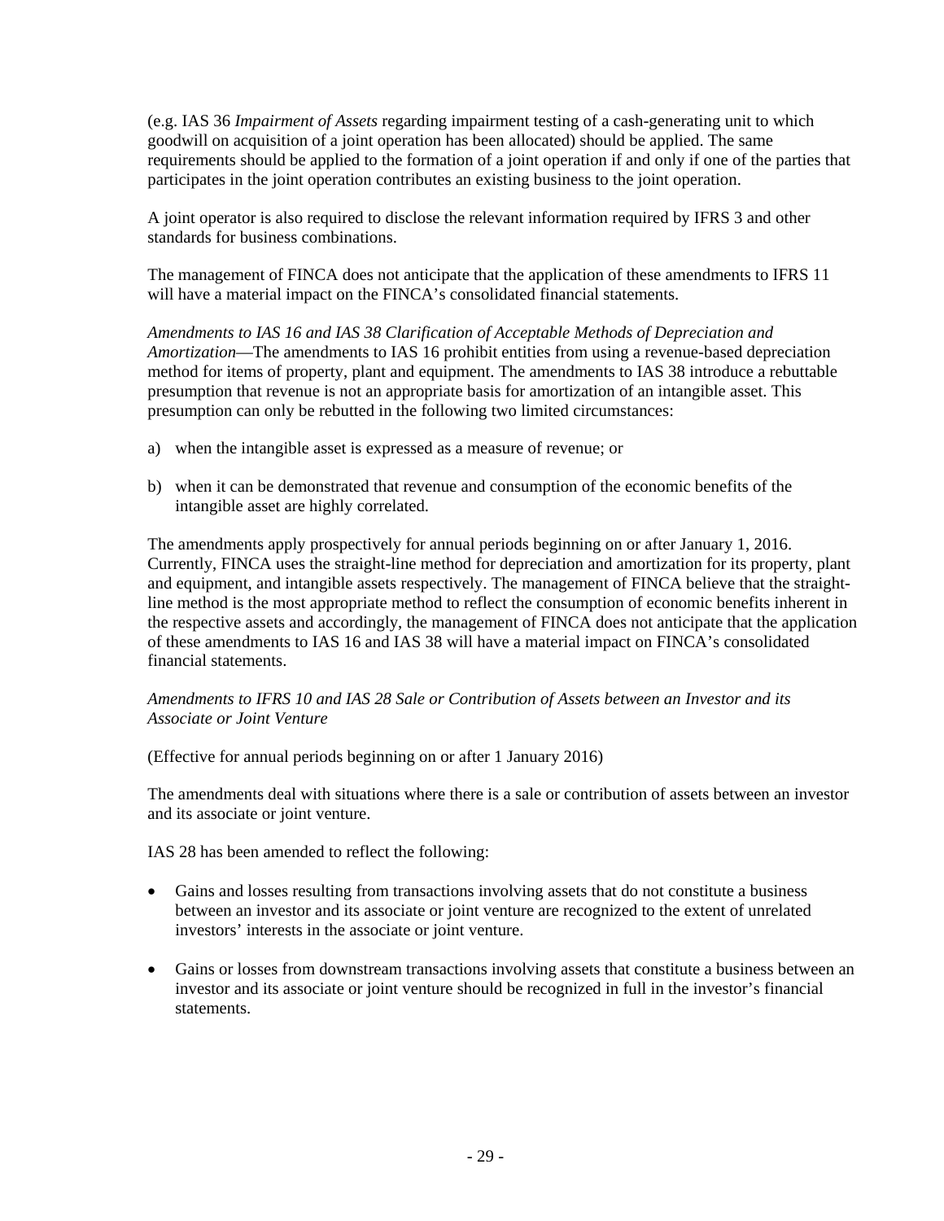(e.g. IAS 36 *Impairment of Assets* regarding impairment testing of a cash-generating unit to which goodwill on acquisition of a joint operation has been allocated) should be applied. The same requirements should be applied to the formation of a joint operation if and only if one of the parties that participates in the joint operation contributes an existing business to the joint operation.

A joint operator is also required to disclose the relevant information required by IFRS 3 and other standards for business combinations.

The management of FINCA does not anticipate that the application of these amendments to IFRS 11 will have a material impact on the FINCA's consolidated financial statements.

*Amendments to IAS 16 and IAS 38 Clarification of Acceptable Methods of Depreciation and Amortization*—The amendments to IAS 16 prohibit entities from using a revenue-based depreciation method for items of property, plant and equipment. The amendments to IAS 38 introduce a rebuttable presumption that revenue is not an appropriate basis for amortization of an intangible asset. This presumption can only be rebutted in the following two limited circumstances:

a) when the intangible asset is expressed as a measure of revenue; or

b) when it can be demonstrated that revenue and consumption of the economic benefits of the intangible asset are highly correlated.

The amendments apply prospectively for annual periods beginning on or after January 1, 2016. Currently, FINCA uses the straight-line method for depreciation and amortization for its property, plant and equipment, and intangible assets respectively. The management of FINCA believe that the straight-line method is the most appropriate method to reflect the consumption of economic benefits inherent in the respective assets and accordingly, the management of FINCA does not anticipate that the application of these amendments to IAS 16 and IAS 38 will have a material impact on FINCA's consolidated financial statements.

*Amendments to IFRS 10 and IAS 28 Sale or Contribution of Assets between an Investor and its Associate or Joint Venture*

(Effective for annual periods beginning on or after 1 January 2016)

The amendments deal with situations where there is a sale or contribution of assets between an investor and its associate or joint venture.

IAS 28 has been amended to reflect the following:

- Gains and losses resulting from transactions involving assets that do not constitute a business between an investor and its associate or joint venture are recognized to the extent of unrelated investors' interests in the associate or joint venture.

- Gains or losses from downstream transactions involving assets that constitute a business between an investor and its associate or joint venture should be recognized in full in the investor's financial statements.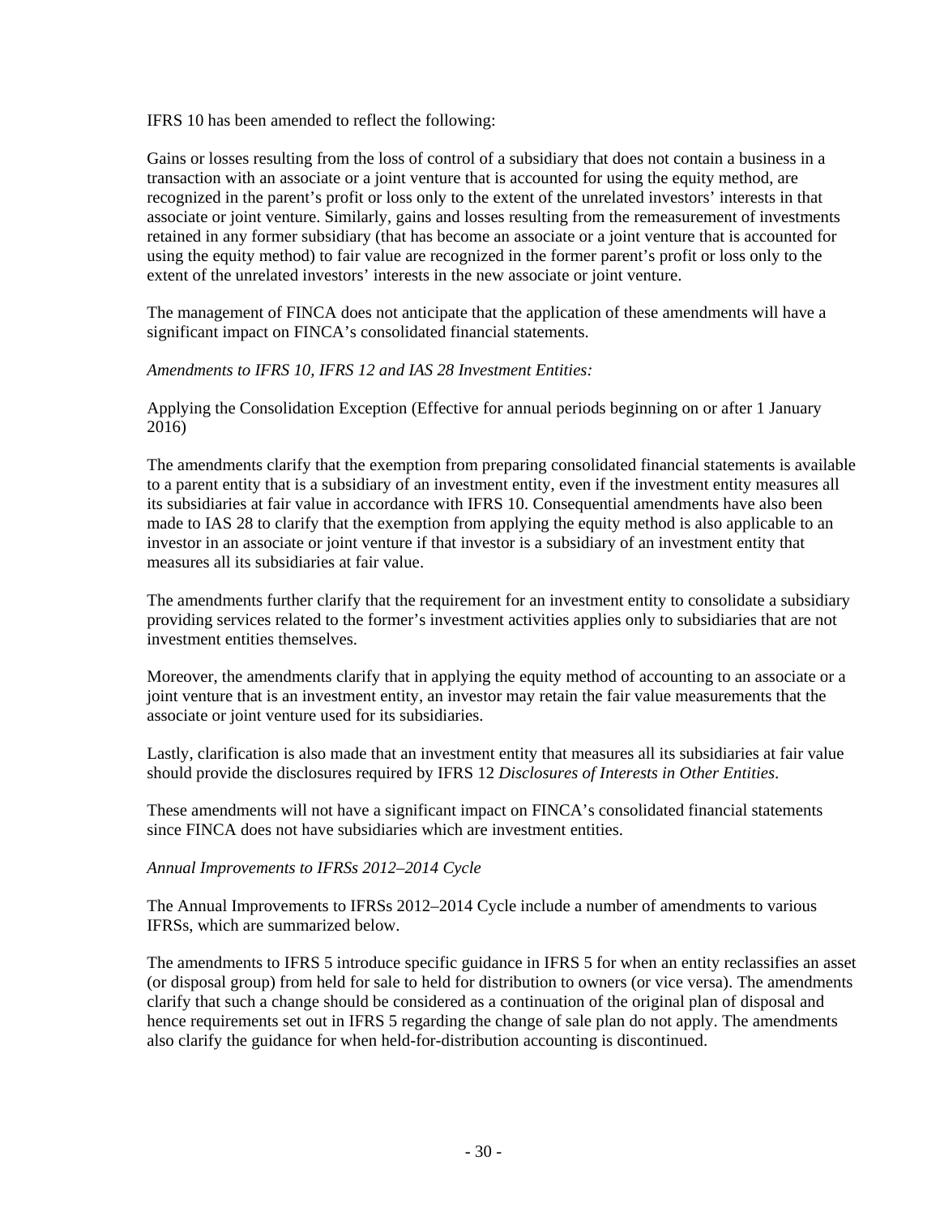IFRS 10 has been amended to reflect the following:

Gains or losses resulting from the loss of control of a subsidiary that does not contain a business in a transaction with an associate or a joint venture that is accounted for using the equity method, are recognized in the parent's profit or loss only to the extent of the unrelated investors' interests in that associate or joint venture. Similarly, gains and losses resulting from the remeasurement of investments retained in any former subsidiary (that has become an associate or a joint venture that is accounted for using the equity method) to fair value are recognized in the former parent's profit or loss only to the extent of the unrelated investors' interests in the new associate or joint venture.

The management of FINCA does not anticipate that the application of these amendments will have a significant impact on FINCA's consolidated financial statements.

*Amendments to IFRS 10, IFRS 12 and IAS 28 Investment Entities:*

Applying the Consolidation Exception (Effective for annual periods beginning on or after 1 January 2016)

The amendments clarify that the exemption from preparing consolidated financial statements is available to a parent entity that is a subsidiary of an investment entity, even if the investment entity measures all its subsidiaries at fair value in accordance with IFRS 10. Consequential amendments have also been made to IAS 28 to clarify that the exemption from applying the equity method is also applicable to an investor in an associate or joint venture if that investor is a subsidiary of an investment entity that measures all its subsidiaries at fair value.

The amendments further clarify that the requirement for an investment entity to consolidate a subsidiary providing services related to the former's investment activities applies only to subsidiaries that are not investment entities themselves.

Moreover, the amendments clarify that in applying the equity method of accounting to an associate or a joint venture that is an investment entity, an investor may retain the fair value measurements that the associate or joint venture used for its subsidiaries.

Lastly, clarification is also made that an investment entity that measures all its subsidiaries at fair value should provide the disclosures required by IFRS 12 *Disclosures of Interests in Other Entities*.

These amendments will not have a significant impact on FINCA's consolidated financial statements since FINCA does not have subsidiaries which are investment entities.

*Annual Improvements to IFRSs 2012–2014 Cycle*

The Annual Improvements to IFRSs 2012–2014 Cycle include a number of amendments to various IFRSs, which are summarized below.

The amendments to IFRS 5 introduce specific guidance in IFRS 5 for when an entity reclassifies an asset (or disposal group) from held for sale to held for distribution to owners (or vice versa). The amendments clarify that such a change should be considered as a continuation of the original plan of disposal and hence requirements set out in IFRS 5 regarding the change of sale plan do not apply. The amendments also clarify the guidance for when held-for-distribution accounting is discontinued.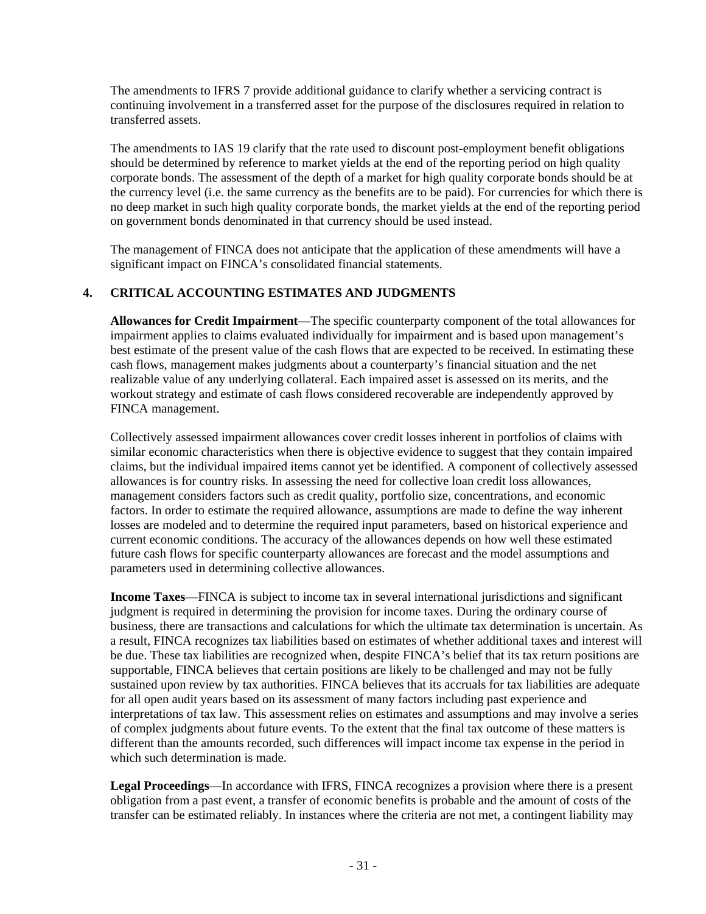The amendments to IFRS 7 provide additional guidance to clarify whether a servicing contract is continuing involvement in a transferred asset for the purpose of the disclosures required in relation to transferred assets.

The amendments to IAS 19 clarify that the rate used to discount post-employment benefit obligations should be determined by reference to market yields at the end of the reporting period on high quality corporate bonds. The assessment of the depth of a market for high quality corporate bonds should be at the currency level (i.e. the same currency as the benefits are to be paid). For currencies for which there is no deep market in such high quality corporate bonds, the market yields at the end of the reporting period on government bonds denominated in that currency should be used instead.

The management of FINCA does not anticipate that the application of these amendments will have a significant impact on FINCA's consolidated financial statements.

## 4. CRITICAL ACCOUNTING ESTIMATES AND JUDGMENTS

**Allowances for Credit Impairment**—The specific counterparty component of the total allowances for impairment applies to claims evaluated individually for impairment and is based upon management's best estimate of the present value of the cash flows that are expected to be received. In estimating these cash flows, management makes judgments about a counterparty's financial situation and the net realizable value of any underlying collateral. Each impaired asset is assessed on its merits, and the workout strategy and estimate of cash flows considered recoverable are independently approved by FINCA management.

Collectively assessed impairment allowances cover credit losses inherent in portfolios of claims with similar economic characteristics when there is objective evidence to suggest that they contain impaired claims, but the individual impaired items cannot yet be identified. A component of collectively assessed allowances is for country risks. In assessing the need for collective loan credit loss allowances, management considers factors such as credit quality, portfolio size, concentrations, and economic factors. In order to estimate the required allowance, assumptions are made to define the way inherent losses are modeled and to determine the required input parameters, based on historical experience and current economic conditions. The accuracy of the allowances depends on how well these estimated future cash flows for specific counterparty allowances are forecast and the model assumptions and parameters used in determining collective allowances.

**Income Taxes**—FINCA is subject to income tax in several international jurisdictions and significant judgment is required in determining the provision for income taxes. During the ordinary course of business, there are transactions and calculations for which the ultimate tax determination is uncertain. As a result, FINCA recognizes tax liabilities based on estimates of whether additional taxes and interest will be due. These tax liabilities are recognized when, despite FINCA's belief that its tax return positions are supportable, FINCA believes that certain positions are likely to be challenged and may not be fully sustained upon review by tax authorities. FINCA believes that its accruals for tax liabilities are adequate for all open audit years based on its assessment of many factors including past experience and interpretations of tax law. This assessment relies on estimates and assumptions and may involve a series of complex judgments about future events. To the extent that the final tax outcome of these matters is different than the amounts recorded, such differences will impact income tax expense in the period in which such determination is made.

**Legal Proceedings**—In accordance with IFRS, FINCA recognizes a provision where there is a present obligation from a past event, a transfer of economic benefits is probable and the amount of costs of the transfer can be estimated reliably. In instances where the criteria are not met, a contingent liability may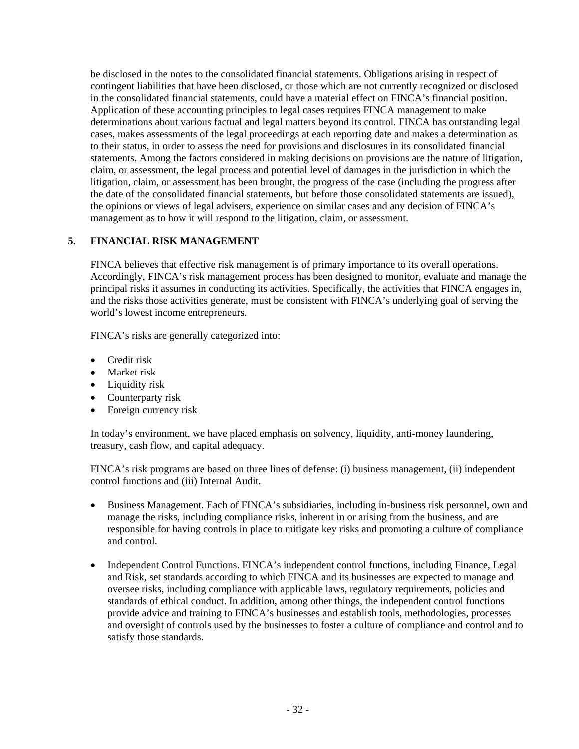be disclosed in the notes to the consolidated financial statements. Obligations arising in respect of contingent liabilities that have been disclosed, or those which are not currently recognized or disclosed in the consolidated financial statements, could have a material effect on FINCA's financial position. Application of these accounting principles to legal cases requires FINCA management to make determinations about various factual and legal matters beyond its control. FINCA has outstanding legal cases, makes assessments of the legal proceedings at each reporting date and makes a determination as to their status, in order to assess the need for provisions and disclosures in its consolidated financial statements. Among the factors considered in making decisions on provisions are the nature of litigation, claim, or assessment, the legal process and potential level of damages in the jurisdiction in which the litigation, claim, or assessment has been brought, the progress of the case (including the progress after the date of the consolidated financial statements, but before those consolidated statements are issued), the opinions or views of legal advisers, experience on similar cases and any decision of FINCA's management as to how it will respond to the litigation, claim, or assessment.

## 5. FINANCIAL RISK MANAGEMENT

FINCA believes that effective risk management is of primary importance to its overall operations. Accordingly, FINCA's risk management process has been designed to monitor, evaluate and manage the principal risks it assumes in conducting its activities. Specifically, the activities that FINCA engages in, and the risks those activities generate, must be consistent with FINCA's underlying goal of serving the world's lowest income entrepreneurs.

FINCA's risks are generally categorized into:

- Credit risk
- Market risk
- Liquidity risk
- Counterparty risk
- Foreign currency risk

In today's environment, we have placed emphasis on solvency, liquidity, anti-money laundering, treasury, cash flow, and capital adequacy.

FINCA's risk programs are based on three lines of defense: (i) business management, (ii) independent control functions and (iii) Internal Audit.

- Business Management. Each of FINCA's subsidiaries, including in-business risk personnel, own and manage the risks, including compliance risks, inherent in or arising from the business, and are responsible for having controls in place to mitigate key risks and promoting a culture of compliance and control.

- Independent Control Functions. FINCA's independent control functions, including Finance, Legal and Risk, set standards according to which FINCA and its businesses are expected to manage and oversee risks, including compliance with applicable laws, regulatory requirements, policies and standards of ethical conduct. In addition, among other things, the independent control functions provide advice and training to FINCA's businesses and establish tools, methodologies, processes and oversight of controls used by the businesses to foster a culture of compliance and control and to satisfy those standards.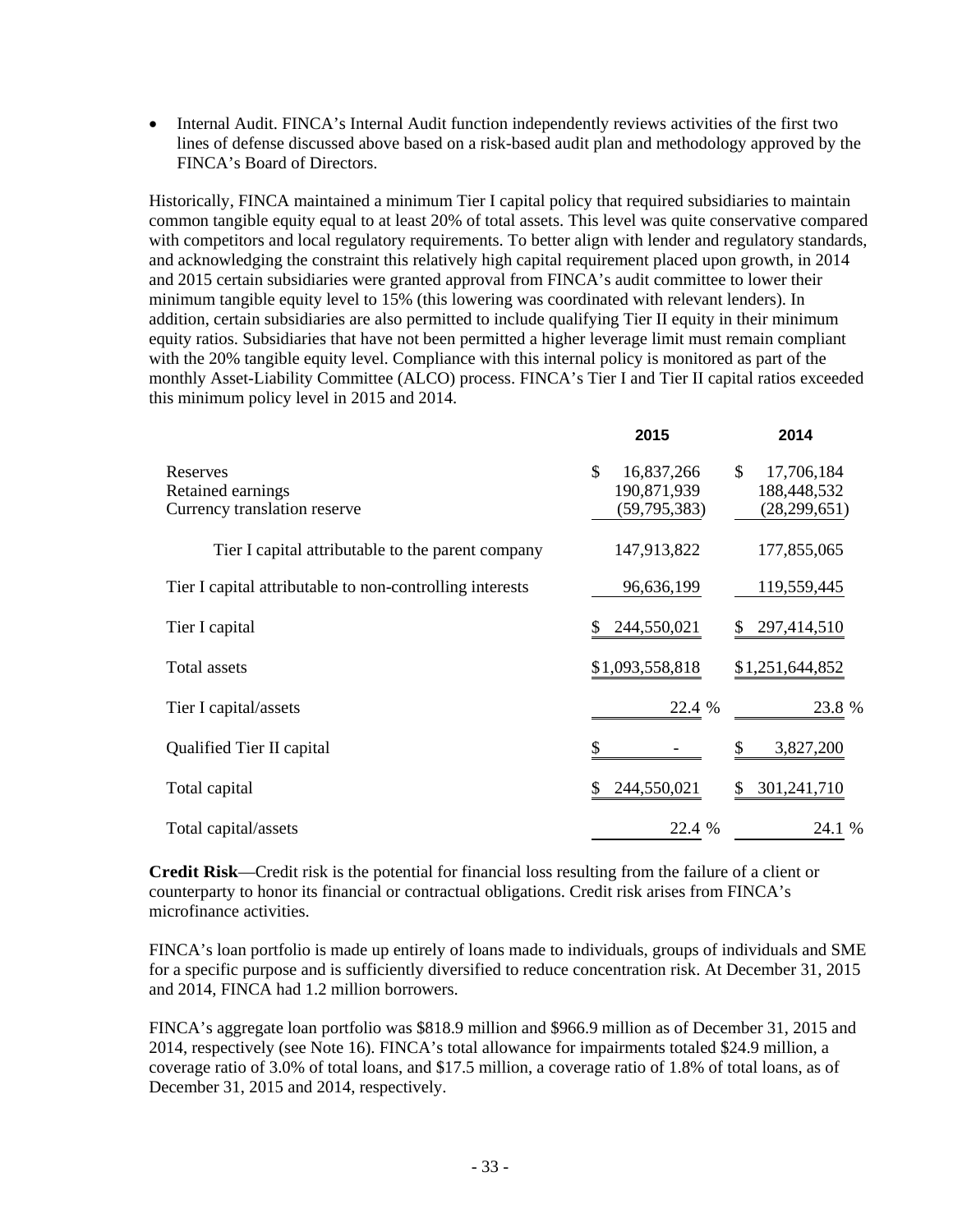- Internal Audit. FINCA's Internal Audit function independently reviews activities of the first two lines of defense discussed above based on a risk-based audit plan and methodology approved by the FINCA's Board of Directors.

Historically, FINCA maintained a minimum Tier I capital policy that required subsidiaries to maintain common tangible equity equal to at least 20% of total assets. This level was quite conservative compared with competitors and local regulatory requirements. To better align with lender and regulatory standards, and acknowledging the constraint this relatively high capital requirement placed upon growth, in 2014 and 2015 certain subsidiaries were granted approval from FINCA's audit committee to lower their minimum tangible equity level to 15% (this lowering was coordinated with relevant lenders). In addition, certain subsidiaries are also permitted to include qualifying Tier II equity in their minimum equity ratios. Subsidiaries that have not been permitted a higher leverage limit must remain compliant with the 20% tangible equity level. Compliance with this internal policy is monitored as part of the monthly Asset-Liability Committee (ALCO) process. FINCA's Tier I and Tier II capital ratios exceeded this minimum policy level in 2015 and 2014.

| | 2015 | 2014 |
|---|---|---|
| Reserves | $ 16,837,266 | $ 17,706,184 |
| Retained earnings | 190,871,939 | 188,448,532 |
| Currency translation reserve | (59,795,383) | (28,299,651) |
| Tier I capital attributable to the parent company | 147,913,822 | 177,855,065 |
| Tier I capital attributable to non-controlling interests | 96,636,199 | 119,559,445 |
| Tier I capital | $ 244,550,021 | $ 297,414,510 |
| Total assets | $1,093,558,818 | $1,251,644,852 |
| Tier I capital/assets | 22.4 % | 23.8 % |
| Qualified Tier II capital | $ - | $ 3,827,200 |
| Total capital | $ 244,550,021 | $ 301,241,710 |
| Total capital/assets | 22.4 % | 24.1 % |

**Credit Risk**—Credit risk is the potential for financial loss resulting from the failure of a client or counterparty to honor its financial or contractual obligations. Credit risk arises from FINCA's microfinance activities.

FINCA's loan portfolio is made up entirely of loans made to individuals, groups of individuals and SME for a specific purpose and is sufficiently diversified to reduce concentration risk. At December 31, 2015 and 2014, FINCA had 1.2 million borrowers.

FINCA's aggregate loan portfolio was $818.9 million and $966.9 million as of December 31, 2015 and 2014, respectively (see Note 16). FINCA's total allowance for impairments totaled $24.9 million, a coverage ratio of 3.0% of total loans, and $17.5 million, a coverage ratio of 1.8% of total loans, as of December 31, 2015 and 2014, respectively.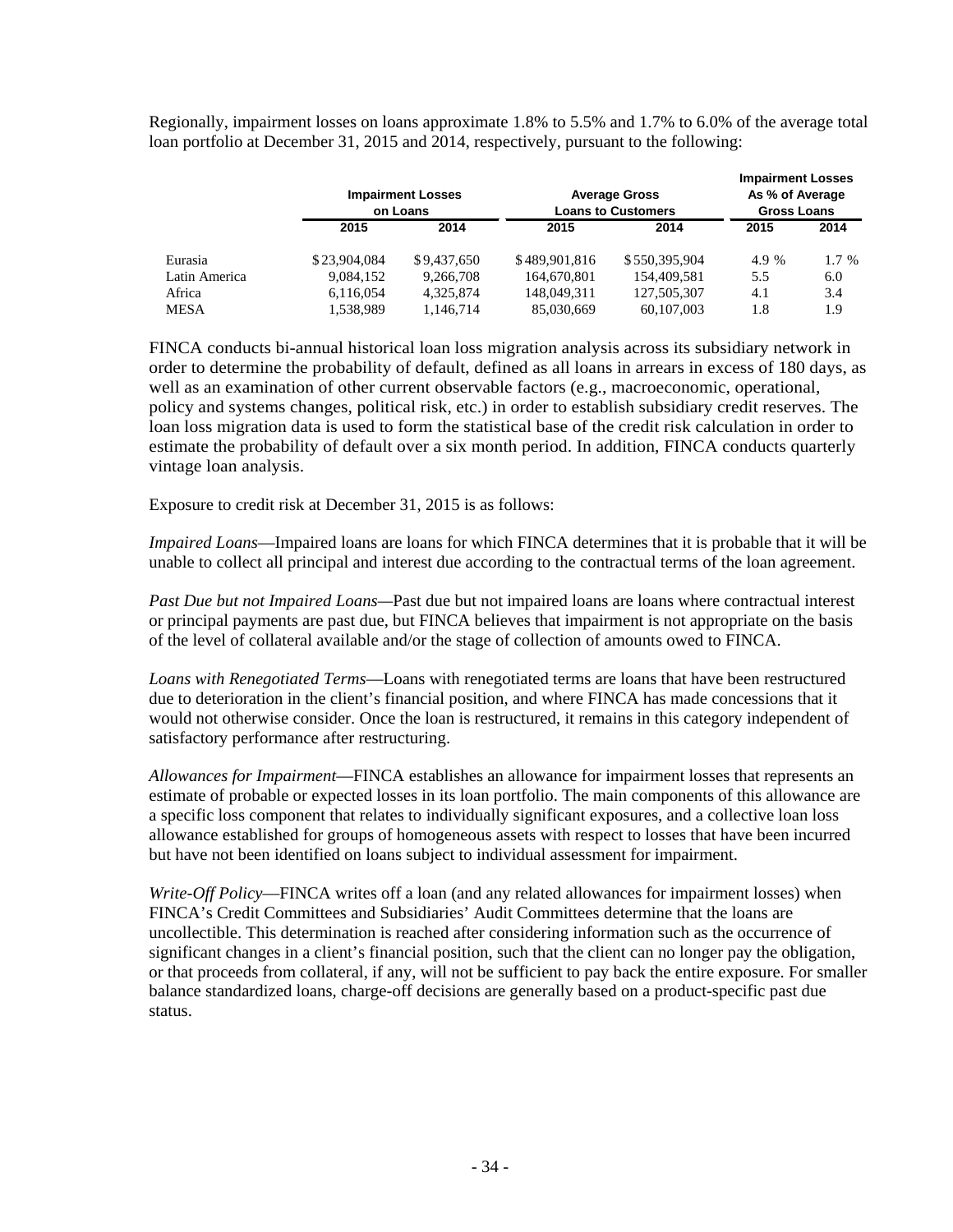Regionally, impairment losses on loans approximate 1.8% to 5.5% and 1.7% to 6.0% of the average total loan portfolio at December 31, 2015 and 2014, respectively, pursuant to the following:

| | Impairment Losses on Loans | | Average Gross Loans to Customers | | Impairment Losses As % of Average Gross Loans | |
|---|---|---|---|---|---|---|
| | 2015 | 2014 | 2015 | 2014 | 2015 | 2014 |
| Eurasia | $23,904,084 | $9,437,650 | $489,901,816 | $550,395,904 | 4.9 % | 1.7 % |
| Latin America | 9,084,152 | 9,266,708 | 164,670,801 | 154,409,581 | 5.5 | 6.0 |
| Africa | 6,116,054 | 4,325,874 | 148,049,311 | 127,505,307 | 4.1 | 3.4 |
| MESA | 1,538,989 | 1,146,714 | 85,030,669 | 60,107,003 | 1.8 | 1.9 |

FINCA conducts bi-annual historical loan loss migration analysis across its subsidiary network in order to determine the probability of default, defined as all loans in arrears in excess of 180 days, as well as an examination of other current observable factors (e.g., macroeconomic, operational, policy and systems changes, political risk, etc.) in order to establish subsidiary credit reserves. The loan loss migration data is used to form the statistical base of the credit risk calculation in order to estimate the probability of default over a six month period. In addition, FINCA conducts quarterly vintage loan analysis.

Exposure to credit risk at December 31, 2015 is as follows:

*Impaired Loans*—Impaired loans are loans for which FINCA determines that it is probable that it will be unable to collect all principal and interest due according to the contractual terms of the loan agreement.

*Past Due but not Impaired Loans*—Past due but not impaired loans are loans where contractual interest or principal payments are past due, but FINCA believes that impairment is not appropriate on the basis of the level of collateral available and/or the stage of collection of amounts owed to FINCA.

*Loans with Renegotiated Terms*—Loans with renegotiated terms are loans that have been restructured due to deterioration in the client's financial position, and where FINCA has made concessions that it would not otherwise consider. Once the loan is restructured, it remains in this category independent of satisfactory performance after restructuring.

*Allowances for Impairment*—FINCA establishes an allowance for impairment losses that represents an estimate of probable or expected losses in its loan portfolio. The main components of this allowance are a specific loss component that relates to individually significant exposures, and a collective loan loss allowance established for groups of homogeneous assets with respect to losses that have been incurred but have not been identified on loans subject to individual assessment for impairment.

*Write-Off Policy*—FINCA writes off a loan (and any related allowances for impairment losses) when FINCA's Credit Committees and Subsidiaries' Audit Committees determine that the loans are uncollectible. This determination is reached after considering information such as the occurrence of significant changes in a client's financial position, such that the client can no longer pay the obligation, or that proceeds from collateral, if any, will not be sufficient to pay back the entire exposure. For smaller balance standardized loans, charge-off decisions are generally based on a product-specific past due status.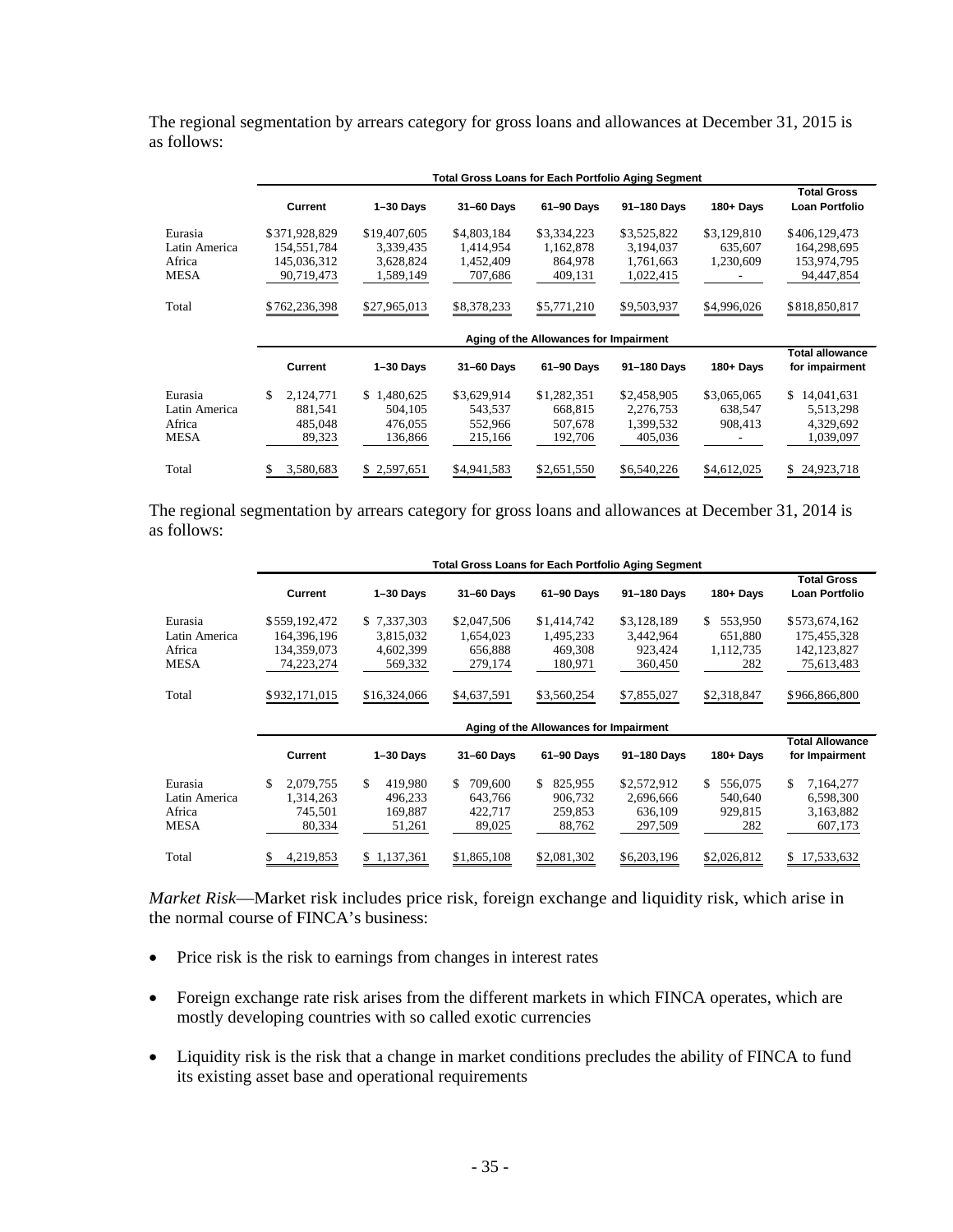The regional segmentation by arrears category for gross loans and allowances at December 31, 2015 is as follows:

| | Total Gross Loans for Each Portfolio Aging Segment | | | | | | |
|---|---|---|---|---|---|---|---|
| | Current | 1–30 Days | 31–60 Days | 61–90 Days | 91–180 Days | 180+ Days | Total Gross Loan Portfolio |
| Eurasia | $371,928,829 | $19,407,605 | $4,803,184 | $3,334,223 | $3,525,822 | $3,129,810 | $406,129,473 |
| Latin America | 154,551,784 | 3,339,435 | 1,414,954 | 1,162,878 | 3,194,037 | 635,607 | 164,298,695 |
| Africa | 145,036,312 | 3,628,824 | 1,452,409 | 864,978 | 1,761,663 | 1,230,609 | 153,974,795 |
| MESA | 90,719,473 | 1,589,149 | 707,686 | 409,131 | 1,022,415 | - | 94,447,854 |
| Total | $762,236,398 | $27,965,013 | $8,378,233 | $5,771,210 | $9,503,937 | $4,996,026 | $818,850,817 |

| | Aging of the Allowances for Impairment | | | | | | |
|---|---|---|---|---|---|---|---|
| | Current | 1–30 Days | 31–60 Days | 61–90 Days | 91–180 Days | 180+ Days | Total allowance for impairment |
| Eurasia | $ 2,124,771 | $ 1,480,625 | $3,629,914 | $1,282,351 | $2,458,905 | $3,065,065 | $ 14,041,631 |
| Latin America | 881,541 | 504,105 | 543,537 | 668,815 | 2,276,753 | 638,547 | 5,513,298 |
| Africa | 485,048 | 476,055 | 552,966 | 507,678 | 1,399,532 | 908,413 | 4,329,692 |
| MESA | 89,323 | 136,866 | 215,166 | 192,706 | 405,036 | - | 1,039,097 |
| Total | $ 3,580,683 | $ 2,597,651 | $4,941,583 | $2,651,550 | $6,540,226 | $4,612,025 | $ 24,923,718 |

The regional segmentation by arrears category for gross loans and allowances at December 31, 2014 is as follows:

| | Total Gross Loans for Each Portfolio Aging Segment | | | | | | |
|---|---|---|---|---|---|---|---|
| | Current | 1–30 Days | 31–60 Days | 61–90 Days | 91–180 Days | 180+ Days | Total Gross Loan Portfolio |
| Eurasia | $559,192,472 | $ 7,337,303 | $2,047,506 | $1,414,742 | $3,128,189 | $ 553,950 | $573,674,162 |
| Latin America | 164,396,196 | 3,815,032 | 1,654,023 | 1,495,233 | 3,442,964 | 651,880 | 175,455,328 |
| Africa | 134,359,073 | 4,602,399 | 656,888 | 469,308 | 923,424 | 1,112,735 | 142,123,827 |
| MESA | 74,223,274 | 569,332 | 279,174 | 180,971 | 360,450 | 282 | 75,613,483 |
| Total | $932,171,015 | $16,324,066 | $4,637,591 | $3,560,254 | $7,855,027 | $2,318,847 | $966,866,800 |

| | Aging of the Allowances for Impairment | | | | | | |
|---|---|---|---|---|---|---|---|
| | Current | 1–30 Days | 31–60 Days | 61–90 Days | 91–180 Days | 180+ Days | Total Allowance for Impairment |
| Eurasia | $ 2,079,755 | $ 419,980 | $ 709,600 | $ 825,955 | $2,572,912 | $ 556,075 | $ 7,164,277 |
| Latin America | 1,314,263 | 496,233 | 643,766 | 906,732 | 2,696,666 | 540,640 | 6,598,300 |
| Africa | 745,501 | 169,887 | 422,717 | 259,853 | 636,109 | 929,815 | 3,163,882 |
| MESA | 80,334 | 51,261 | 89,025 | 88,762 | 297,509 | 282 | 607,173 |
| Total | $ 4,219,853 | $ 1,137,361 | $1,865,108 | $2,081,302 | $6,203,196 | $2,026,812 | $ 17,533,632 |

*Market Risk*—Market risk includes price risk, foreign exchange and liquidity risk, which arise in the normal course of FINCA's business:

- Price risk is the risk to earnings from changes in interest rates
- Foreign exchange rate risk arises from the different markets in which FINCA operates, which are mostly developing countries with so called exotic currencies
- Liquidity risk is the risk that a change in market conditions precludes the ability of FINCA to fund its existing asset base and operational requirements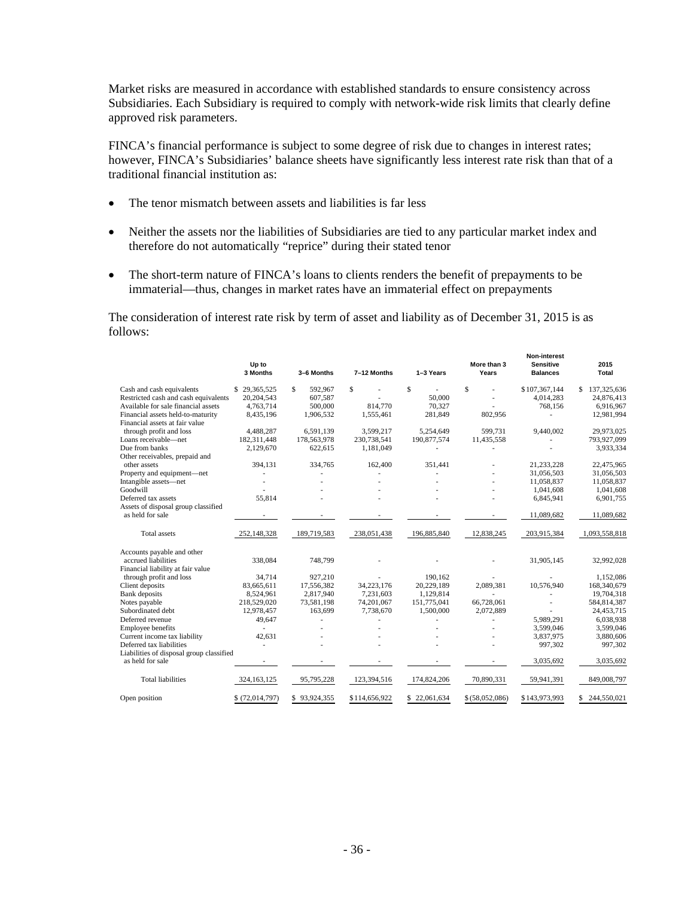Market risks are measured in accordance with established standards to ensure consistency across Subsidiaries. Each Subsidiary is required to comply with network-wide risk limits that clearly define approved risk parameters.

FINCA's financial performance is subject to some degree of risk due to changes in interest rates; however, FINCA's Subsidiaries' balance sheets have significantly less interest rate risk than that of a traditional financial institution as:

- The tenor mismatch between assets and liabilities is far less
- Neither the assets nor the liabilities of Subsidiaries are tied to any particular market index and therefore do not automatically "reprice" during their stated tenor
- The short-term nature of FINCA's loans to clients renders the benefit of prepayments to be immaterial—thus, changes in market rates have an immaterial effect on prepayments

The consideration of interest rate risk by term of asset and liability as of December 31, 2015 is as follows:

| | Up to 3 Months | 3–6 Months | 7–12 Months | 1–3 Years | More than 3 Years | Non-interest Sensitive Balances | 2015 Total |
|---|---|---|---|---|---|---|---|
| Cash and cash equivalents | $ 29,365,525 | $ 592,967 | $ - | $ - | $ - | $ 107,367,144 | $ 137,325,636 |
| Restricted cash and cash equivalents | 20,204,543 | 607,587 | - | 50,000 | - | 4,014,283 | 24,876,413 |
| Available for sale financial assets | 4,763,714 | 500,000 | 814,770 | 70,327 | - | 768,156 | 6,916,967 |
| Financial assets held-to-maturity | 8,435,196 | 1,906,532 | 1,555,461 | 281,849 | 802,956 | - | 12,981,994 |
| Financial assets at fair value through profit and loss | 4,488,287 | 6,591,139 | 3,599,217 | 5,254,649 | 599,731 | 9,440,002 | 29,973,025 |
| Loans receivable—net | 182,311,448 | 178,563,978 | 230,738,541 | 190,877,574 | 11,435,558 | - | 793,927,099 |
| Due from banks | 2,129,670 | 622,615 | 1,181,049 | - | - | - | 3,933,334 |
| Other receivables, prepaid and other assets | 394,131 | 334,765 | 162,400 | 351,441 | - | 21,233,228 | 22,475,965 |
| Property and equipment—net | - | - | - | - | - | 31,056,503 | 31,056,503 |
| Intangible assets—net | - | - | - | - | - | 11,058,837 | 11,058,837 |
| Goodwill | - | - | - | - | - | 1,041,608 | 1,041,608 |
| Deferred tax assets | 55,814 | - | - | - | - | 6,845,941 | 6,901,755 |
| Assets of disposal group classified as held for sale | - | - | - | - | - | 11,089,682 | 11,089,682 |
| Total assets | 252,148,328 | 189,719,583 | 238,051,438 | 196,885,840 | 12,838,245 | 203,915,384 | 1,093,558,818 |
| Accounts payable and other accrued liabilities | 338,084 | 748,799 | - | - | - | 31,905,145 | 32,992,028 |
| Financial liability at fair value through profit and loss | 34,714 | 927,210 | - | 190,162 | - | - | 1,152,086 |
| Client deposits | 83,665,611 | 17,556,382 | 34,223,176 | 20,229,189 | 2,089,381 | 10,576,940 | 168,340,679 |
| Bank deposits | 8,524,961 | 2,817,940 | 7,231,603 | 1,129,814 | - | - | 19,704,318 |
| Notes payable | 218,529,020 | 73,581,198 | 74,201,067 | 151,775,041 | 66,728,061 | - | 584,814,387 |
| Subordinated debt | 12,978,457 | 163,699 | 7,738,670 | 1,500,000 | 2,072,889 | - | 24,453,715 |
| Deferred revenue | 49,647 | - | - | - | - | 5,989,291 | 6,038,938 |
| Employee benefits | - | - | - | - | - | 3,599,046 | 3,599,046 |
| Current income tax liability | 42,631 | - | - | - | - | 3,837,975 | 3,880,606 |
| Deferred tax liabilities | - | - | - | - | - | 997,302 | 997,302 |
| Liabilities of disposal group classified as held for sale | - | - | - | - | - | 3,035,692 | 3,035,692 |
| Total liabilities | 324,163,125 | 95,795,228 | 123,394,516 | 174,824,206 | 70,890,331 | 59,941,391 | 849,008,797 |
| Open position | $ (72,014,797) | $ 93,924,355 | $ 114,656,922 | $ 22,061,634 | $ (58,052,086) | $ 143,973,993 | $ 244,550,021 |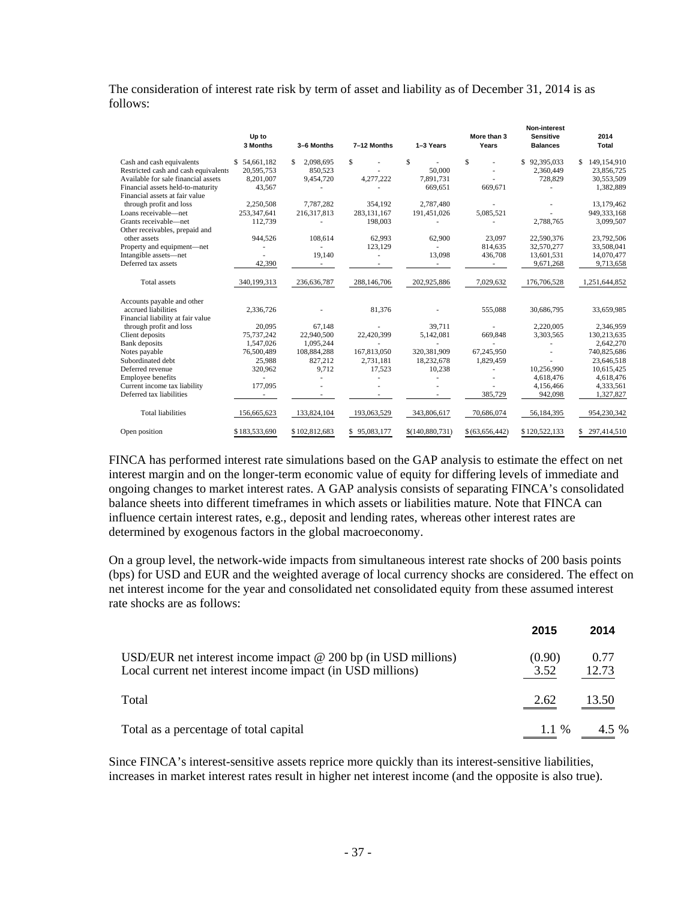The consideration of interest rate risk by term of asset and liability as of December 31, 2014 is as follows:

| | Up to 3 Months | 3–6 Months | 7–12 Months | 1–3 Years | More than 3 Years | Non-interest Sensitive Balances | 2014 Total |
|---|---|---|---|---|---|---|---|
| Cash and cash equivalents | $ 54,661,182 | $ 2,098,695 | $ - | $ - | $ - | $ 92,395,033 | $ 149,154,910 |
| Restricted cash and cash equivalents | 20,595,753 | 850,523 | - | 50,000 | - | 2,360,449 | 23,856,725 |
| Available for sale financial assets | 8,201,007 | 9,454,720 | 4,277,222 | 7,891,731 | - | 728,829 | 30,553,509 |
| Financial assets held-to-maturity | 43,567 | - | - | 669,651 | 669,671 | - | 1,382,889 |
| Financial assets at fair value through profit and loss | 2,250,508 | 7,787,282 | 354,192 | 2,787,480 | - | - | 13,179,462 |
| Loans receivable—net | 253,347,641 | 216,317,813 | 283,131,167 | 191,451,026 | 5,085,521 | - | 949,333,168 |
| Grants receivable—net | 112,739 | - | 198,003 | - | - | 2,788,765 | 3,099,507 |
| Other receivables, prepaid and other assets | 944,526 | 108,614 | 62,993 | 62,900 | 23,097 | 22,590,376 | 23,792,506 |
| Property and equipment—net | - | - | 123,129 | - | 814,635 | 32,570,277 | 33,508,041 |
| Intangible assets—net | - | 19,140 | - | 13,098 | 436,708 | 13,601,531 | 14,070,477 |
| Deferred tax assets | 42,390 | - | - | - | - | 9,671,268 | 9,713,658 |
| Total assets | 340,199,313 | 236,636,787 | 288,146,706 | 202,925,886 | 7,029,632 | 176,706,528 | 1,251,644,852 |
| Accounts payable and other accrued liabilities | 2,336,726 | - | 81,376 | - | 555,088 | 30,686,795 | 33,659,985 |
| Financial liability at fair value through profit and loss | 20,095 | 67,148 | - | 39,711 | - | 2,220,005 | 2,346,959 |
| Client deposits | 75,737,242 | 22,940,500 | 22,420,399 | 5,142,081 | 669,848 | 3,303,565 | 130,213,635 |
| Bank deposits | 1,547,026 | 1,095,244 | - | - | - | - | 2,642,270 |
| Notes payable | 76,500,489 | 108,884,288 | 167,813,050 | 320,381,909 | 67,245,950 | - | 740,825,686 |
| Subordinated debt | 25,988 | 827,212 | 2,731,181 | 18,232,678 | 1,829,459 | - | 23,646,518 |
| Deferred revenue | 320,962 | 9,712 | 17,523 | 10,238 | - | 10,256,990 | 10,615,425 |
| Employee benefits | - | - | - | - | - | 4,618,476 | 4,618,476 |
| Current income tax liability | 177,095 | - | - | - | - | 4,156,466 | 4,333,561 |
| Deferred tax liabilities | - | - | - | - | 385,729 | 942,098 | 1,327,827 |
| Total liabilities | 156,665,623 | 133,824,104 | 193,063,529 | 343,806,617 | 70,686,074 | 56,184,395 | 954,230,342 |
| Open position | $183,533,690 | $102,812,683 | $ 95,083,177 | $(140,880,731) | $(63,656,442) | $120,522,133 | $ 297,414,510 |

FINCA has performed interest rate simulations based on the GAP analysis to estimate the effect on net interest margin and on the longer-term economic value of equity for differing levels of immediate and ongoing changes to market interest rates. A GAP analysis consists of separating FINCA's consolidated balance sheets into different timeframes in which assets or liabilities mature. Note that FINCA can influence certain interest rates, e.g., deposit and lending rates, whereas other interest rates are determined by exogenous factors in the global macroeconomy.

On a group level, the network-wide impacts from simultaneous interest rate shocks of 200 basis points (bps) for USD and EUR and the weighted average of local currency shocks are considered. The effect on net interest income for the year and consolidated net consolidated equity from these assumed interest rate shocks are as follows:

| | 2015 | 2014 |
|---|---|---|
| USD/EUR net interest income impact @ 200 bp (in USD millions) | (0.90) | 0.77 |
| Local current net interest income impact (in USD millions) | 3.52 | 12.73 |
| Total | 2.62 | 13.50 |
| Total as a percentage of total capital | 1.1 % | 4.5 % |

Since FINCA's interest-sensitive assets reprice more quickly than its interest-sensitive liabilities, increases in market interest rates result in higher net interest income (and the opposite is also true).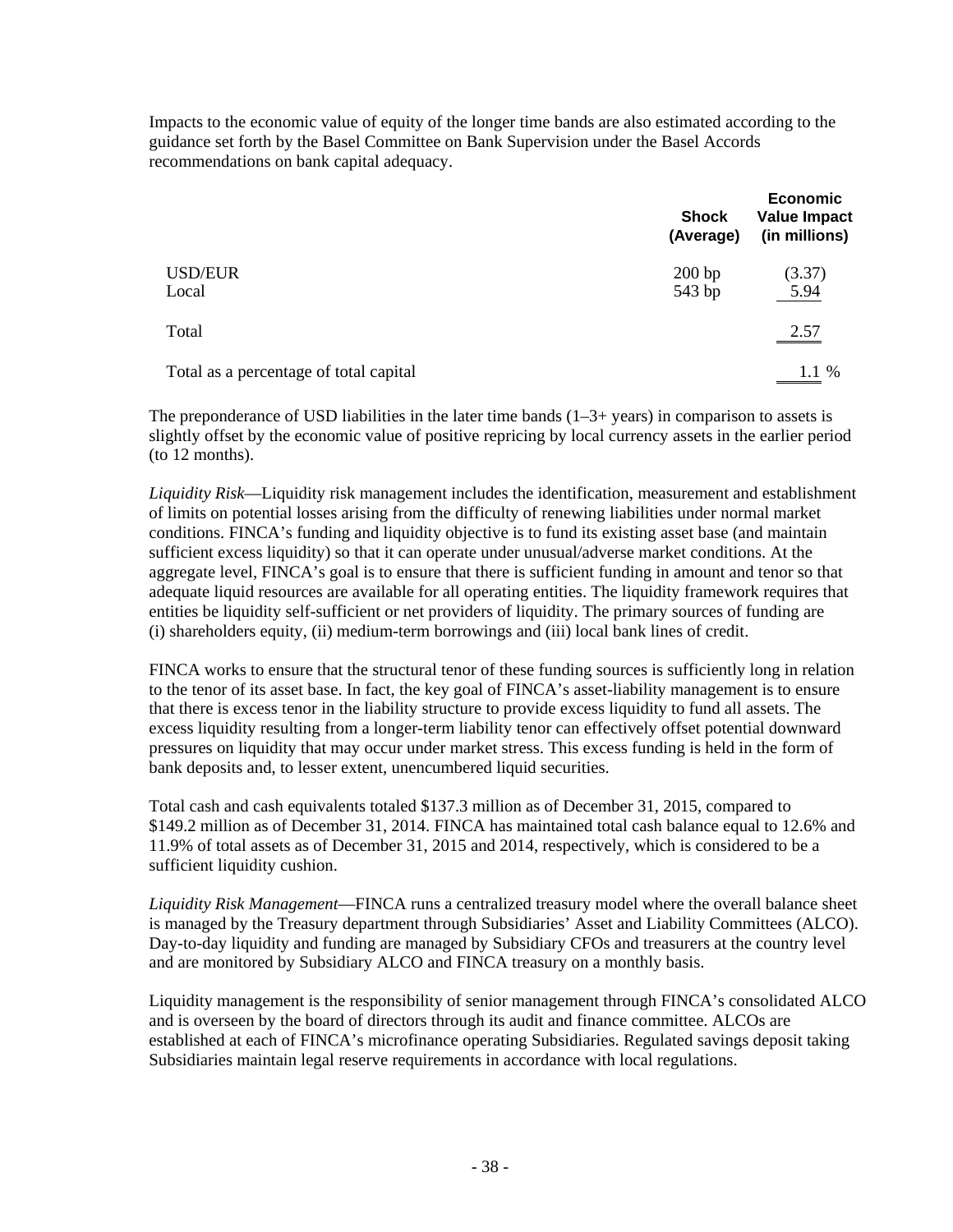Impacts to the economic value of equity of the longer time bands are also estimated according to the guidance set forth by the Basel Committee on Bank Supervision under the Basel Accords recommendations on bank capital adequacy.

| | Shock (Average) | Economic Value Impact (in millions) |
|---|---|---|
| USD/EUR | 200 bp | (3.37) |
| Local | 543 bp | 5.94 |
| Total | | 2.57 |
| Total as a percentage of total capital | | 1.1 % |

The preponderance of USD liabilities in the later time bands (1–3+ years) in comparison to assets is slightly offset by the economic value of positive repricing by local currency assets in the earlier period (to 12 months).

*Liquidity Risk*—Liquidity risk management includes the identification, measurement and establishment of limits on potential losses arising from the difficulty of renewing liabilities under normal market conditions. FINCA's funding and liquidity objective is to fund its existing asset base (and maintain sufficient excess liquidity) so that it can operate under unusual/adverse market conditions. At the aggregate level, FINCA's goal is to ensure that there is sufficient funding in amount and tenor so that adequate liquid resources are available for all operating entities. The liquidity framework requires that entities be liquidity self-sufficient or net providers of liquidity. The primary sources of funding are (i) shareholders equity, (ii) medium-term borrowings and (iii) local bank lines of credit.

FINCA works to ensure that the structural tenor of these funding sources is sufficiently long in relation to the tenor of its asset base. In fact, the key goal of FINCA's asset-liability management is to ensure that there is excess tenor in the liability structure to provide excess liquidity to fund all assets. The excess liquidity resulting from a longer-term liability tenor can effectively offset potential downward pressures on liquidity that may occur under market stress. This excess funding is held in the form of bank deposits and, to lesser extent, unencumbered liquid securities.

Total cash and cash equivalents totaled $137.3 million as of December 31, 2015, compared to $149.2 million as of December 31, 2014. FINCA has maintained total cash balance equal to 12.6% and 11.9% of total assets as of December 31, 2015 and 2014, respectively, which is considered to be a sufficient liquidity cushion.

*Liquidity Risk Management*—FINCA runs a centralized treasury model where the overall balance sheet is managed by the Treasury department through Subsidiaries' Asset and Liability Committees (ALCO). Day-to-day liquidity and funding are managed by Subsidiary CFOs and treasurers at the country level and are monitored by Subsidiary ALCO and FINCA treasury on a monthly basis.

Liquidity management is the responsibility of senior management through FINCA's consolidated ALCO and is overseen by the board of directors through its audit and finance committee. ALCOs are established at each of FINCA's microfinance operating Subsidiaries. Regulated savings deposit taking Subsidiaries maintain legal reserve requirements in accordance with local regulations.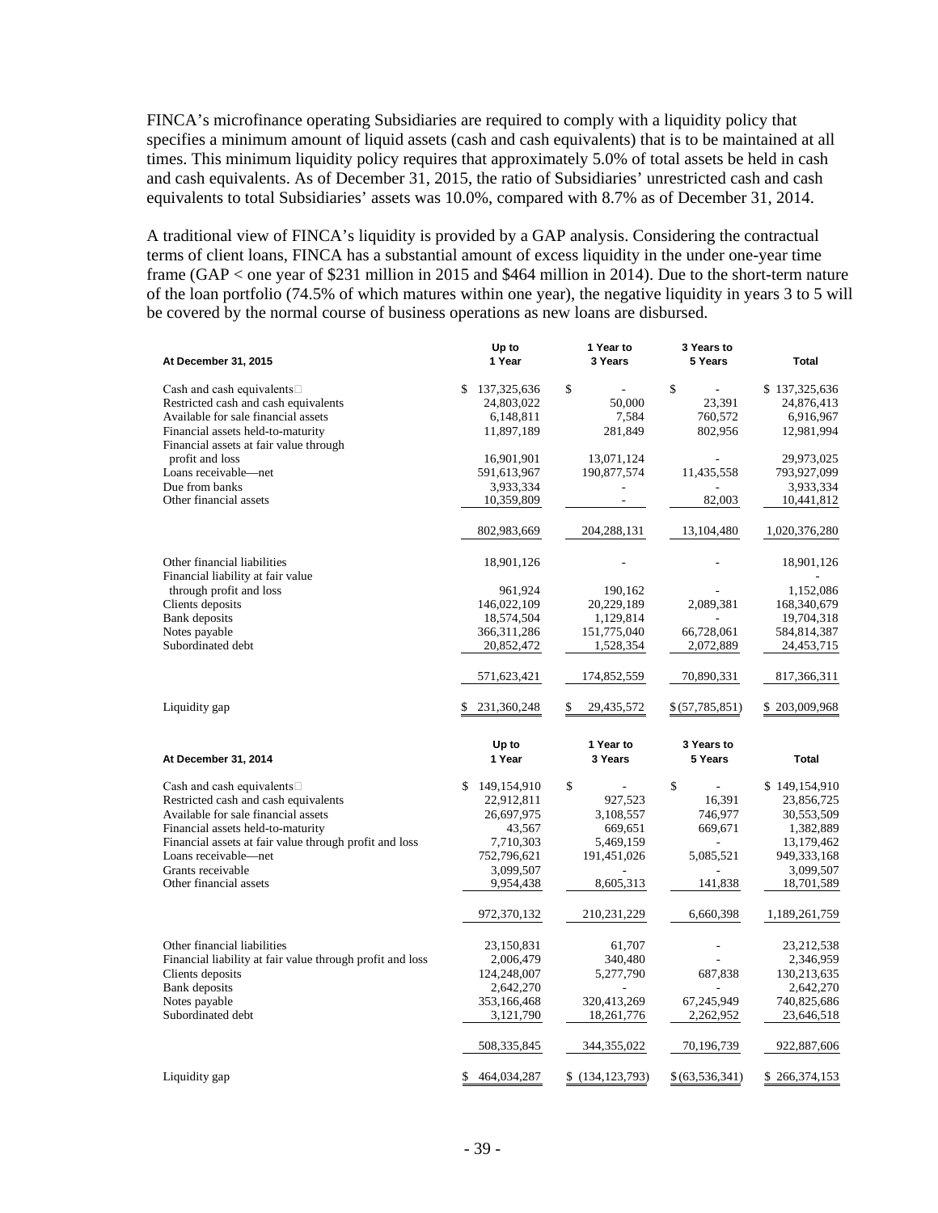FINCA's microfinance operating Subsidiaries are required to comply with a liquidity policy that specifies a minimum amount of liquid assets (cash and cash equivalents) that is to be maintained at all times. This minimum liquidity policy requires that approximately 5.0% of total assets be held in cash and cash equivalents. As of December 31, 2015, the ratio of Subsidiaries' unrestricted cash and cash equivalents to total Subsidiaries' assets was 10.0%, compared with 8.7% as of December 31, 2014.

A traditional view of FINCA's liquidity is provided by a GAP analysis. Considering the contractual terms of client loans, FINCA has a substantial amount of excess liquidity in the under one-year time frame (GAP < one year of $231 million in 2015 and $464 million in 2014). Due to the short-term nature of the loan portfolio (74.5% of which matures within one year), the negative liquidity in years 3 to 5 will be covered by the normal course of business operations as new loans are disbursed.

| At December 31, 2015 | Up to 1 Year | 1 Year to 3 Years | 3 Years to 5 Years | Total |
|---|---|---|---|---|
| Cash and cash equivalents | $ 137,325,636 | $ - | $ - | $ 137,325,636 |
| Restricted cash and cash equivalents | 24,803,022 | 50,000 | 23,391 | 24,876,413 |
| Available for sale financial assets | 6,148,811 | 7,584 | 760,572 | 6,916,967 |
| Financial assets held-to-maturity | 11,897,189 | 281,849 | 802,956 | 12,981,994 |
| Financial assets at fair value through profit and loss | 16,901,901 | 13,071,124 | - | 29,973,025 |
| Loans receivable—net | 591,613,967 | 190,877,574 | 11,435,558 | 793,927,099 |
| Due from banks | 3,933,334 | - | - | 3,933,334 |
| Other financial assets | 10,359,809 | - | 82,003 | 10,441,812 |
| | 802,983,669 | 204,288,131 | 13,104,480 | 1,020,376,280 |
| Other financial liabilities | 18,901,126 | - | - | 18,901,126 |
| Financial liability at fair value through profit and loss | 961,924 | 190,162 | - | 1,152,086 |
| Clients deposits | 146,022,109 | 20,229,189 | 2,089,381 | 168,340,679 |
| Bank deposits | 18,574,504 | 1,129,814 | - | 19,704,318 |
| Notes payable | 366,311,286 | 151,775,040 | 66,728,061 | 584,814,387 |
| Subordinated debt | 20,852,472 | 1,528,354 | 2,072,889 | 24,453,715 |
| | 571,623,421 | 174,852,559 | 70,890,331 | 817,366,311 |
| Liquidity gap | $ 231,360,248 | $ 29,435,572 | $ (57,785,851) | $ 203,009,968 |

| At December 31, 2014 | Up to 1 Year | 1 Year to 3 Years | 3 Years to 5 Years | Total |
|---|---|---|---|---|
| Cash and cash equivalents | $ 149,154,910 | $ - | $ - | $ 149,154,910 |
| Restricted cash and cash equivalents | 22,912,811 | 927,523 | 16,391 | 23,856,725 |
| Available for sale financial assets | 26,697,975 | 3,108,557 | 746,977 | 30,553,509 |
| Financial assets held-to-maturity | 43,567 | 669,651 | 669,671 | 1,382,889 |
| Financial assets at fair value through profit and loss | 7,710,303 | 5,469,159 | - | 13,179,462 |
| Loans receivable—net | 752,796,621 | 191,451,026 | 5,085,521 | 949,333,168 |
| Grants receivable | 3,099,507 | - | - | 3,099,507 |
| Other financial assets | 9,954,438 | 8,605,313 | 141,838 | 18,701,589 |
| | 972,370,132 | 210,231,229 | 6,660,398 | 1,189,261,759 |
| Other financial liabilities | 23,150,831 | 61,707 | - | 23,212,538 |
| Financial liability at fair value through profit and loss | 2,006,479 | 340,480 | - | 2,346,959 |
| Clients deposits | 124,248,007 | 5,277,790 | 687,838 | 130,213,635 |
| Bank deposits | 2,642,270 | - | - | 2,642,270 |
| Notes payable | 353,166,468 | 320,413,269 | 67,245,949 | 740,825,686 |
| Subordinated debt | 3,121,790 | 18,261,776 | 2,262,952 | 23,646,518 |
| | 508,335,845 | 344,355,022 | 70,196,739 | 922,887,606 |
| Liquidity gap | $ 464,034,287 | $ (134,123,793) | $ (63,536,341) | $ 266,374,153 |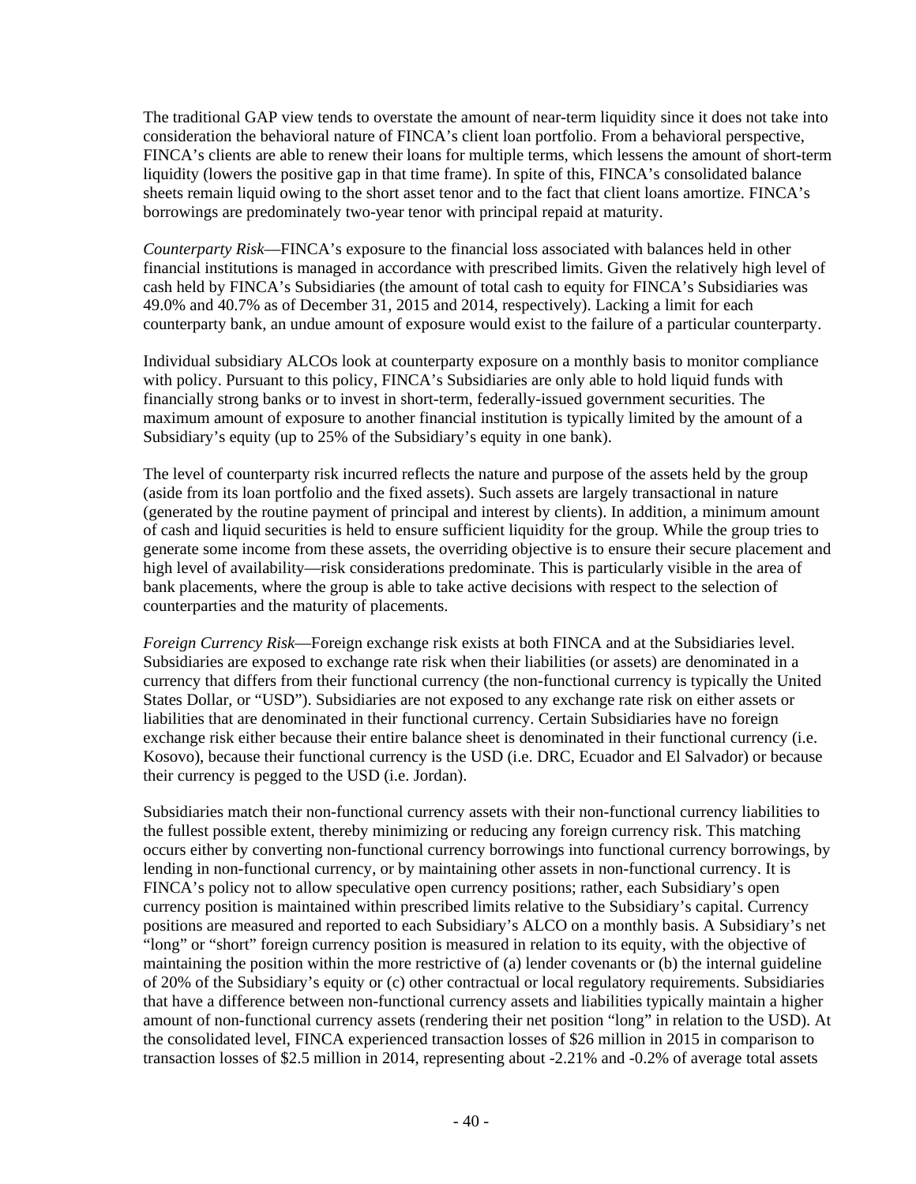The traditional GAP view tends to overstate the amount of near-term liquidity since it does not take into consideration the behavioral nature of FINCA's client loan portfolio. From a behavioral perspective, FINCA's clients are able to renew their loans for multiple terms, which lessens the amount of short-term liquidity (lowers the positive gap in that time frame). In spite of this, FINCA's consolidated balance sheets remain liquid owing to the short asset tenor and to the fact that client loans amortize. FINCA's borrowings are predominately two-year tenor with principal repaid at maturity.

*Counterparty Risk*—FINCA's exposure to the financial loss associated with balances held in other financial institutions is managed in accordance with prescribed limits. Given the relatively high level of cash held by FINCA's Subsidiaries (the amount of total cash to equity for FINCA's Subsidiaries was 49.0% and 40.7% as of December 31, 2015 and 2014, respectively). Lacking a limit for each counterparty bank, an undue amount of exposure would exist to the failure of a particular counterparty.

Individual subsidiary ALCOs look at counterparty exposure on a monthly basis to monitor compliance with policy. Pursuant to this policy, FINCA's Subsidiaries are only able to hold liquid funds with financially strong banks or to invest in short-term, federally-issued government securities. The maximum amount of exposure to another financial institution is typically limited by the amount of a Subsidiary's equity (up to 25% of the Subsidiary's equity in one bank).

The level of counterparty risk incurred reflects the nature and purpose of the assets held by the group (aside from its loan portfolio and the fixed assets). Such assets are largely transactional in nature (generated by the routine payment of principal and interest by clients). In addition, a minimum amount of cash and liquid securities is held to ensure sufficient liquidity for the group. While the group tries to generate some income from these assets, the overriding objective is to ensure their secure placement and high level of availability—risk considerations predominate. This is particularly visible in the area of bank placements, where the group is able to take active decisions with respect to the selection of counterparties and the maturity of placements.

*Foreign Currency Risk*—Foreign exchange risk exists at both FINCA and at the Subsidiaries level. Subsidiaries are exposed to exchange rate risk when their liabilities (or assets) are denominated in a currency that differs from their functional currency (the non-functional currency is typically the United States Dollar, or "USD"). Subsidiaries are not exposed to any exchange rate risk on either assets or liabilities that are denominated in their functional currency. Certain Subsidiaries have no foreign exchange risk either because their entire balance sheet is denominated in their functional currency (i.e. Kosovo), because their functional currency is the USD (i.e. DRC, Ecuador and El Salvador) or because their currency is pegged to the USD (i.e. Jordan).

Subsidiaries match their non-functional currency assets with their non-functional currency liabilities to the fullest possible extent, thereby minimizing or reducing any foreign currency risk. This matching occurs either by converting non-functional currency borrowings into functional currency borrowings, by lending in non-functional currency, or by maintaining other assets in non-functional currency. It is FINCA's policy not to allow speculative open currency positions; rather, each Subsidiary's open currency position is maintained within prescribed limits relative to the Subsidiary's capital. Currency positions are measured and reported to each Subsidiary's ALCO on a monthly basis. A Subsidiary's net "long" or "short" foreign currency position is measured in relation to its equity, with the objective of maintaining the position within the more restrictive of (a) lender covenants or (b) the internal guideline of 20% of the Subsidiary's equity or (c) other contractual or local regulatory requirements. Subsidiaries that have a difference between non-functional currency assets and liabilities typically maintain a higher amount of non-functional currency assets (rendering their net position "long" in relation to the USD). At the consolidated level, FINCA experienced transaction losses of $26 million in 2015 in comparison to transaction losses of $2.5 million in 2014, representing about -2.21% and -0.2% of average total assets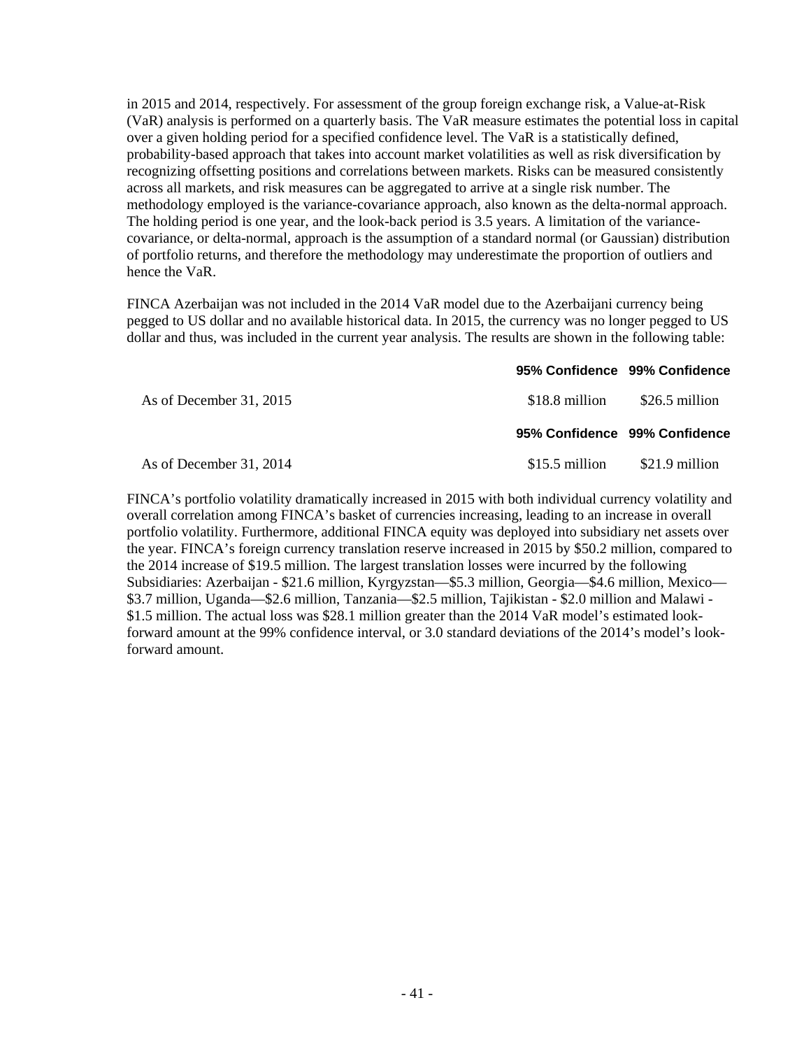in 2015 and 2014, respectively. For assessment of the group foreign exchange risk, a Value-at-Risk (VaR) analysis is performed on a quarterly basis. The VaR measure estimates the potential loss in capital over a given holding period for a specified confidence level. The VaR is a statistically defined, probability-based approach that takes into account market volatilities as well as risk diversification by recognizing offsetting positions and correlations between markets. Risks can be measured consistently across all markets, and risk measures can be aggregated to arrive at a single risk number. The methodology employed is the variance-covariance approach, also known as the delta-normal approach. The holding period is one year, and the look-back period is 3.5 years. A limitation of the variance-covariance, or delta-normal, approach is the assumption of a standard normal (or Gaussian) distribution of portfolio returns, and therefore the methodology may underestimate the proportion of outliers and hence the VaR.

FINCA Azerbaijan was not included in the 2014 VaR model due to the Azerbaijani currency being pegged to US dollar and no available historical data. In 2015, the currency was no longer pegged to US dollar and thus, was included in the current year analysis. The results are shown in the following table:

| | **95% Confidence** | **99% Confidence** |
|---|---|---|
| As of December 31, 2015 | $18.8 million | $26.5 million |
| | **95% Confidence** | **99% Confidence** |
| As of December 31, 2014 | $15.5 million | $21.9 million |

FINCA's portfolio volatility dramatically increased in 2015 with both individual currency volatility and overall correlation among FINCA's basket of currencies increasing, leading to an increase in overall portfolio volatility. Furthermore, additional FINCA equity was deployed into subsidiary net assets over the year. FINCA's foreign currency translation reserve increased in 2015 by $50.2 million, compared to the 2014 increase of $19.5 million. The largest translation losses were incurred by the following Subsidiaries: Azerbaijan - $21.6 million, Kyrgyzstan—$5.3 million, Georgia—$4.6 million, Mexico—$3.7 million, Uganda—$2.6 million, Tanzania—$2.5 million, Tajikistan - $2.0 million and Malawi - $1.5 million. The actual loss was $28.1 million greater than the 2014 VaR model's estimated look-forward amount at the 99% confidence interval, or 3.0 standard deviations of the 2014's model's look-forward amount.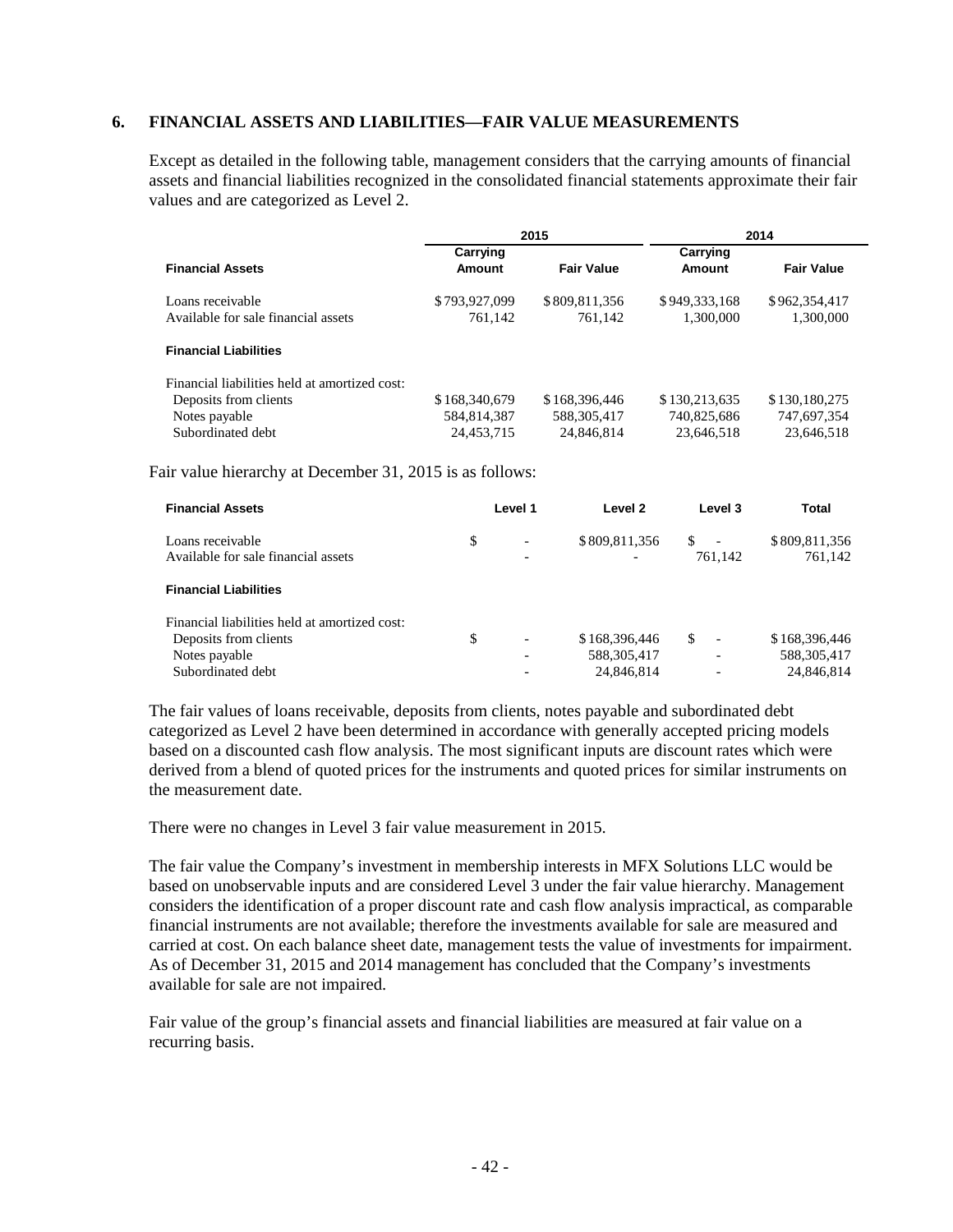## 6. FINANCIAL ASSETS AND LIABILITIES—FAIR VALUE MEASUREMENTS

Except as detailed in the following table, management considers that the carrying amounts of financial assets and financial liabilities recognized in the consolidated financial statements approximate their fair values and are categorized as Level 2.

| | 2015 | | 2014 | |
|---|---|---|---|---|
| **Financial Assets** | **Carrying Amount** | **Fair Value** | **Carrying Amount** | **Fair Value** |
| Loans receivable | $793,927,099 | $809,811,356 | $949,333,168 | $962,354,417 |
| Available for sale financial assets | 761,142 | 761,142 | 1,300,000 | 1,300,000 |
| **Financial Liabilities** | | | | |
| Financial liabilities held at amortized cost: | | | | |
| Deposits from clients | $168,340,679 | $168,396,446 | $130,213,635 | $130,180,275 |
| Notes payable | 584,814,387 | 588,305,417 | 740,825,686 | 747,697,354 |
| Subordinated debt | 24,453,715 | 24,846,814 | 23,646,518 | 23,646,518 |

Fair value hierarchy at December 31, 2015 is as follows:

| **Financial Assets** | **Level 1** | **Level 2** | **Level 3** | **Total** |
|---|---|---|---|---|
| Loans receivable | $ - | $809,811,356 | $ - | $809,811,356 |
| Available for sale financial assets | - | - | 761,142 | 761,142 |
| **Financial Liabilities** | | | | |
| Financial liabilities held at amortized cost: | | | | |
| Deposits from clients | $ - | $168,396,446 | $ - | $168,396,446 |
| Notes payable | - | 588,305,417 | - | 588,305,417 |
| Subordinated debt | - | 24,846,814 | - | 24,846,814 |

The fair values of loans receivable, deposits from clients, notes payable and subordinated debt categorized as Level 2 have been determined in accordance with generally accepted pricing models based on a discounted cash flow analysis. The most significant inputs are discount rates which were derived from a blend of quoted prices for the instruments and quoted prices for similar instruments on the measurement date.

There were no changes in Level 3 fair value measurement in 2015.

The fair value the Company's investment in membership interests in MFX Solutions LLC would be based on unobservable inputs and are considered Level 3 under the fair value hierarchy. Management considers the identification of a proper discount rate and cash flow analysis impractical, as comparable financial instruments are not available; therefore the investments available for sale are measured and carried at cost. On each balance sheet date, management tests the value of investments for impairment. As of December 31, 2015 and 2014 management has concluded that the Company's investments available for sale are not impaired.

Fair value of the group's financial assets and financial liabilities are measured at fair value on a recurring basis.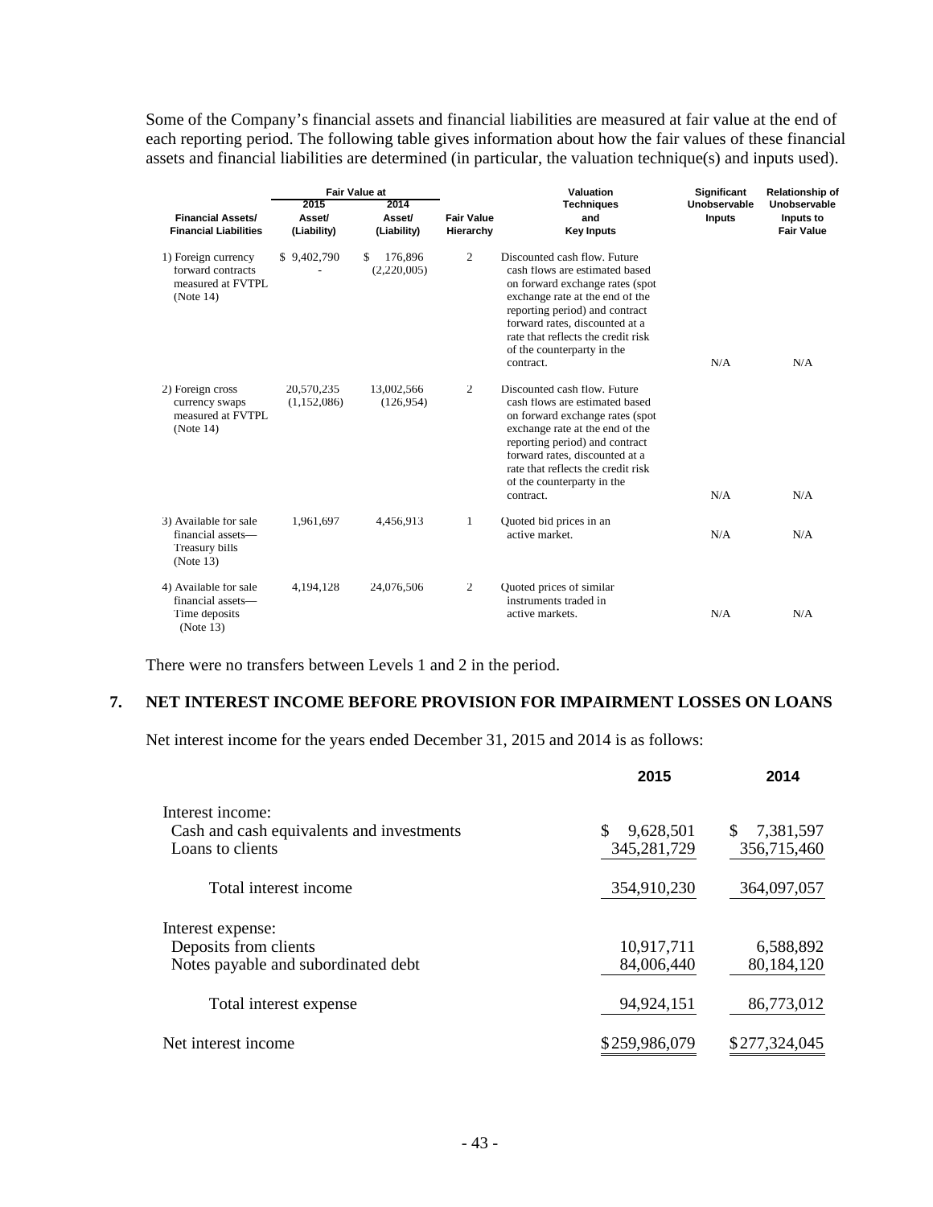Some of the Company's financial assets and financial liabilities are measured at fair value at the end of each reporting period. The following table gives information about how the fair values of these financial assets and financial liabilities are determined (in particular, the valuation technique(s) and inputs used).

| Financial Assets/ Financial Liabilities | Fair Value at 2015 Asset/ (Liability) | Fair Value at 2014 Asset/ (Liability) | Fair Value Hierarchy | Valuation Techniques and Key Inputs | Significant Unobservable Inputs | Relationship of Unobservable Inputs to Fair Value |
|---|---|---|---|---|---|---|
| 1) Foreign currency forward contracts measured at FVTPL (Note 14) | $ 9,402,790<br>- | $ 176,896<br>(2,220,005) | 2 | Discounted cash flow. Future cash flows are estimated based on forward exchange rates (spot exchange rate at the end of the reporting period) and contract forward rates, discounted at a rate that reflects the credit risk of the counterparty in the contract. | N/A | N/A |
| 2) Foreign cross currency swaps measured at FVTPL (Note 14) | 20,570,235<br>(1,152,086) | 13,002,566<br>(126,954) | 2 | Discounted cash flow. Future cash flows are estimated based on forward exchange rates (spot exchange rate at the end of the reporting period) and contract forward rates, discounted at a rate that reflects the credit risk of the counterparty in the contract. | N/A | N/A |
| 3) Available for sale financial assets—Treasury bills (Note 13) | 1,961,697 | 4,456,913 | 1 | Quoted bid prices in an active market. | N/A | N/A |
| 4) Available for sale financial assets—Time deposits (Note 13) | 4,194,128 | 24,076,506 | 2 | Quoted prices of similar instruments traded in active markets. | N/A | N/A |

There were no transfers between Levels 1 and 2 in the period.

## 7. NET INTEREST INCOME BEFORE PROVISION FOR IMPAIRMENT LOSSES ON LOANS

Net interest income for the years ended December 31, 2015 and 2014 is as follows:

| | 2015 | 2014 |
|---|---|---|
| Interest income: | | |
| Cash and cash equivalents and investments | $ 9,628,501 | $ 7,381,597 |
| Loans to clients | 345,281,729 | 356,715,460 |
| Total interest income | 354,910,230 | 364,097,057 |
| Interest expense: | | |
| Deposits from clients | 10,917,711 | 6,588,892 |
| Notes payable and subordinated debt | 84,006,440 | 80,184,120 |
| Total interest expense | 94,924,151 | 86,773,012 |
| Net interest income | $259,986,079 | $277,324,045 |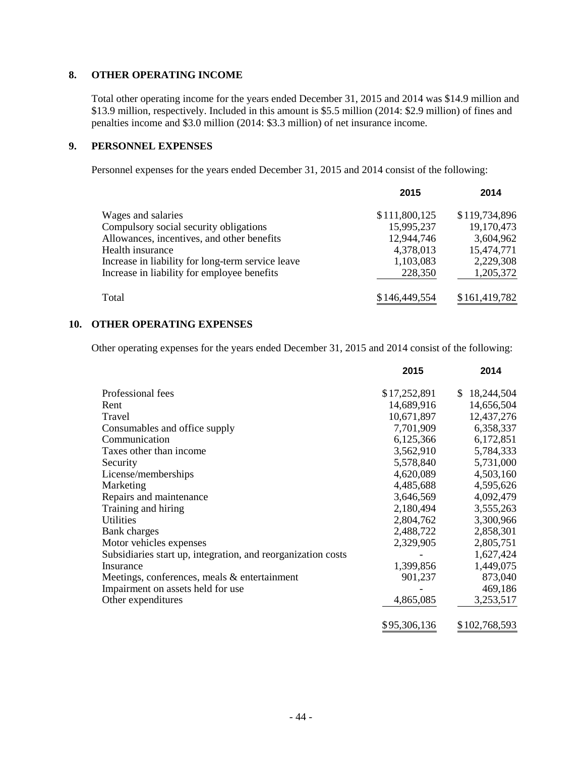## 8. OTHER OPERATING INCOME

Total other operating income for the years ended December 31, 2015 and 2014 was $14.9 million and $13.9 million, respectively. Included in this amount is $5.5 million (2014: $2.9 million) of fines and penalties income and $3.0 million (2014: $3.3 million) of net insurance income.

## 9. PERSONNEL EXPENSES

Personnel expenses for the years ended December 31, 2015 and 2014 consist of the following:

| | 2015 | 2014 |
|---|---|---|
| Wages and salaries | $111,800,125 | $119,734,896 |
| Compulsory social security obligations | 15,995,237 | 19,170,473 |
| Allowances, incentives, and other benefits | 12,944,746 | 3,604,962 |
| Health insurance | 4,378,013 | 15,474,771 |
| Increase in liability for long-term service leave | 1,103,083 | 2,229,308 |
| Increase in liability for employee benefits | 228,350 | 1,205,372 |
| Total | $146,449,554 | $161,419,782 |

## 10. OTHER OPERATING EXPENSES

Other operating expenses for the years ended December 31, 2015 and 2014 consist of the following:

| | 2015 | 2014 |
|---|---|---|
| Professional fees | $17,252,891 | $ 18,244,504 |
| Rent | 14,689,916 | 14,656,504 |
| Travel | 10,671,897 | 12,437,276 |
| Consumables and office supply | 7,701,909 | 6,358,337 |
| Communication | 6,125,366 | 6,172,851 |
| Taxes other than income | 3,562,910 | 5,784,333 |
| Security | 5,578,840 | 5,731,000 |
| License/memberships | 4,620,089 | 4,503,160 |
| Marketing | 4,485,688 | 4,595,626 |
| Repairs and maintenance | 3,646,569 | 4,092,479 |
| Training and hiring | 2,180,494 | 3,555,263 |
| Utilities | 2,804,762 | 3,300,966 |
| Bank charges | 2,488,722 | 2,858,301 |
| Motor vehicles expenses | 2,329,905 | 2,805,751 |
| Subsidiaries start up, integration, and reorganization costs | - | 1,627,424 |
| Insurance | 1,399,856 | 1,449,075 |
| Meetings, conferences, meals & entertainment | 901,237 | 873,040 |
| Impairment on assets held for use | - | 469,186 |
| Other expenditures | 4,865,085 | 3,253,517 |
| | $95,306,136 | $102,768,593 |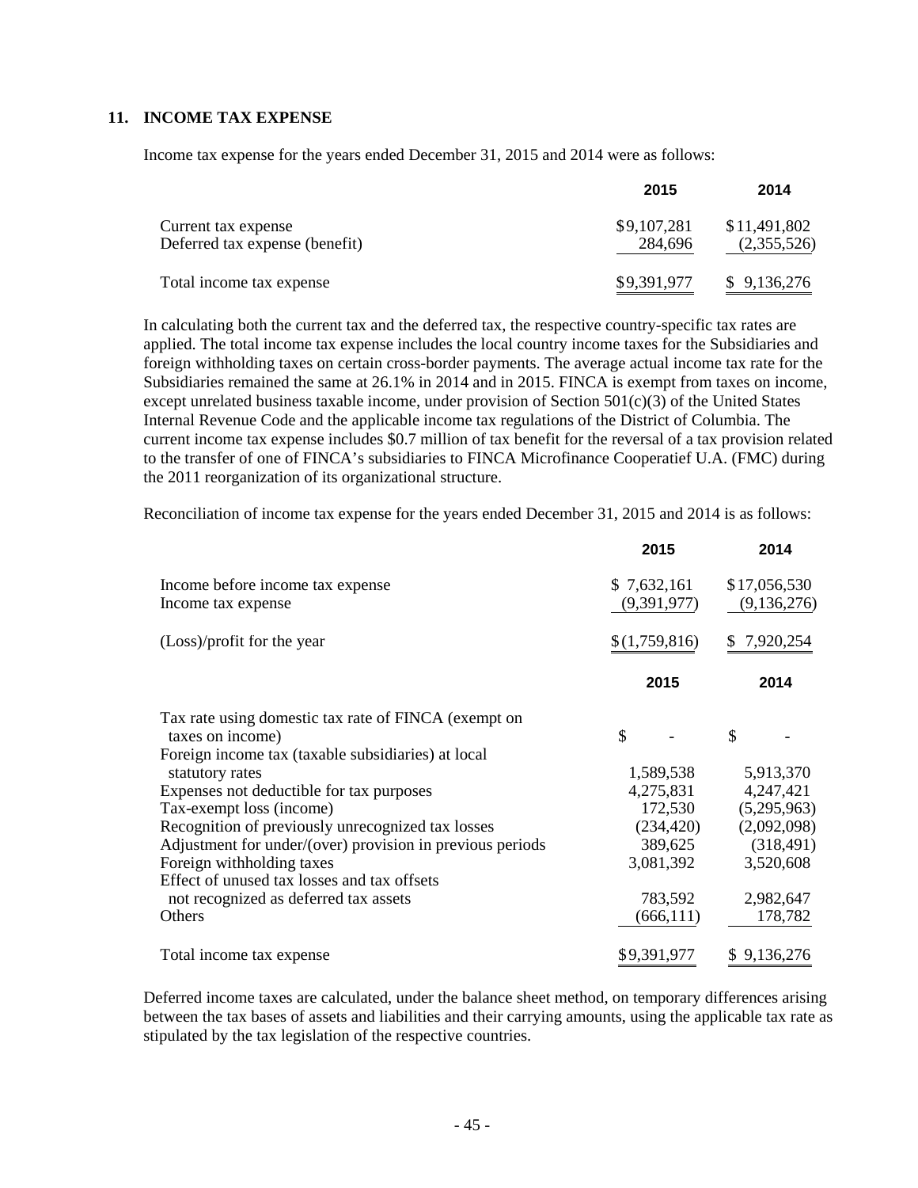## 11. INCOME TAX EXPENSE

Income tax expense for the years ended December 31, 2015 and 2014 were as follows:

| | 2015 | 2014 |
|---|---|---|
| Current tax expense | $9,107,281 | $11,491,802 |
| Deferred tax expense (benefit) | 284,696 | (2,355,526) |
| Total income tax expense | $9,391,977 | $ 9,136,276 |

In calculating both the current tax and the deferred tax, the respective country-specific tax rates are applied. The total income tax expense includes the local country income taxes for the Subsidiaries and foreign withholding taxes on certain cross-border payments. The average actual income tax rate for the Subsidiaries remained the same at 26.1% in 2014 and in 2015. FINCA is exempt from taxes on income, except unrelated business taxable income, under provision of Section 501(c)(3) of the United States Internal Revenue Code and the applicable income tax regulations of the District of Columbia. The current income tax expense includes $0.7 million of tax benefit for the reversal of a tax provision related to the transfer of one of FINCA's subsidiaries to FINCA Microfinance Cooperatief U.A. (FMC) during the 2011 reorganization of its organizational structure.

Reconciliation of income tax expense for the years ended December 31, 2015 and 2014 is as follows:

| | 2015 | 2014 |
|---|---|---|
| Income before income tax expense | $ 7,632,161 | $17,056,530 |
| Income tax expense | (9,391,977) | (9,136,276) |
| (Loss)/profit for the year | $(1,759,816) | $ 7,920,254 |

| | 2015 | 2014 |
|---|---|---|
| Tax rate using domestic tax rate of FINCA (exempt on taxes on income) | $ - | $ - |
| Foreign income tax (taxable subsidiaries) at local statutory rates | 1,589,538 | 5,913,370 |
| Expenses not deductible for tax purposes | 4,275,831 | 4,247,421 |
| Tax-exempt loss (income) | 172,530 | (5,295,963) |
| Recognition of previously unrecognized tax losses | (234,420) | (2,092,098) |
| Adjustment for under/(over) provision in previous periods | 389,625 | (318,491) |
| Foreign withholding taxes | 3,081,392 | 3,520,608 |
| Effect of unused tax losses and tax offsets not recognized as deferred tax assets | 783,592 | 2,982,647 |
| Others | (666,111) | 178,782 |
| Total income tax expense | $9,391,977 | $ 9,136,276 |

Deferred income taxes are calculated, under the balance sheet method, on temporary differences arising between the tax bases of assets and liabilities and their carrying amounts, using the applicable tax rate as stipulated by the tax legislation of the respective countries.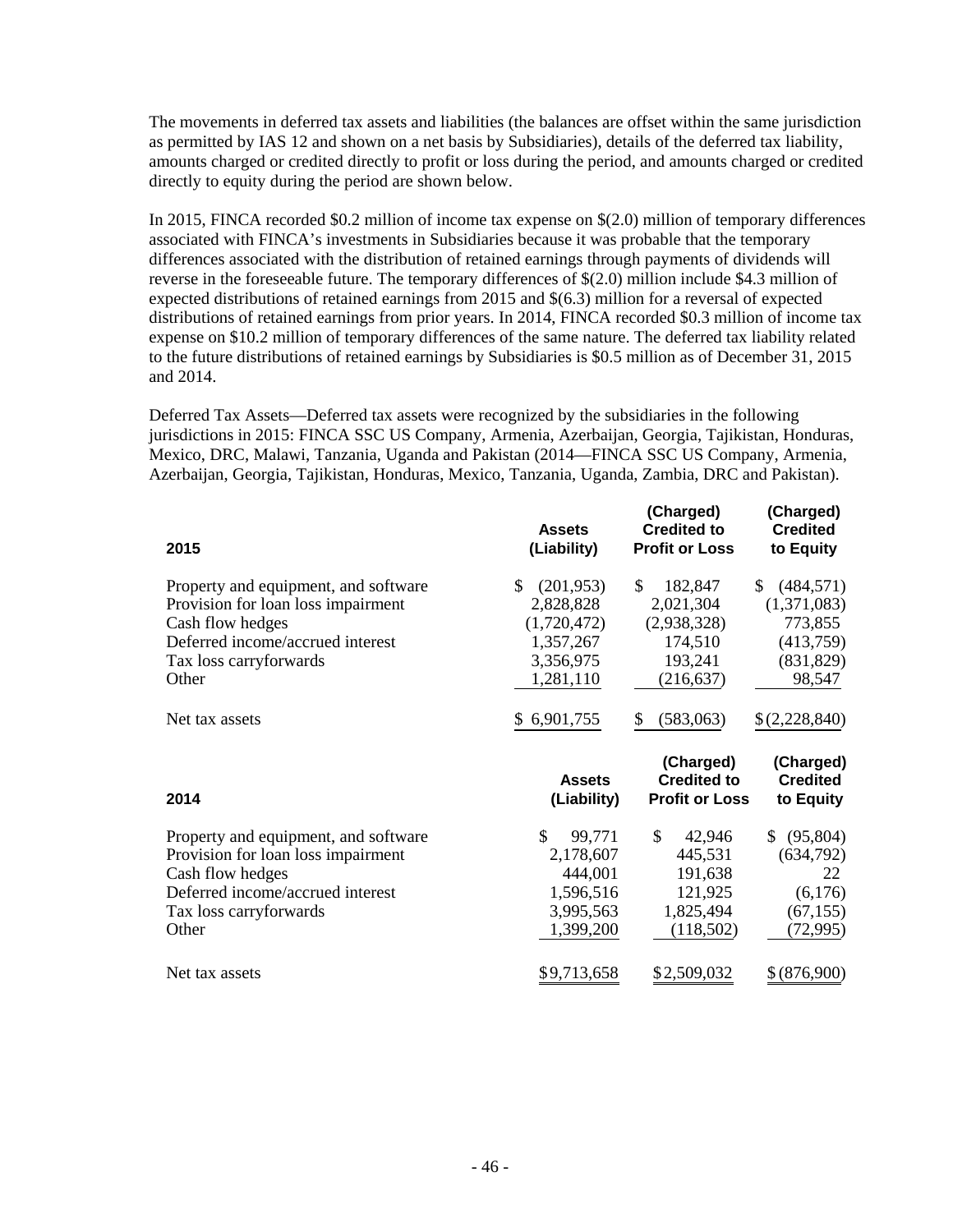The movements in deferred tax assets and liabilities (the balances are offset within the same jurisdiction as permitted by IAS 12 and shown on a net basis by Subsidiaries), details of the deferred tax liability, amounts charged or credited directly to profit or loss during the period, and amounts charged or credited directly to equity during the period are shown below.

In 2015, FINCA recorded $0.2 million of income tax expense on $(2.0) million of temporary differences associated with FINCA's investments in Subsidiaries because it was probable that the temporary differences associated with the distribution of retained earnings through payments of dividends will reverse in the foreseeable future. The temporary differences of $(2.0) million include $4.3 million of expected distributions of retained earnings from 2015 and $(6.3) million for a reversal of expected distributions of retained earnings from prior years. In 2014, FINCA recorded $0.3 million of income tax expense on $10.2 million of temporary differences of the same nature. The deferred tax liability related to the future distributions of retained earnings by Subsidiaries is $0.5 million as of December 31, 2015 and 2014.

Deferred Tax Assets—Deferred tax assets were recognized by the subsidiaries in the following jurisdictions in 2015: FINCA SSC US Company, Armenia, Azerbaijan, Georgia, Tajikistan, Honduras, Mexico, DRC, Malawi, Tanzania, Uganda and Pakistan (2014—FINCA SSC US Company, Armenia, Azerbaijan, Georgia, Tajikistan, Honduras, Mexico, Tanzania, Uganda, Zambia, DRC and Pakistan).

| 2015 | Assets (Liability) | (Charged) Credited to Profit or Loss | (Charged) Credited to Equity |
|---|---|---|---|
| Property and equipment, and software | $ (201,953) | $ 182,847 | $ (484,571) |
| Provision for loan loss impairment | 2,828,828 | 2,021,304 | (1,371,083) |
| Cash flow hedges | (1,720,472) | (2,938,328) | 773,855 |
| Deferred income/accrued interest | 1,357,267 | 174,510 | (413,759) |
| Tax loss carryforwards | 3,356,975 | 193,241 | (831,829) |
| Other | 1,281,110 | (216,637) | 98,547 |
| Net tax assets | $ 6,901,755 | $ (583,063) | $ (2,228,840) |

| 2014 | Assets (Liability) | (Charged) Credited to Profit or Loss | (Charged) Credited to Equity |
|---|---|---|---|
| Property and equipment, and software | $ 99,771 | $ 42,946 | $ (95,804) |
| Provision for loan loss impairment | 2,178,607 | 445,531 | (634,792) |
| Cash flow hedges | 444,001 | 191,638 | 22 |
| Deferred income/accrued interest | 1,596,516 | 121,925 | (6,176) |
| Tax loss carryforwards | 3,995,563 | 1,825,494 | (67,155) |
| Other | 1,399,200 | (118,502) | (72,995) |
| Net tax assets | $ 9,713,658 | $ 2,509,032 | $ (876,900) |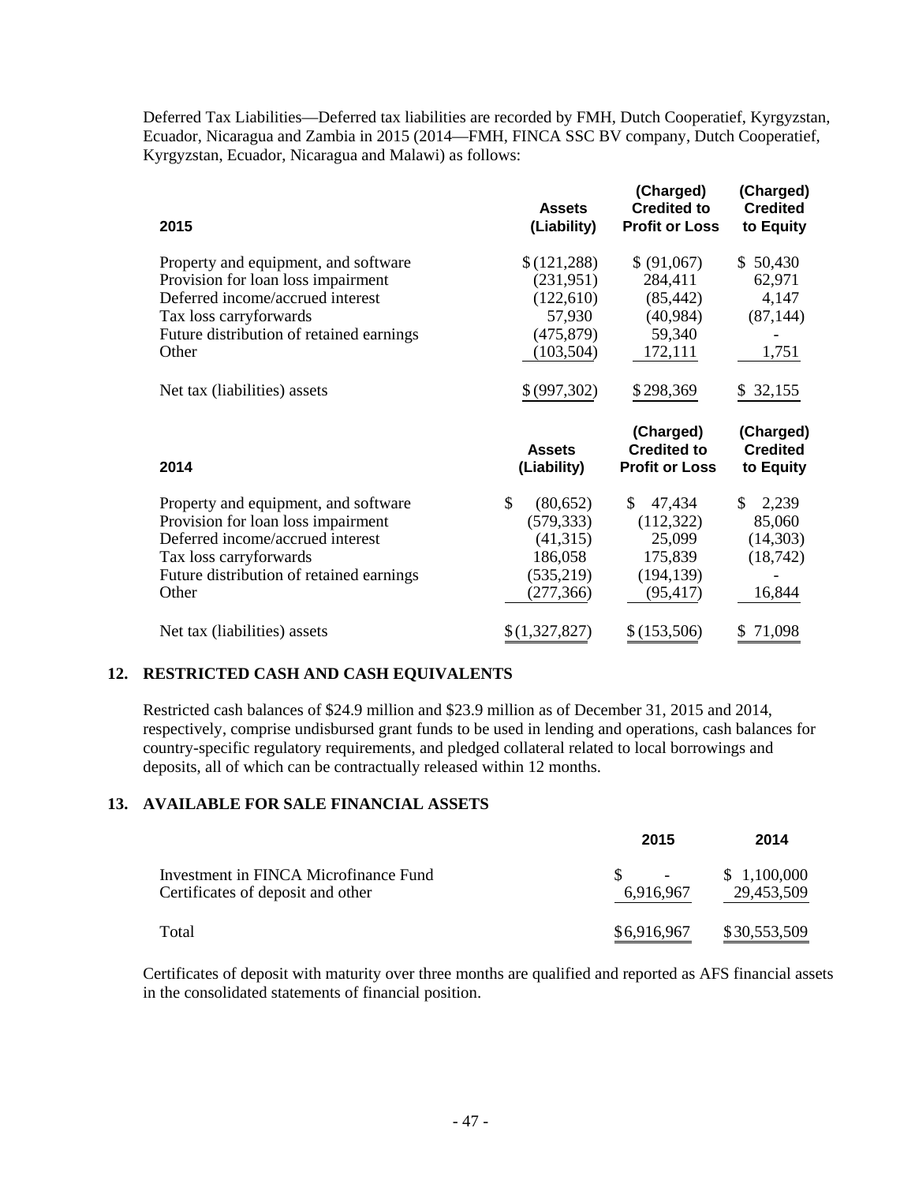Deferred Tax Liabilities—Deferred tax liabilities are recorded by FMH, Dutch Cooperatief, Kyrgyzstan, Ecuador, Nicaragua and Zambia in 2015 (2014—FMH, FINCA SSC BV company, Dutch Cooperatief, Kyrgyzstan, Ecuador, Nicaragua and Malawi) as follows:

| 2015 | Assets (Liability) | (Charged) Credited to Profit or Loss | (Charged) Credited to Equity |
|---|---|---|---|
| Property and equipment, and software | $ (121,288) | $ (91,067) | $ 50,430 |
| Provision for loan loss impairment | (231,951) | 284,411 | 62,971 |
| Deferred income/accrued interest | (122,610) | (85,442) | 4,147 |
| Tax loss carryforwards | 57,930 | (40,984) | (87,144) |
| Future distribution of retained earnings | (475,879) | 59,340 | - |
| Other | (103,504) | 172,111 | 1,751 |
| Net tax (liabilities) assets | $ (997,302) | $ 298,369 | $ 32,155 |

| 2014 | Assets (Liability) | (Charged) Credited to Profit or Loss | (Charged) Credited to Equity |
|---|---|---|---|
| Property and equipment, and software | $ (80,652) | $ 47,434 | $ 2,239 |
| Provision for loan loss impairment | (579,333) | (112,322) | 85,060 |
| Deferred income/accrued interest | (41,315) | 25,099 | (14,303) |
| Tax loss carryforwards | 186,058 | 175,839 | (18,742) |
| Future distribution of retained earnings | (535,219) | (194,139) | - |
| Other | (277,366) | (95,417) | 16,844 |
| Net tax (liabilities) assets | $ (1,327,827) | $ (153,506) | $ 71,098 |

## 12. RESTRICTED CASH AND CASH EQUIVALENTS

Restricted cash balances of $24.9 million and $23.9 million as of December 31, 2015 and 2014, respectively, comprise undisbursed grant funds to be used in lending and operations, cash balances for country-specific regulatory requirements, and pledged collateral related to local borrowings and deposits, all of which can be contractually released within 12 months.

## 13. AVAILABLE FOR SALE FINANCIAL ASSETS

| | 2015 | 2014 |
|---|---|---|
| Investment in FINCA Microfinance Fund | $ - | $ 1,100,000 |
| Certificates of deposit and other | 6,916,967 | 29,453,509 |
| Total | $ 6,916,967 | $ 30,553,509 |

Certificates of deposit with maturity over three months are qualified and reported as AFS financial assets in the consolidated statements of financial position.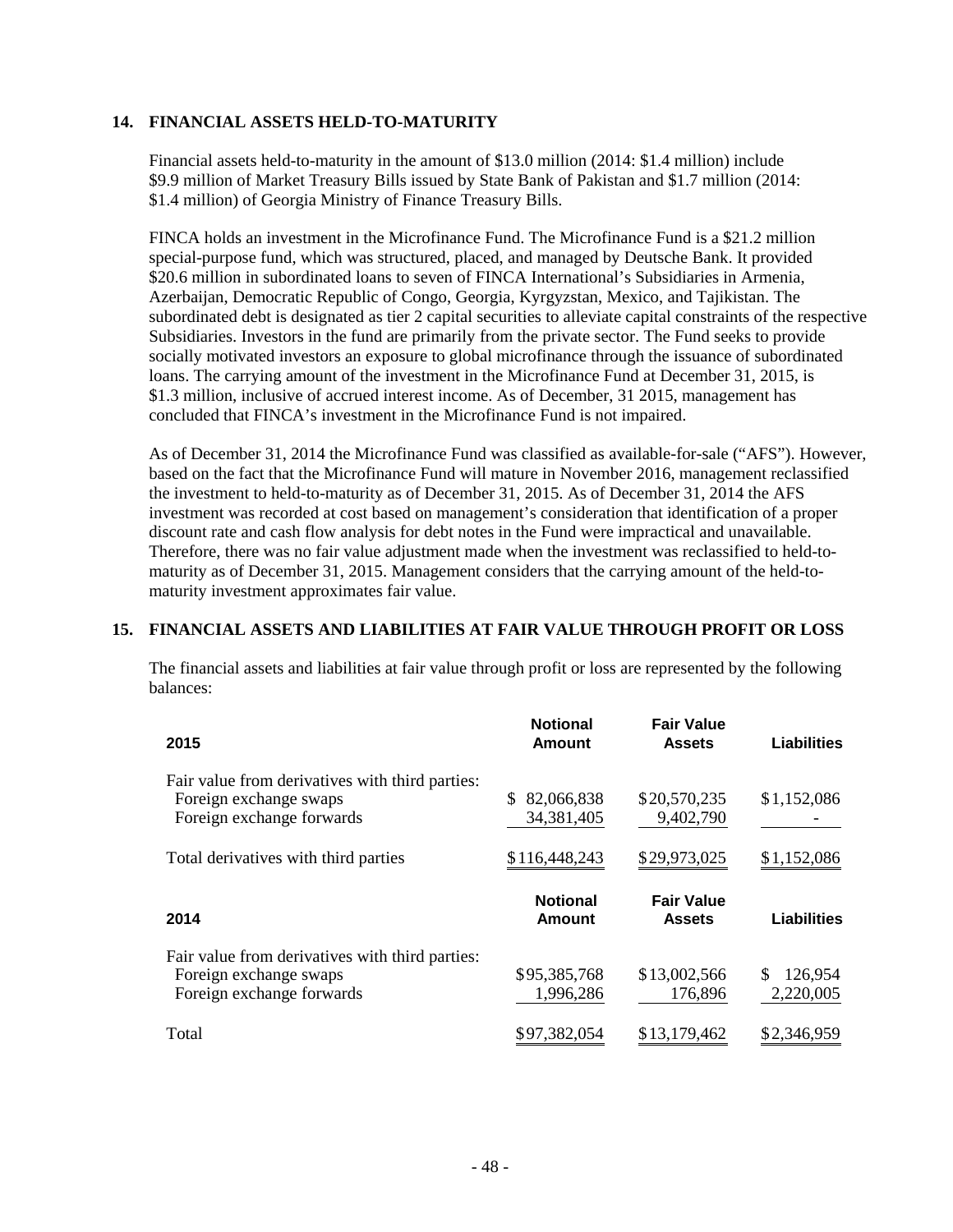## 14. FINANCIAL ASSETS HELD-TO-MATURITY

Financial assets held-to-maturity in the amount of $13.0 million (2014: $1.4 million) include $9.9 million of Market Treasury Bills issued by State Bank of Pakistan and $1.7 million (2014: $1.4 million) of Georgia Ministry of Finance Treasury Bills.

FINCA holds an investment in the Microfinance Fund. The Microfinance Fund is a $21.2 million special-purpose fund, which was structured, placed, and managed by Deutsche Bank. It provided $20.6 million in subordinated loans to seven of FINCA International's Subsidiaries in Armenia, Azerbaijan, Democratic Republic of Congo, Georgia, Kyrgyzstan, Mexico, and Tajikistan. The subordinated debt is designated as tier 2 capital securities to alleviate capital constraints of the respective Subsidiaries. Investors in the fund are primarily from the private sector. The Fund seeks to provide socially motivated investors an exposure to global microfinance through the issuance of subordinated loans. The carrying amount of the investment in the Microfinance Fund at December 31, 2015, is $1.3 million, inclusive of accrued interest income. As of December, 31 2015, management has concluded that FINCA's investment in the Microfinance Fund is not impaired.

As of December 31, 2014 the Microfinance Fund was classified as available-for-sale ("AFS"). However, based on the fact that the Microfinance Fund will mature in November 2016, management reclassified the investment to held-to-maturity as of December 31, 2015. As of December 31, 2014 the AFS investment was recorded at cost based on management's consideration that identification of a proper discount rate and cash flow analysis for debt notes in the Fund were impractical and unavailable. Therefore, there was no fair value adjustment made when the investment was reclassified to held-to-maturity as of December 31, 2015. Management considers that the carrying amount of the held-to-maturity investment approximates fair value.

## 15. FINANCIAL ASSETS AND LIABILITIES AT FAIR VALUE THROUGH PROFIT OR LOSS

The financial assets and liabilities at fair value through profit or loss are represented by the following balances:

| 2015 | Notional Amount | Fair Value Assets | Liabilities |
|---|---|---|---|
| Fair value from derivatives with third parties: | | | |
| Foreign exchange swaps | $ 82,066,838 | $20,570,235 | $1,152,086 |
| Foreign exchange forwards | 34,381,405 | 9,402,790 | - |
| Total derivatives with third parties | $116,448,243 | $29,973,025 | $1,152,086 |

| 2014 | Notional Amount | Fair Value Assets | Liabilities |
|---|---|---|---|
| Fair value from derivatives with third parties: | | | |
| Foreign exchange swaps | $95,385,768 | $13,002,566 | $ 126,954 |
| Foreign exchange forwards | 1,996,286 | 176,896 | 2,220,005 |
| Total | $97,382,054 | $13,179,462 | $2,346,959 |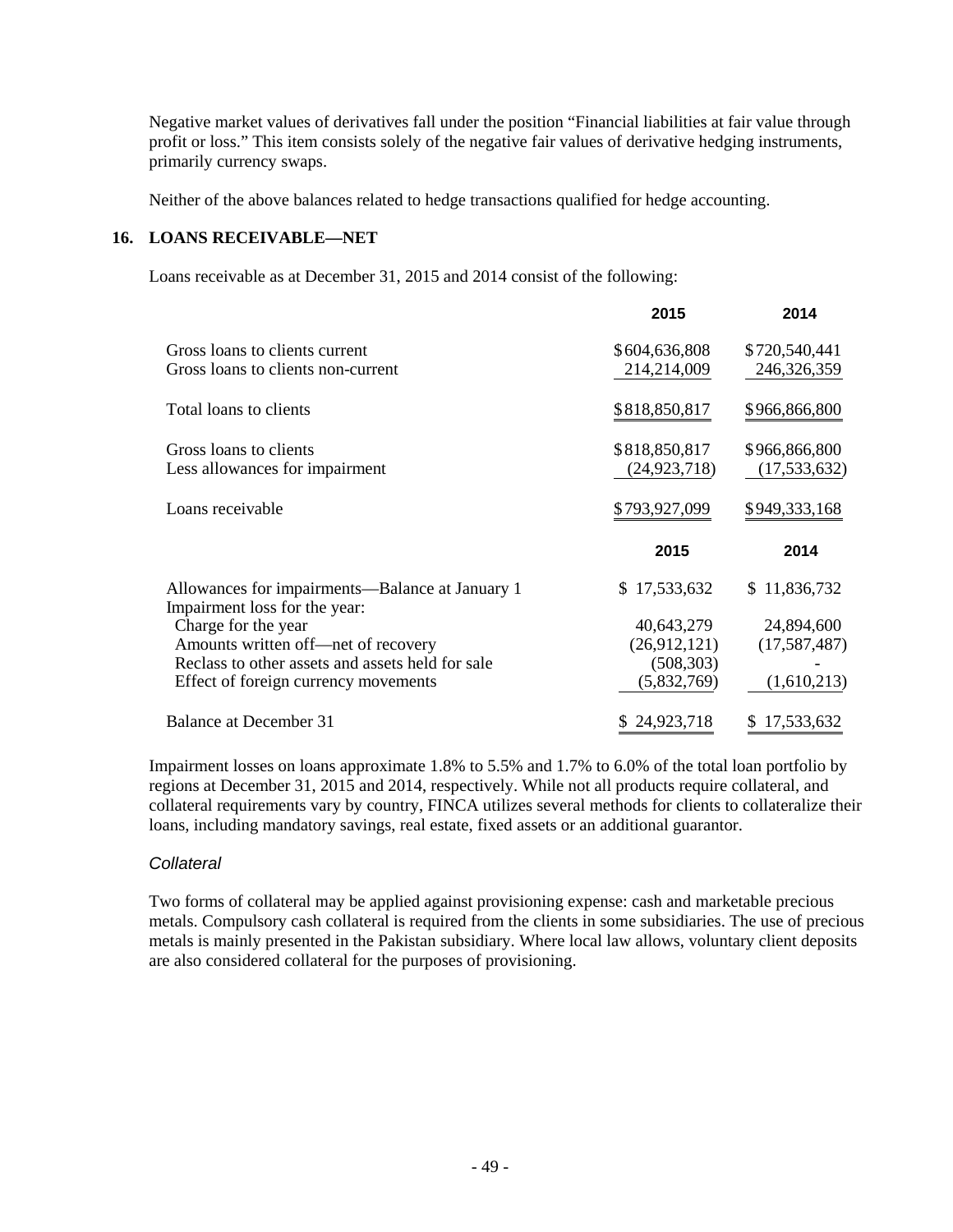Negative market values of derivatives fall under the position "Financial liabilities at fair value through profit or loss." This item consists solely of the negative fair values of derivative hedging instruments, primarily currency swaps.

Neither of the above balances related to hedge transactions qualified for hedge accounting.

## 16. LOANS RECEIVABLE—NET

Loans receivable as at December 31, 2015 and 2014 consist of the following:

| | 2015 | 2014 |
|---|---|---|
| Gross loans to clients current | $604,636,808 | $720,540,441 |
| Gross loans to clients non-current | 214,214,009 | 246,326,359 |
| Total loans to clients | $818,850,817 | $966,866,800 |
| Gross loans to clients | $818,850,817 | $966,866,800 |
| Less allowances for impairment | (24,923,718) | (17,533,632) |
| Loans receivable | $793,927,099 | $949,333,168 |

| | 2015 | 2014 |
|---|---|---|
| Allowances for impairments—Balance at January 1 | $ 17,533,632 | $ 11,836,732 |
| Impairment loss for the year: | | |
| Charge for the year | 40,643,279 | 24,894,600 |
| Amounts written off—net of recovery | (26,912,121) | (17,587,487) |
| Reclass to other assets and assets held for sale | (508,303) | - |
| Effect of foreign currency movements | (5,832,769) | (1,610,213) |
| Balance at December 31 | $ 24,923,718 | $ 17,533,632 |

Impairment losses on loans approximate 1.8% to 5.5% and 1.7% to 6.0% of the total loan portfolio by regions at December 31, 2015 and 2014, respectively. While not all products require collateral, and collateral requirements vary by country, FINCA utilizes several methods for clients to collateralize their loans, including mandatory savings, real estate, fixed assets or an additional guarantor.

### *Collateral*

Two forms of collateral may be applied against provisioning expense: cash and marketable precious metals. Compulsory cash collateral is required from the clients in some subsidiaries. The use of precious metals is mainly presented in the Pakistan subsidiary. Where local law allows, voluntary client deposits are also considered collateral for the purposes of provisioning.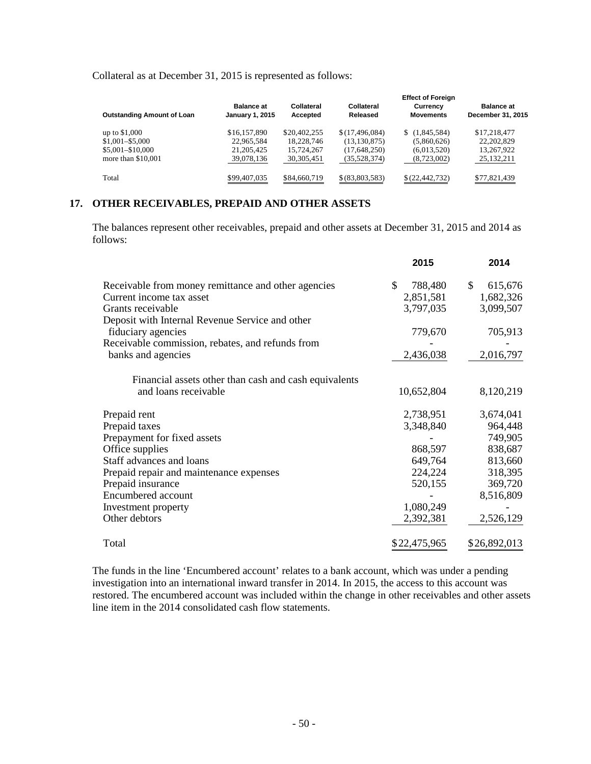Collateral as at December 31, 2015 is represented as follows:

| Outstanding Amount of Loan | Balance at January 1, 2015 | Collateral Accepted | Collateral Released | Effect of Foreign Currency Movements | Balance at December 31, 2015 |
|---|---|---|---|---|---|
| up to $1,000 | $16,157,890 | $20,402,255 | $(17,496,084) | $ (1,845,584) | $17,218,477 |
| $1,001–$5,000 | 22,965,584 | 18,228,746 | (13,130,875) | (5,860,626) | 22,202,829 |
| $5,001–$10,000 | 21,205,425 | 15,724,267 | (17,648,250) | (6,013,520) | 13,267,922 |
| more than $10,001 | 39,078,136 | 30,305,451 | (35,528,374) | (8,723,002) | 25,132,211 |
| Total | $99,407,035 | $84,660,719 | $(83,803,583) | $(22,442,732) | $77,821,439 |

## 17. OTHER RECEIVABLES, PREPAID AND OTHER ASSETS

The balances represent other receivables, prepaid and other assets at December 31, 2015 and 2014 as follows:

| | 2015 | 2014 |
|---|---|---|
| Receivable from money remittance and other agencies | $ 788,480 | $ 615,676 |
| Current income tax asset | 2,851,581 | 1,682,326 |
| Grants receivable | 3,797,035 | 3,099,507 |
| Deposit with Internal Revenue Service and other fiduciary agencies | 779,670 | 705,913 |
| Receivable commission, rebates, and refunds from banks and agencies | 2,436,038 | 2,016,797 |
| Financial assets other than cash and cash equivalents and loans receivable | 10,652,804 | 8,120,219 |
| Prepaid rent | 2,738,951 | 3,674,041 |
| Prepaid taxes | 3,348,840 | 964,448 |
| Prepayment for fixed assets | - | 749,905 |
| Office supplies | 868,597 | 838,687 |
| Staff advances and loans | 649,764 | 813,660 |
| Prepaid repair and maintenance expenses | 224,224 | 318,395 |
| Prepaid insurance | 520,155 | 369,720 |
| Encumbered account | - | 8,516,809 |
| Investment property | 1,080,249 | - |
| Other debtors | 2,392,381 | 2,526,129 |
| Total | $22,475,965 | $26,892,013 |

The funds in the line 'Encumbered account' relates to a bank account, which was under a pending investigation into an international inward transfer in 2014. In 2015, the access to this account was restored. The encumbered account was included within the change in other receivables and other assets line item in the 2014 consolidated cash flow statements.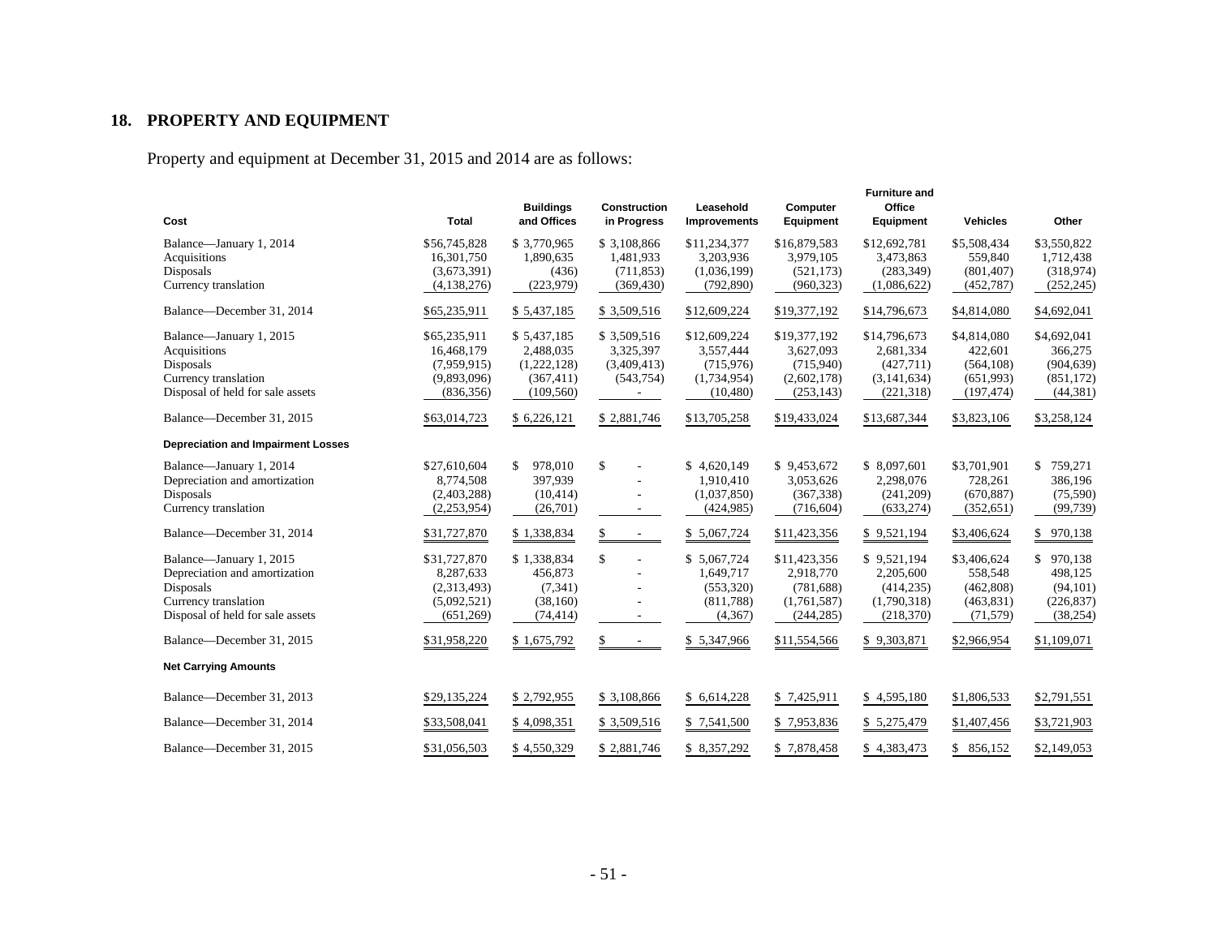## 18. PROPERTY AND EQUIPMENT

Property and equipment at December 31, 2015 and 2014 are as follows:

| Cost | Total | Buildings and Offices | Construction in Progress | Leasehold Improvements | Computer Equipment | Furniture and Office Equipment | Vehicles | Other |
|---|---|---|---|---|---|---|---|---|
| Balance—January 1, 2014 | $56,745,828 | $ 3,770,965 | $ 3,108,866 | $11,234,377 | $16,879,583 | $12,692,781 | $5,508,434 | $3,550,822 |
| Acquisitions | 16,301,750 | 1,890,635 | 1,481,933 | 3,203,936 | 3,979,105 | 3,473,863 | 559,840 | 1,712,438 |
| Disposals | (3,673,391) | (436) | (711,853) | (1,036,199) | (521,173) | (283,349) | (801,407) | (318,974) |
| Currency translation | (4,138,276) | (223,979) | (369,430) | (792,890) | (960,323) | (1,086,622) | (452,787) | (252,245) |
| Balance—December 31, 2014 | $65,235,911 | $ 5,437,185 | $ 3,509,516 | $12,609,224 | $19,377,192 | $14,796,673 | $4,814,080 | $4,692,041 |
| Balance—January 1, 2015 | $65,235,911 | $ 5,437,185 | $ 3,509,516 | $12,609,224 | $19,377,192 | $14,796,673 | $4,814,080 | $4,692,041 |
| Acquisitions | 16,468,179 | 2,488,035 | 3,325,397 | 3,557,444 | 3,627,093 | 2,681,334 | 422,601 | 366,275 |
| Disposals | (7,959,915) | (1,222,128) | (3,409,413) | (715,976) | (715,940) | (427,711) | (564,108) | (904,639) |
| Currency translation | (9,893,096) | (367,411) | (543,754) | (1,734,954) | (2,602,178) | (3,141,634) | (651,993) | (851,172) |
| Disposal of held for sale assets | (836,356) | (109,560) | - | (10,480) | (253,143) | (221,318) | (197,474) | (44,381) |
| Balance—December 31, 2015 | $63,014,723 | $ 6,226,121 | $ 2,881,746 | $13,705,258 | $19,433,024 | $13,687,344 | $3,823,106 | $3,258,124 |
| **Depreciation and Impairment Losses** | | | | | | | | |
| Balance—January 1, 2014 | $27,610,604 | $ 978,010 | $ - | $ 4,620,149 | $ 9,453,672 | $ 8,097,601 | $3,701,901 | $ 759,271 |
| Depreciation and amortization | 8,774,508 | 397,939 | - | 1,910,410 | 3,053,626 | 2,298,076 | 728,261 | 386,196 |
| Disposals | (2,403,288) | (10,414) | - | (1,037,850) | (367,338) | (241,209) | (670,887) | (75,590) |
| Currency translation | (2,253,954) | (26,701) | - | (424,985) | (716,604) | (633,274) | (352,651) | (99,739) |
| Balance—December 31, 2014 | $31,727,870 | $ 1,338,834 | $ - | $ 5,067,724 | $11,423,356 | $ 9,521,194 | $3,406,624 | $ 970,138 |
| Balance—January 1, 2015 | $31,727,870 | $ 1,338,834 | $ - | $ 5,067,724 | $11,423,356 | $ 9,521,194 | $3,406,624 | $ 970,138 |
| Depreciation and amortization | 8,287,633 | 456,873 | - | 1,649,717 | 2,918,770 | 2,205,600 | 558,548 | 498,125 |
| Disposals | (2,313,493) | (7,341) | - | (553,320) | (781,688) | (414,235) | (462,808) | (94,101) |
| Currency translation | (5,092,521) | (38,160) | - | (811,788) | (1,761,587) | (1,790,318) | (463,831) | (226,837) |
| Disposal of held for sale assets | (651,269) | (74,414) | - | (4,367) | (244,285) | (218,370) | (71,579) | (38,254) |
| Balance—December 31, 2015 | $31,958,220 | $ 1,675,792 | $ - | $ 5,347,966 | $11,554,566 | $ 9,303,871 | $2,966,954 | $1,109,071 |
| **Net Carrying Amounts** | | | | | | | | |
| Balance—December 31, 2013 | $29,135,224 | $ 2,792,955 | $ 3,108,866 | $ 6,614,228 | $ 7,425,911 | $ 4,595,180 | $1,806,533 | $2,791,551 |
| Balance—December 31, 2014 | $33,508,041 | $ 4,098,351 | $ 3,509,516 | $ 7,541,500 | $ 7,953,836 | $ 5,275,479 | $1,407,456 | $3,721,903 |
| Balance—December 31, 2015 | $31,056,503 | $ 4,550,329 | $ 2,881,746 | $ 8,357,292 | $ 7,878,458 | $ 4,383,473 | $ 856,152 | $2,149,053 |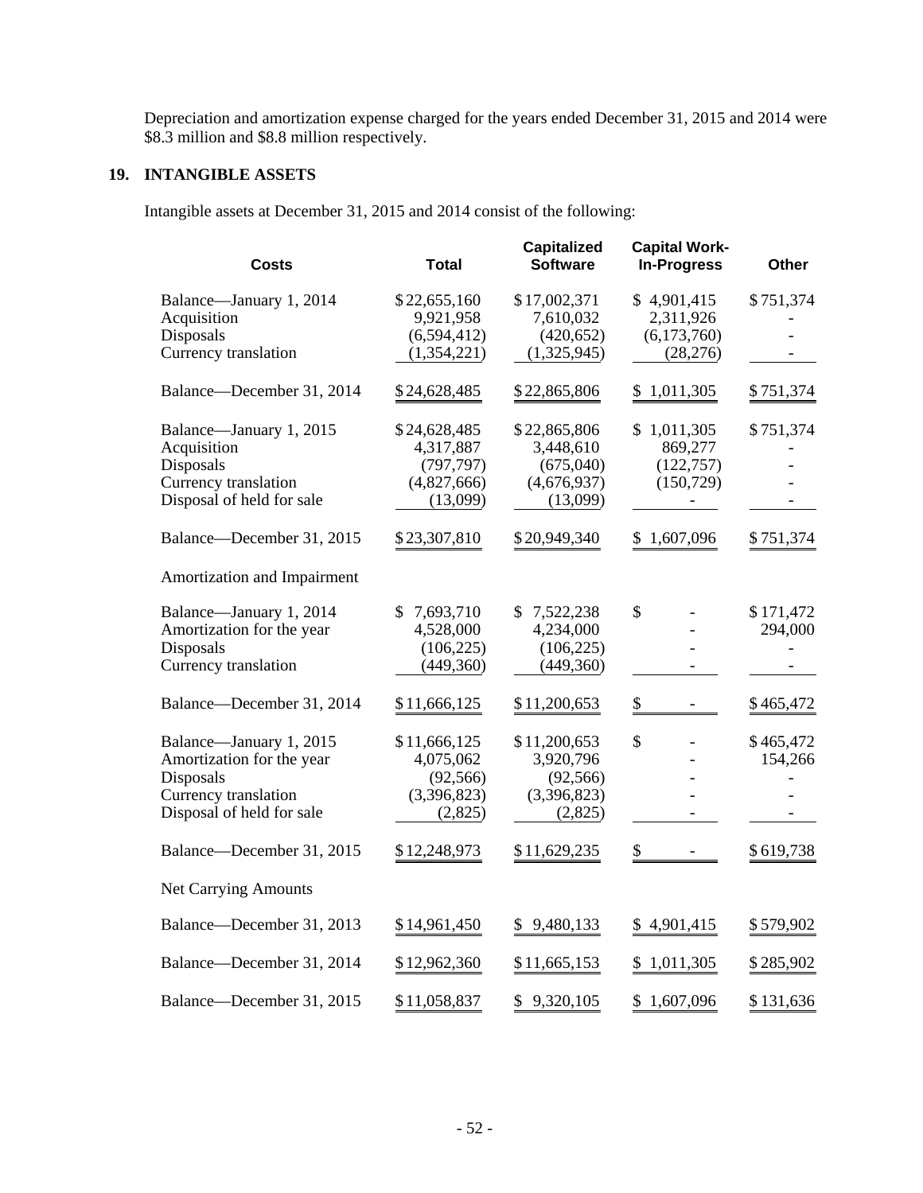Depreciation and amortization expense charged for the years ended December 31, 2015 and 2014 were \$8.3 million and \$8.8 million respectively.

## 19. INTANGIBLE ASSETS

Intangible assets at December 31, 2015 and 2014 consist of the following:

| Costs | Total | Capitalized Software | Capital Work-In-Progress | Other |
|---|---|---|---|---|
| Balance—January 1, 2014 | \$22,655,160 | \$17,002,371 | \$ 4,901,415 | \$751,374 |
| Acquisition | 9,921,958 | 7,610,032 | 2,311,926 | - |
| Disposals | (6,594,412) | (420,652) | (6,173,760) | - |
| Currency translation | (1,354,221) | (1,325,945) | (28,276) | - |
| Balance—December 31, 2014 | \$24,628,485 | \$22,865,806 | \$ 1,011,305 | \$751,374 |
| Balance—January 1, 2015 | \$24,628,485 | \$22,865,806 | \$ 1,011,305 | \$751,374 |
| Acquisition | 4,317,887 | 3,448,610 | 869,277 | - |
| Disposals | (797,797) | (675,040) | (122,757) | - |
| Currency translation | (4,827,666) | (4,676,937) | (150,729) | - |
| Disposal of held for sale | (13,099) | (13,099) | - | - |
| Balance—December 31, 2015 | \$23,307,810 | \$20,949,340 | \$ 1,607,096 | \$751,374 |
| **Amortization and Impairment** | | | | |
| Balance—January 1, 2014 | \$ 7,693,710 | \$ 7,522,238 | \$ - | \$171,472 |
| Amortization for the year | 4,528,000 | 4,234,000 | - | 294,000 |
| Disposals | (106,225) | (106,225) | - | - |
| Currency translation | (449,360) | (449,360) | - | - |
| Balance—December 31, 2014 | \$11,666,125 | \$11,200,653 | \$ - | \$465,472 |
| Balance—January 1, 2015 | \$11,666,125 | \$11,200,653 | \$ - | \$465,472 |
| Amortization for the year | 4,075,062 | 3,920,796 | - | 154,266 |
| Disposals | (92,566) | (92,566) | - | - |
| Currency translation | (3,396,823) | (3,396,823) | - | - |
| Disposal of held for sale | (2,825) | (2,825) | - | - |
| Balance—December 31, 2015 | \$12,248,973 | \$11,629,235 | \$ - | \$619,738 |
| **Net Carrying Amounts** | | | | |
| Balance—December 31, 2013 | \$14,961,450 | \$ 9,480,133 | \$ 4,901,415 | \$579,902 |
| Balance—December 31, 2014 | \$12,962,360 | \$11,665,153 | \$ 1,011,305 | \$285,902 |
| Balance—December 31, 2015 | \$11,058,837 | \$ 9,320,105 | \$ 1,607,096 | \$131,636 |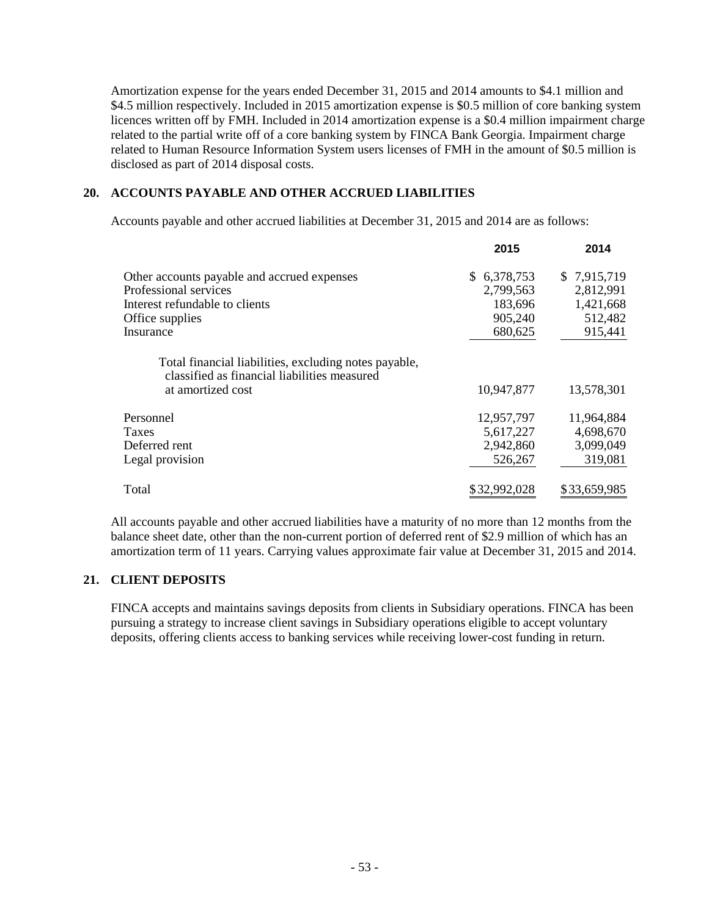Amortization expense for the years ended December 31, 2015 and 2014 amounts to $4.1 million and $4.5 million respectively. Included in 2015 amortization expense is $0.5 million of core banking system licences written off by FMH. Included in 2014 amortization expense is a $0.4 million impairment charge related to the partial write off of a core banking system by FINCA Bank Georgia. Impairment charge related to Human Resource Information System users licenses of FMH in the amount of $0.5 million is disclosed as part of 2014 disposal costs.

## 20. ACCOUNTS PAYABLE AND OTHER ACCRUED LIABILITIES

Accounts payable and other accrued liabilities at December 31, 2015 and 2014 are as follows:

| | 2015 | 2014 |
|---|---|---|
| Other accounts payable and accrued expenses | $ 6,378,753 | $ 7,915,719 |
| Professional services | 2,799,563 | 2,812,991 |
| Interest refundable to clients | 183,696 | 1,421,668 |
| Office supplies | 905,240 | 512,482 |
| Insurance | 680,625 | 915,441 |
| Total financial liabilities, excluding notes payable, classified as financial liabilities measured at amortized cost | 10,947,877 | 13,578,301 |
| Personnel | 12,957,797 | 11,964,884 |
| Taxes | 5,617,227 | 4,698,670 |
| Deferred rent | 2,942,860 | 3,099,049 |
| Legal provision | 526,267 | 319,081 |
| Total | $32,992,028 | $33,659,985 |

All accounts payable and other accrued liabilities have a maturity of no more than 12 months from the balance sheet date, other than the non-current portion of deferred rent of $2.9 million of which has an amortization term of 11 years. Carrying values approximate fair value at December 31, 2015 and 2014.

## 21. CLIENT DEPOSITS

FINCA accepts and maintains savings deposits from clients in Subsidiary operations. FINCA has been pursuing a strategy to increase client savings in Subsidiary operations eligible to accept voluntary deposits, offering clients access to banking services while receiving lower-cost funding in return.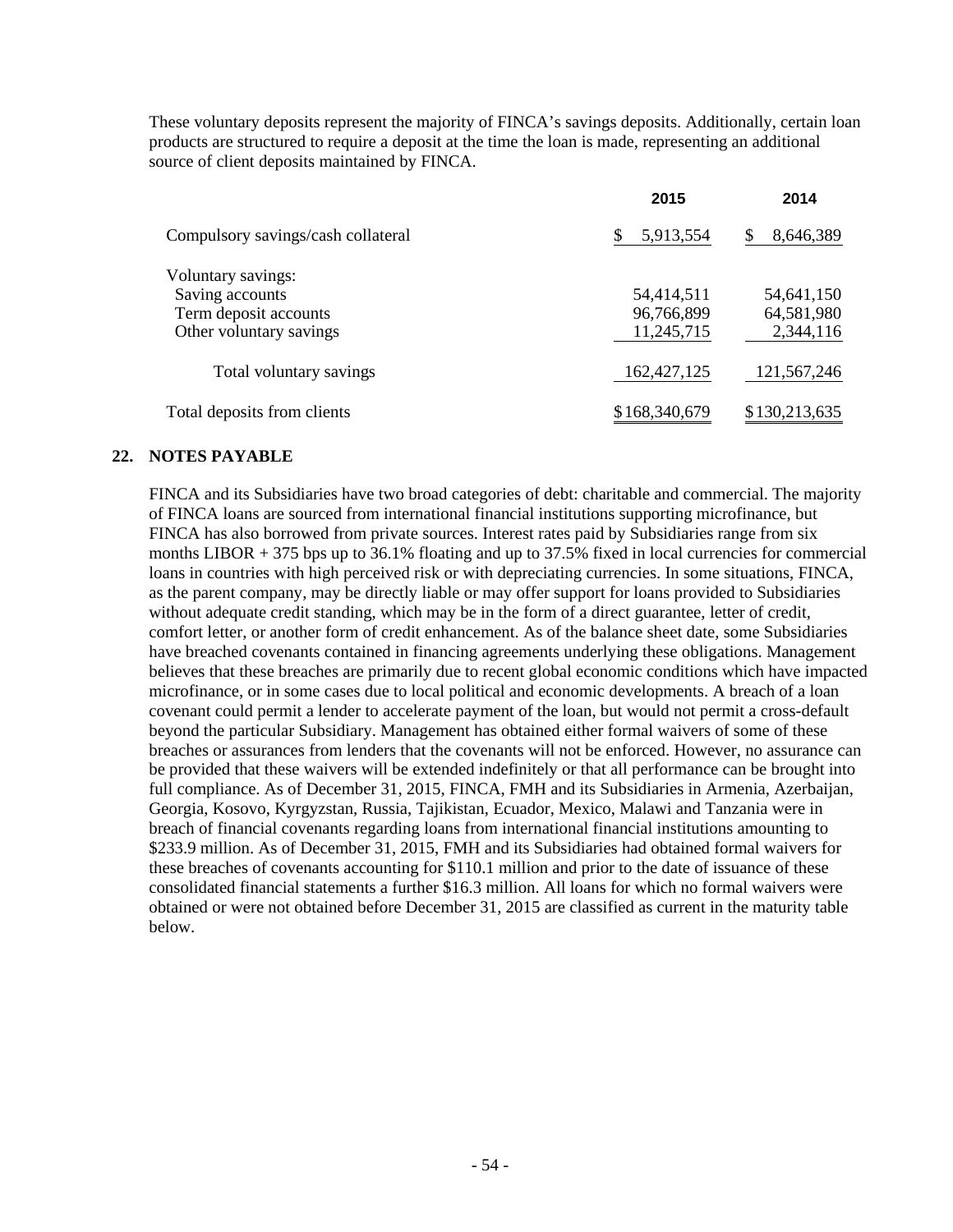These voluntary deposits represent the majority of FINCA's savings deposits. Additionally, certain loan products are structured to require a deposit at the time the loan is made, representing an additional source of client deposits maintained by FINCA.

| | 2015 | 2014 |
|---|---|---|
| Compulsory savings/cash collateral | $ 5,913,554 | $ 8,646,389 |
| Voluntary savings: | | |
| Saving accounts | 54,414,511 | 54,641,150 |
| Term deposit accounts | 96,766,899 | 64,581,980 |
| Other voluntary savings | 11,245,715 | 2,344,116 |
| Total voluntary savings | 162,427,125 | 121,567,246 |
| Total deposits from clients | $168,340,679 | $130,213,635 |

## 22. NOTES PAYABLE

FINCA and its Subsidiaries have two broad categories of debt: charitable and commercial. The majority of FINCA loans are sourced from international financial institutions supporting microfinance, but FINCA has also borrowed from private sources. Interest rates paid by Subsidiaries range from six months LIBOR + 375 bps up to 36.1% floating and up to 37.5% fixed in local currencies for commercial loans in countries with high perceived risk or with depreciating currencies. In some situations, FINCA, as the parent company, may be directly liable or may offer support for loans provided to Subsidiaries without adequate credit standing, which may be in the form of a direct guarantee, letter of credit, comfort letter, or another form of credit enhancement. As of the balance sheet date, some Subsidiaries have breached covenants contained in financing agreements underlying these obligations. Management believes that these breaches are primarily due to recent global economic conditions which have impacted microfinance, or in some cases due to local political and economic developments. A breach of a loan covenant could permit a lender to accelerate payment of the loan, but would not permit a cross-default beyond the particular Subsidiary. Management has obtained either formal waivers of some of these breaches or assurances from lenders that the covenants will not be enforced. However, no assurance can be provided that these waivers will be extended indefinitely or that all performance can be brought into full compliance. As of December 31, 2015, FINCA, FMH and its Subsidiaries in Armenia, Azerbaijan, Georgia, Kosovo, Kyrgyzstan, Russia, Tajikistan, Ecuador, Mexico, Malawi and Tanzania were in breach of financial covenants regarding loans from international financial institutions amounting to $233.9 million. As of December 31, 2015, FMH and its Subsidiaries had obtained formal waivers for these breaches of covenants accounting for $110.1 million and prior to the date of issuance of these consolidated financial statements a further $16.3 million. All loans for which no formal waivers were obtained or were not obtained before December 31, 2015 are classified as current in the maturity table below.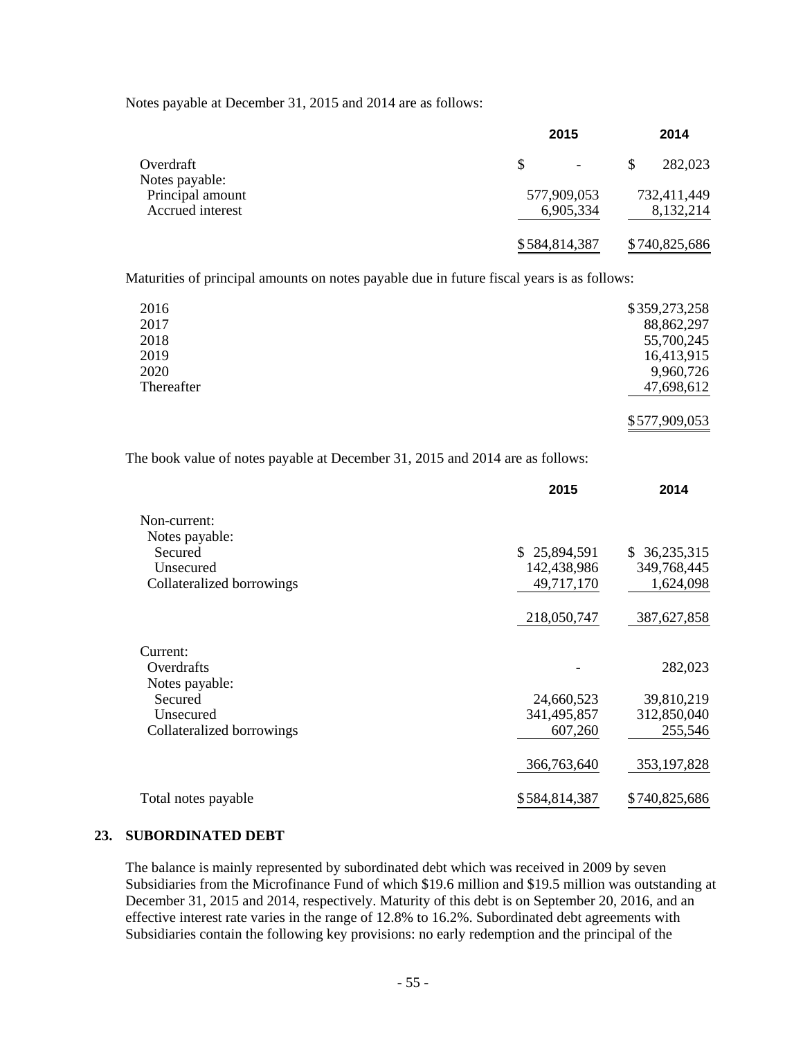Notes payable at December 31, 2015 and 2014 are as follows:

| | 2015 | 2014 |
|---|---|---|
| Overdraft | $ - | $ 282,023 |
| Notes payable: | | |
| Principal amount | 577,909,053 | 732,411,449 |
| Accrued interest | 6,905,334 | 8,132,214 |
| | $584,814,387 | $740,825,686 |

Maturities of principal amounts on notes payable due in future fiscal years is as follows:

| | |
|---|---|
| 2016 | $359,273,258 |
| 2017 | 88,862,297 |
| 2018 | 55,700,245 |
| 2019 | 16,413,915 |
| 2020 | 9,960,726 |
| Thereafter | 47,698,612 |
| | $577,909,053 |

The book value of notes payable at December 31, 2015 and 2014 are as follows:

| | 2015 | 2014 |
|---|---|---|
| Non-current: | | |
| Notes payable: | | |
| Secured | $ 25,894,591 | $ 36,235,315 |
| Unsecured | 142,438,986 | 349,768,445 |
| Collateralized borrowings | 49,717,170 | 1,624,098 |
| | 218,050,747 | 387,627,858 |
| Current: | | |
| Overdrafts | - | 282,023 |
| Notes payable: | | |
| Secured | 24,660,523 | 39,810,219 |
| Unsecured | 341,495,857 | 312,850,040 |
| Collateralized borrowings | 607,260 | 255,546 |
| | 366,763,640 | 353,197,828 |
| Total notes payable | $584,814,387 | $740,825,686 |

## 23. SUBORDINATED DEBT

The balance is mainly represented by subordinated debt which was received in 2009 by seven Subsidiaries from the Microfinance Fund of which $19.6 million and $19.5 million was outstanding at December 31, 2015 and 2014, respectively. Maturity of this debt is on September 20, 2016, and an effective interest rate varies in the range of 12.8% to 16.2%. Subordinated debt agreements with Subsidiaries contain the following key provisions: no early redemption and the principal of the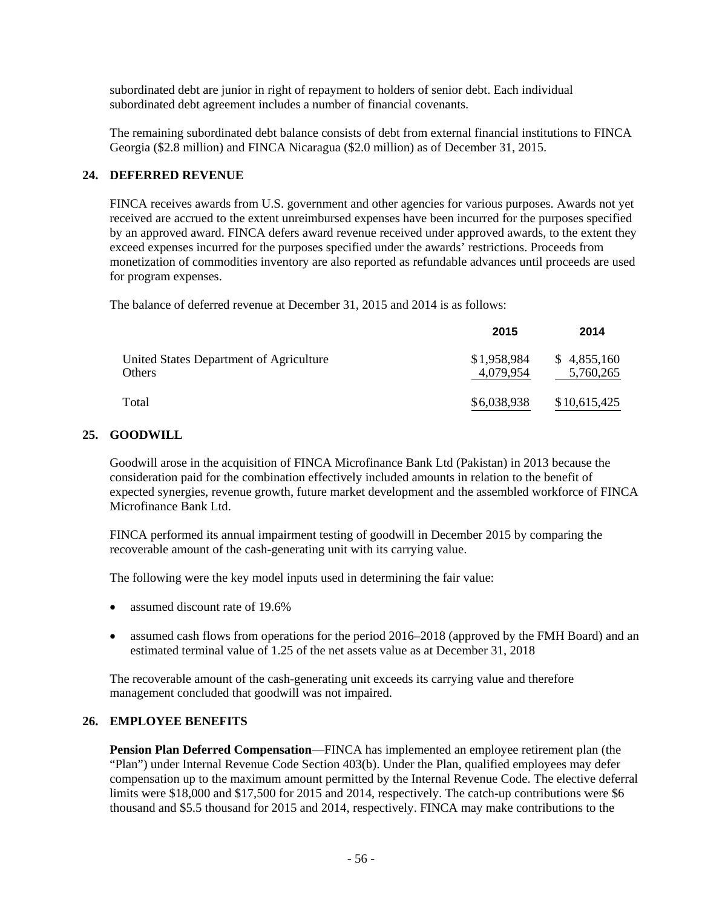subordinated debt are junior in right of repayment to holders of senior debt. Each individual subordinated debt agreement includes a number of financial covenants.

The remaining subordinated debt balance consists of debt from external financial institutions to FINCA Georgia ($2.8 million) and FINCA Nicaragua ($2.0 million) as of December 31, 2015.

## 24. DEFERRED REVENUE

FINCA receives awards from U.S. government and other agencies for various purposes. Awards not yet received are accrued to the extent unreimbursed expenses have been incurred for the purposes specified by an approved award. FINCA defers award revenue received under approved awards, to the extent they exceed expenses incurred for the purposes specified under the awards' restrictions. Proceeds from monetization of commodities inventory are also reported as refundable advances until proceeds are used for program expenses.

The balance of deferred revenue at December 31, 2015 and 2014 is as follows:

| | 2015 | 2014 |
|---|---|---|
| United States Department of Agriculture | $1,958,984 | $ 4,855,160 |
| Others | 4,079,954 | 5,760,265 |
| Total | $6,038,938 | $10,615,425 |

## 25. GOODWILL

Goodwill arose in the acquisition of FINCA Microfinance Bank Ltd (Pakistan) in 2013 because the consideration paid for the combination effectively included amounts in relation to the benefit of expected synergies, revenue growth, future market development and the assembled workforce of FINCA Microfinance Bank Ltd.

FINCA performed its annual impairment testing of goodwill in December 2015 by comparing the recoverable amount of the cash-generating unit with its carrying value.

The following were the key model inputs used in determining the fair value:

- assumed discount rate of 19.6%
- assumed cash flows from operations for the period 2016–2018 (approved by the FMH Board) and an estimated terminal value of 1.25 of the net assets value as at December 31, 2018

The recoverable amount of the cash-generating unit exceeds its carrying value and therefore management concluded that goodwill was not impaired.

## 26. EMPLOYEE BENEFITS

**Pension Plan Deferred Compensation**—FINCA has implemented an employee retirement plan (the "Plan") under Internal Revenue Code Section 403(b). Under the Plan, qualified employees may defer compensation up to the maximum amount permitted by the Internal Revenue Code. The elective deferral limits were $18,000 and $17,500 for 2015 and 2014, respectively. The catch-up contributions were $6 thousand and $5.5 thousand for 2015 and 2014, respectively. FINCA may make contributions to the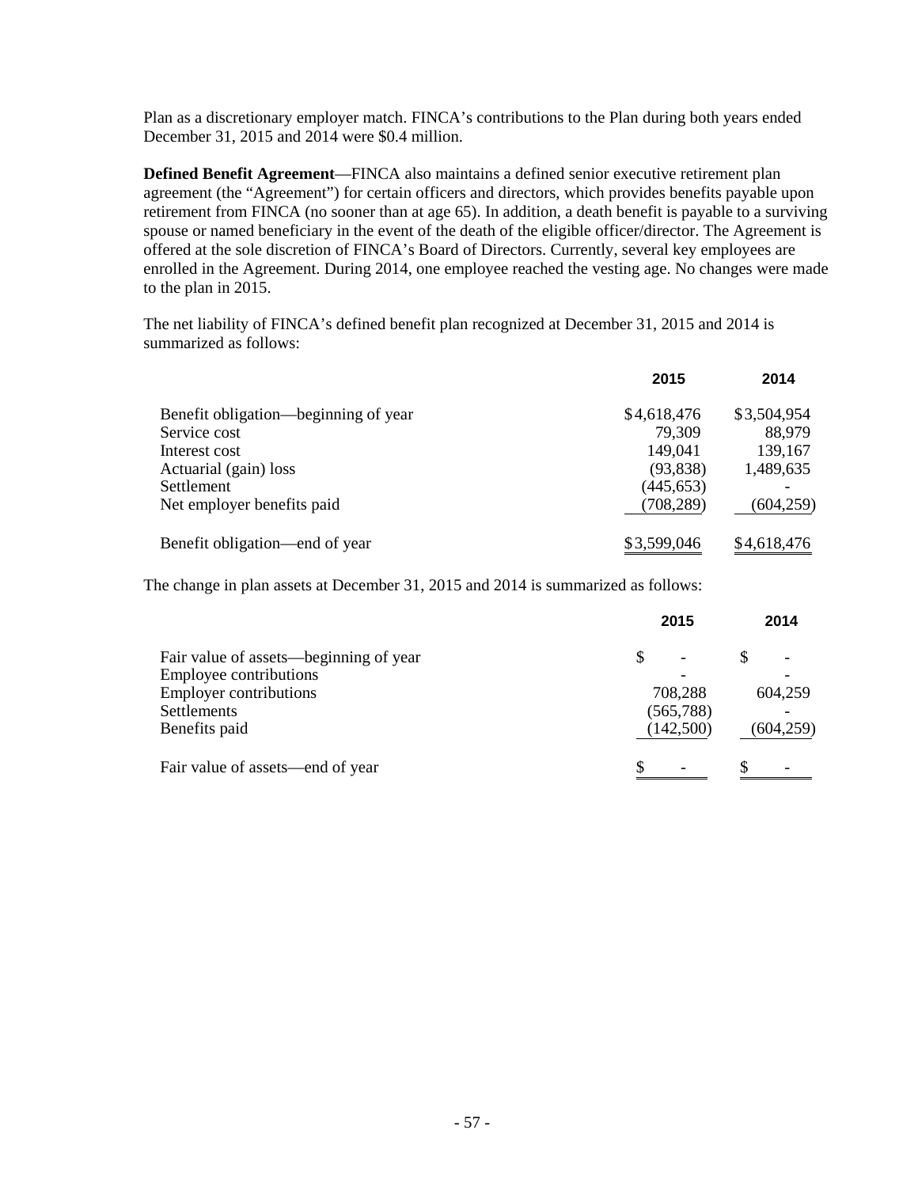Plan as a discretionary employer match. FINCA's contributions to the Plan during both years ended December 31, 2015 and 2014 were $0.4 million.

**Defined Benefit Agreement**—FINCA also maintains a defined senior executive retirement plan agreement (the "Agreement") for certain officers and directors, which provides benefits payable upon retirement from FINCA (no sooner than at age 65). In addition, a death benefit is payable to a surviving spouse or named beneficiary in the event of the death of the eligible officer/director. The Agreement is offered at the sole discretion of FINCA's Board of Directors. Currently, several key employees are enrolled in the Agreement. During 2014, one employee reached the vesting age. No changes were made to the plan in 2015.

The net liability of FINCA's defined benefit plan recognized at December 31, 2015 and 2014 is summarized as follows:

| | 2015 | 2014 |
|---|---|---|
| Benefit obligation—beginning of year | $4,618,476 | $3,504,954 |
| Service cost | 79,309 | 88,979 |
| Interest cost | 149,041 | 139,167 |
| Actuarial (gain) loss | (93,838) | 1,489,635 |
| Settlement | (445,653) | - |
| Net employer benefits paid | (708,289) | (604,259) |
| Benefit obligation—end of year | $3,599,046 | $4,618,476 |

The change in plan assets at December 31, 2015 and 2014 is summarized as follows:

| | 2015 | 2014 |
|---|---|---|
| Fair value of assets—beginning of year | $ - | $ - |
| Employee contributions | - | - |
| Employer contributions | 708,288 | 604,259 |
| Settlements | (565,788) | - |
| Benefits paid | (142,500) | (604,259) |
| Fair value of assets—end of year | $ - | $ - |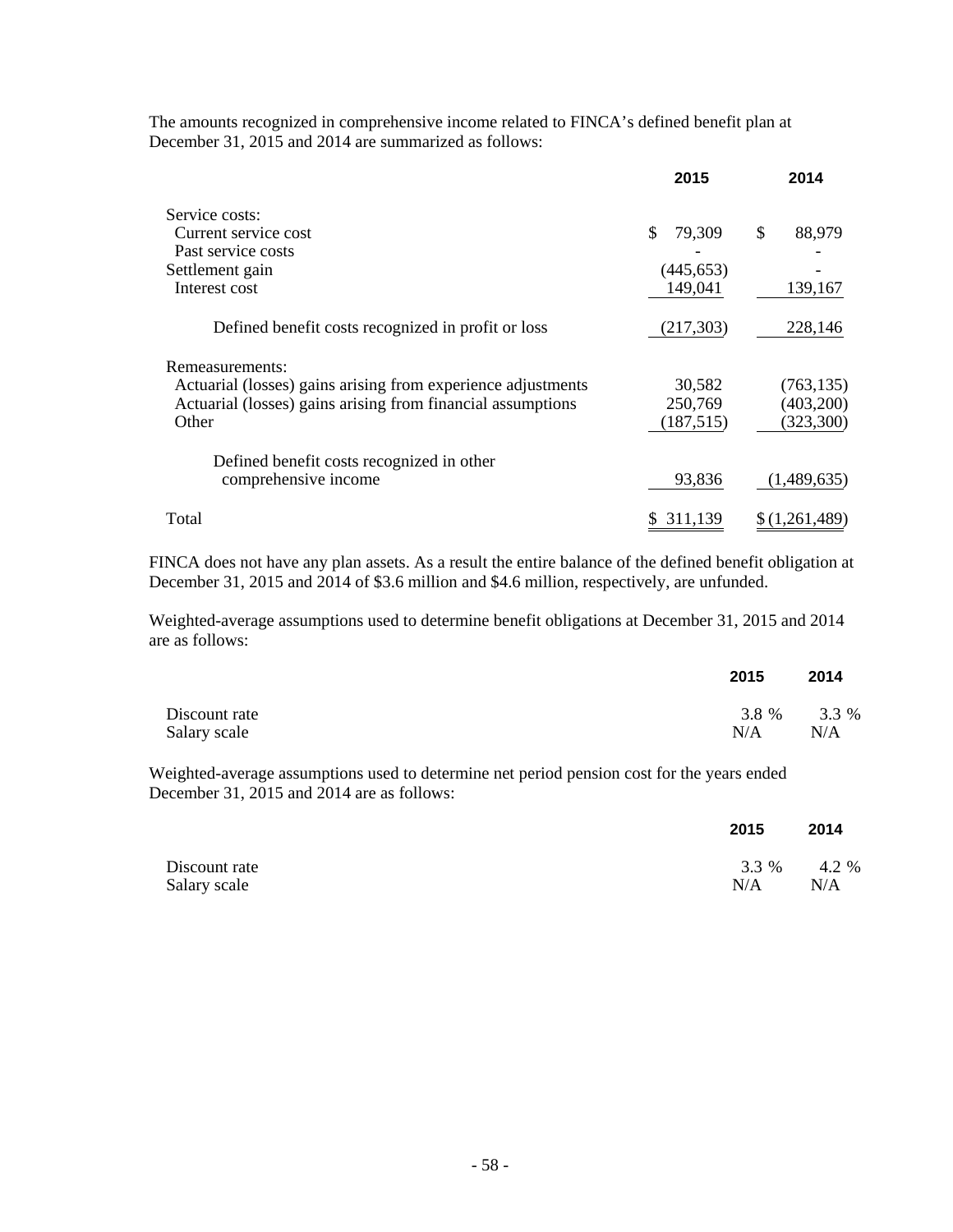The amounts recognized in comprehensive income related to FINCA's defined benefit plan at December 31, 2015 and 2014 are summarized as follows:

| | 2015 | 2014 |
|---|---|---|
| Service costs: | | |
| Current service cost | $ 79,309 | $ 88,979 |
| Past service costs | - | - |
| Settlement gain | (445,653) | - |
| Interest cost | 149,041 | 139,167 |
| Defined benefit costs recognized in profit or loss | (217,303) | 228,146 |
| Remeasurements: | | |
| Actuarial (losses) gains arising from experience adjustments | 30,582 | (763,135) |
| Actuarial (losses) gains arising from financial assumptions | 250,769 | (403,200) |
| Other | (187,515) | (323,300) |
| Defined benefit costs recognized in other comprehensive income | 93,836 | (1,489,635) |
| Total | $ 311,139 | $ (1,261,489) |

FINCA does not have any plan assets. As a result the entire balance of the defined benefit obligation at December 31, 2015 and 2014 of $3.6 million and $4.6 million, respectively, are unfunded.

Weighted-average assumptions used to determine benefit obligations at December 31, 2015 and 2014 are as follows:

| | 2015 | 2014 |
|---|---|---|
| Discount rate | 3.8 % | 3.3 % |
| Salary scale | N/A | N/A |

Weighted-average assumptions used to determine net period pension cost for the years ended December 31, 2015 and 2014 are as follows:

| | 2015 | 2014 |
|---|---|---|
| Discount rate | 3.3 % | 4.2 % |
| Salary scale | N/A | N/A |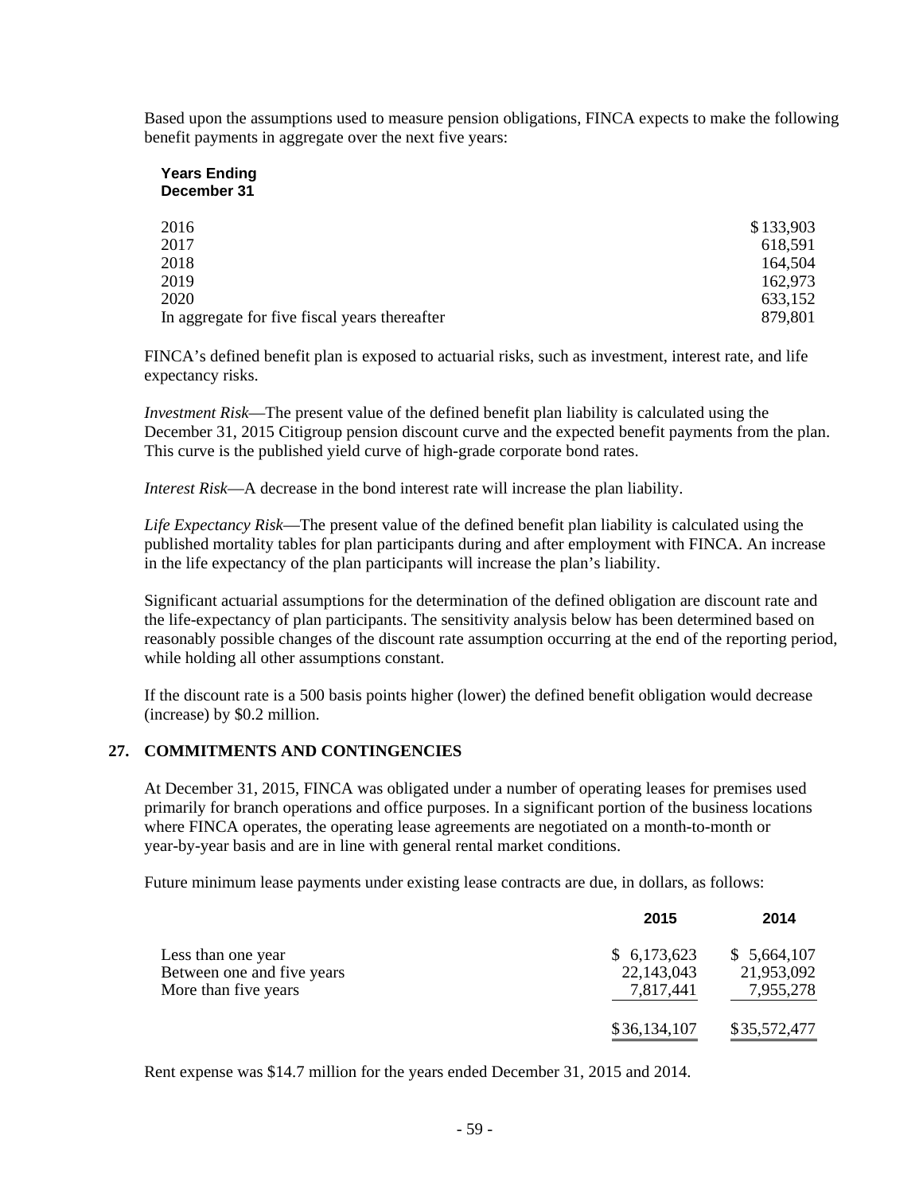Based upon the assumptions used to measure pension obligations, FINCA expects to make the following benefit payments in aggregate over the next five years:

| Years Ending December 31 | |
|---|---|
| 2016 | $ 133,903 |
| 2017 | 618,591 |
| 2018 | 164,504 |
| 2019 | 162,973 |
| 2020 | 633,152 |
| In aggregate for five fiscal years thereafter | 879,801 |

FINCA's defined benefit plan is exposed to actuarial risks, such as investment, interest rate, and life expectancy risks.

*Investment Risk*—The present value of the defined benefit plan liability is calculated using the December 31, 2015 Citigroup pension discount curve and the expected benefit payments from the plan. This curve is the published yield curve of high-grade corporate bond rates.

*Interest Risk*—A decrease in the bond interest rate will increase the plan liability.

*Life Expectancy Risk*—The present value of the defined benefit plan liability is calculated using the published mortality tables for plan participants during and after employment with FINCA. An increase in the life expectancy of the plan participants will increase the plan's liability.

Significant actuarial assumptions for the determination of the defined obligation are discount rate and the life-expectancy of plan participants. The sensitivity analysis below has been determined based on reasonably possible changes of the discount rate assumption occurring at the end of the reporting period, while holding all other assumptions constant.

If the discount rate is a 500 basis points higher (lower) the defined benefit obligation would decrease (increase) by $0.2 million.

## 27. COMMITMENTS AND CONTINGENCIES

At December 31, 2015, FINCA was obligated under a number of operating leases for premises used primarily for branch operations and office purposes. In a significant portion of the business locations where FINCA operates, the operating lease agreements are negotiated on a month-to-month or year-by-year basis and are in line with general rental market conditions.

Future minimum lease payments under existing lease contracts are due, in dollars, as follows:

| | 2015 | 2014 |
|---|---|---|
| Less than one year | $ 6,173,623 | $ 5,664,107 |
| Between one and five years | 22,143,043 | 21,953,092 |
| More than five years | 7,817,441 | 7,955,278 |
| | $ 36,134,107 | $ 35,572,477 |

Rent expense was $14.7 million for the years ended December 31, 2015 and 2014.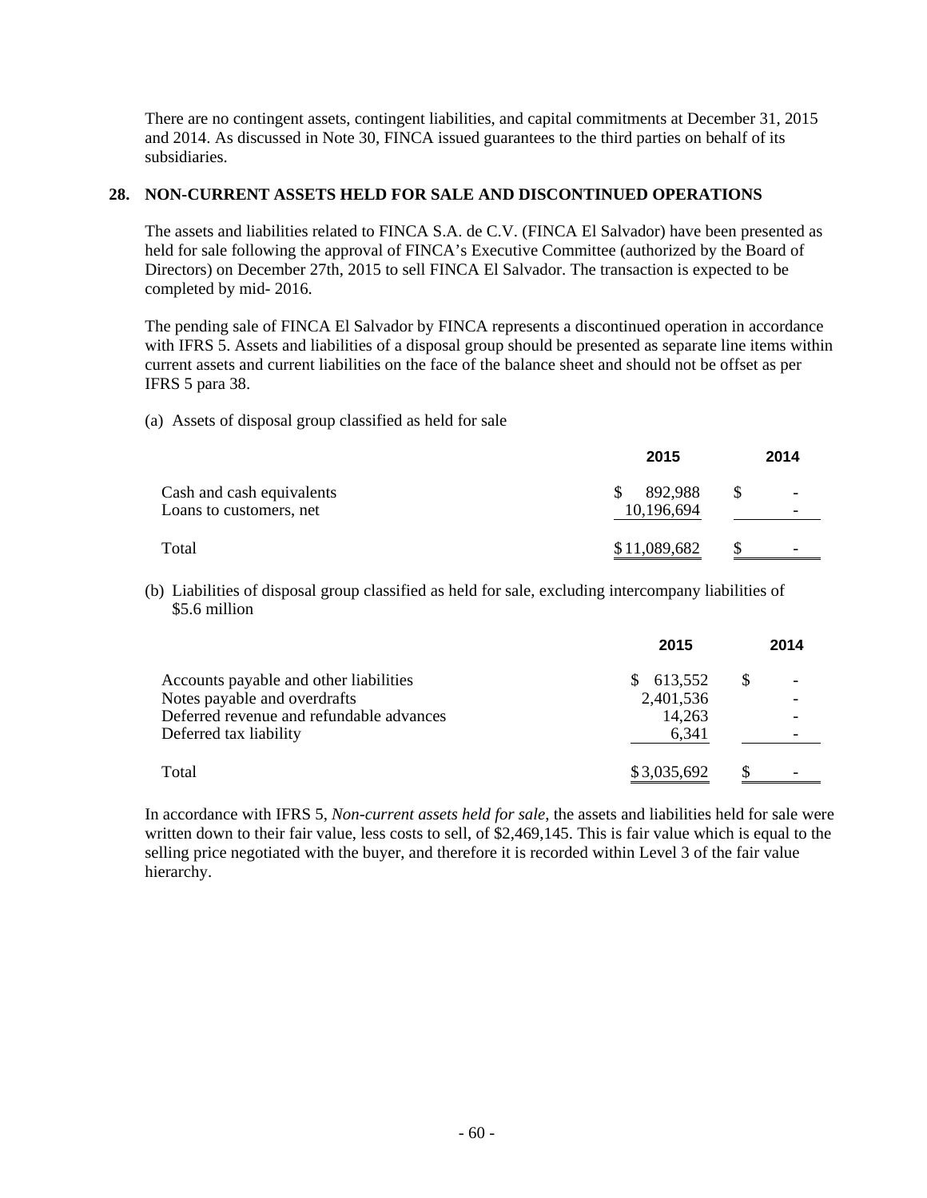There are no contingent assets, contingent liabilities, and capital commitments at December 31, 2015 and 2014. As discussed in Note 30, FINCA issued guarantees to the third parties on behalf of its subsidiaries.

## 28. NON-CURRENT ASSETS HELD FOR SALE AND DISCONTINUED OPERATIONS

The assets and liabilities related to FINCA S.A. de C.V. (FINCA El Salvador) have been presented as held for sale following the approval of FINCA's Executive Committee (authorized by the Board of Directors) on December 27th, 2015 to sell FINCA El Salvador. The transaction is expected to be completed by mid- 2016.

The pending sale of FINCA El Salvador by FINCA represents a discontinued operation in accordance with IFRS 5. Assets and liabilities of a disposal group should be presented as separate line items within current assets and current liabilities on the face of the balance sheet and should not be offset as per IFRS 5 para 38.

(a) Assets of disposal group classified as held for sale

| | 2015 | 2014 |
|---|---|---|
| Cash and cash equivalents | $ 892,988 | $ - |
| Loans to customers, net | 10,196,694 | - |
| Total | $ 11,089,682 | $ - |

(b) Liabilities of disposal group classified as held for sale, excluding intercompany liabilities of $5.6 million

| | 2015 | 2014 |
|---|---|---|
| Accounts payable and other liabilities | $ 613,552 | $ - |
| Notes payable and overdrafts | 2,401,536 | - |
| Deferred revenue and refundable advances | 14,263 | - |
| Deferred tax liability | 6,341 | - |
| Total | $ 3,035,692 | $ - |

In accordance with IFRS 5, *Non-current assets held for sale*, the assets and liabilities held for sale were written down to their fair value, less costs to sell, of $2,469,145. This is fair value which is equal to the selling price negotiated with the buyer, and therefore it is recorded within Level 3 of the fair value hierarchy.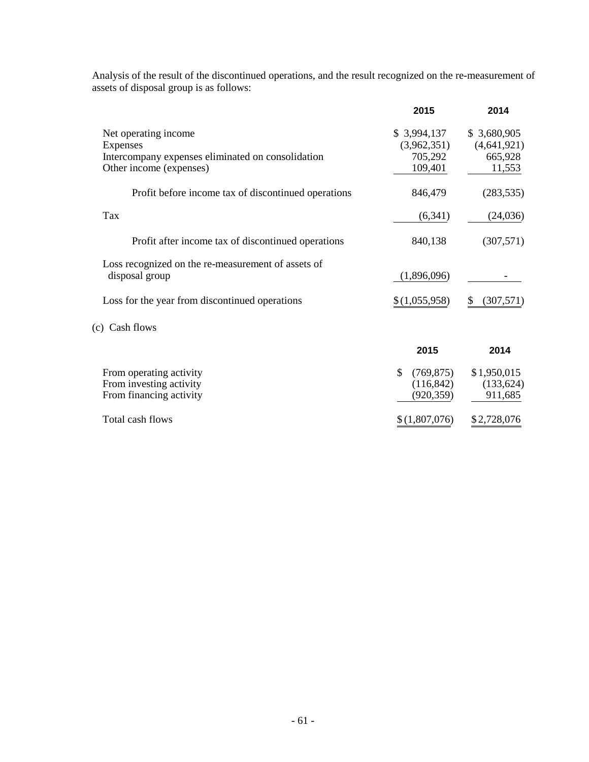Analysis of the result of the discontinued operations, and the result recognized on the re-measurement of assets of disposal group is as follows:

| | 2015 | 2014 |
|---|---|---|
| Net operating income | $ 3,994,137 | $ 3,680,905 |
| Expenses | (3,962,351) | (4,641,921) |
| Intercompany expenses eliminated on consolidation | 705,292 | 665,928 |
| Other income (expenses) | 109,401 | 11,553 |
| Profit before income tax of discontinued operations | 846,479 | (283,535) |
| Tax | (6,341) | (24,036) |
| Profit after income tax of discontinued operations | 840,138 | (307,571) |
| Loss recognized on the re-measurement of assets of disposal group | (1,896,096) | - |
| Loss for the year from discontinued operations | $ (1,055,958) | $ (307,571) |

(c) Cash flows

| | 2015 | 2014 |
|---|---|---|
| From operating activity | $ (769,875) | $ 1,950,015 |
| From investing activity | (116,842) | (133,624) |
| From financing activity | (920,359) | 911,685 |
| Total cash flows | $ (1,807,076) | $ 2,728,076 |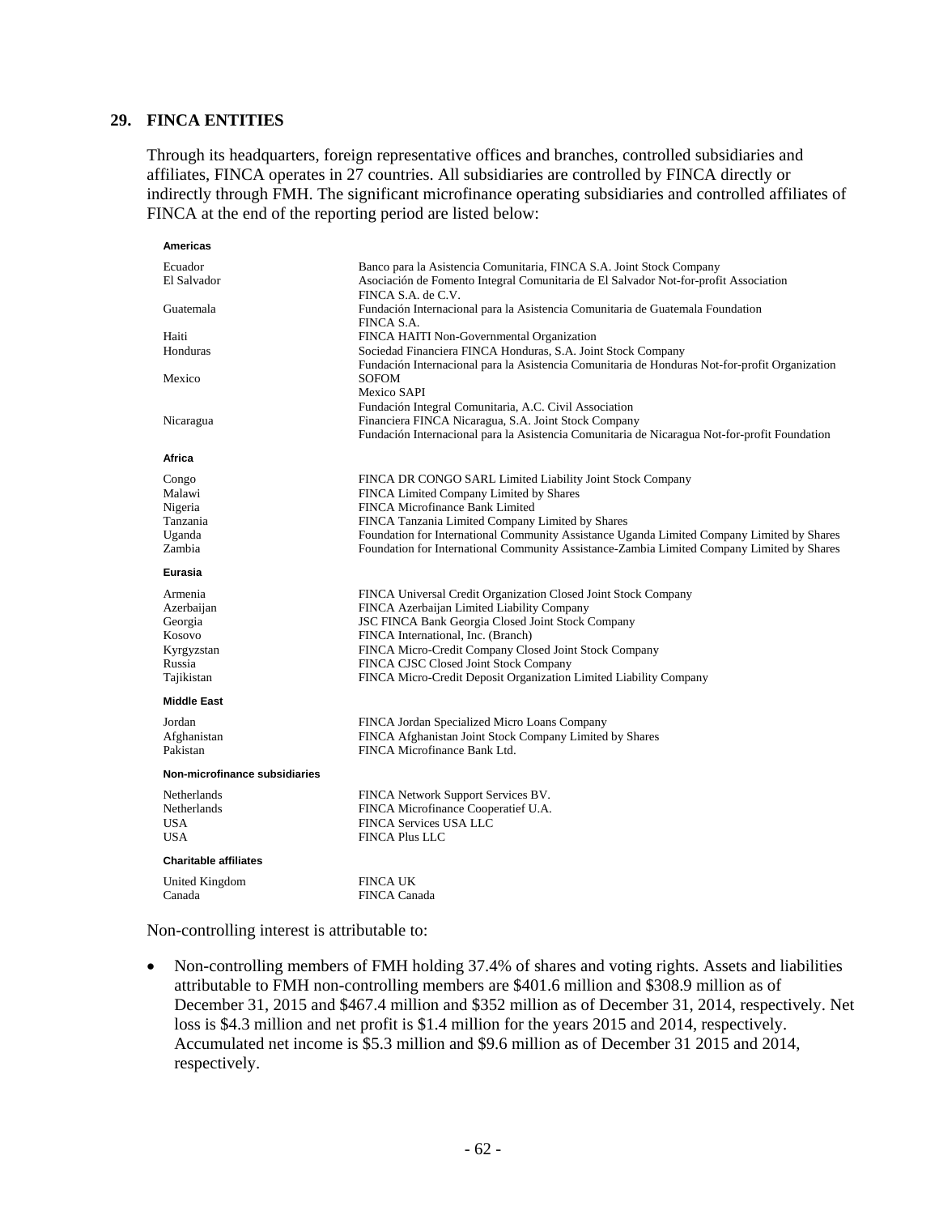## 29. FINCA ENTITIES

Through its headquarters, foreign representative offices and branches, controlled subsidiaries and affiliates, FINCA operates in 27 countries. All subsidiaries are controlled by FINCA directly or indirectly through FMH. The significant microfinance operating subsidiaries and controlled affiliates of FINCA at the end of the reporting period are listed below:

| | |
|---|---|
| **Americas** | |
| Ecuador | Banco para la Asistencia Comunitaria, FINCA S.A. Joint Stock Company |
| El Salvador | Asociación de Fomento Integral Comunitaria de El Salvador Not-for-profit Association |
| | FINCA S.A. de C.V. |
| Guatemala | Fundación Internacional para la Asistencia Comunitaria de Guatemala Foundation |
| | FINCA S.A. |
| Haiti | FINCA HAITI Non-Governmental Organization |
| Honduras | Sociedad Financiera FINCA Honduras, S.A. Joint Stock Company |
| | Fundación Internacional para la Asistencia Comunitaria de Honduras Not-for-profit Organization |
| Mexico | SOFOM |
| | Mexico SAPI |
| | Fundación Integral Comunitaria, A.C. Civil Association |
| Nicaragua | Financiera FINCA Nicaragua, S.A. Joint Stock Company |
| | Fundación Internacional para la Asistencia Comunitaria de Nicaragua Not-for-profit Foundation |
| **Africa** | |
| Congo | FINCA DR CONGO SARL Limited Liability Joint Stock Company |
| Malawi | FINCA Limited Company Limited by Shares |
| Nigeria | FINCA Microfinance Bank Limited |
| Tanzania | FINCA Tanzania Limited Company Limited by Shares |
| Uganda | Foundation for International Community Assistance Uganda Limited Company Limited by Shares |
| Zambia | Foundation for International Community Assistance-Zambia Limited Company Limited by Shares |
| **Eurasia** | |
| Armenia | FINCA Universal Credit Organization Closed Joint Stock Company |
| Azerbaijan | FINCA Azerbaijan Limited Liability Company |
| Georgia | JSC FINCA Bank Georgia Closed Joint Stock Company |
| Kosovo | FINCA International, Inc. (Branch) |
| Kyrgyzstan | FINCA Micro-Credit Company Closed Joint Stock Company |
| Russia | FINCA CJSC Closed Joint Stock Company |
| Tajikistan | FINCA Micro-Credit Deposit Organization Limited Liability Company |
| **Middle East** | |
| Jordan | FINCA Jordan Specialized Micro Loans Company |
| Afghanistan | FINCA Afghanistan Joint Stock Company Limited by Shares |
| Pakistan | FINCA Microfinance Bank Ltd. |
| **Non-microfinance subsidiaries** | |
| Netherlands | FINCA Network Support Services BV. |
| Netherlands | FINCA Microfinance Cooperatief U.A. |
| USA | FINCA Services USA LLC |
| USA | FINCA Plus LLC |
| **Charitable affiliates** | |
| United Kingdom | FINCA UK |
| Canada | FINCA Canada |

Non-controlling interest is attributable to:

- Non-controlling members of FMH holding 37.4% of shares and voting rights. Assets and liabilities attributable to FMH non-controlling members are $401.6 million and $308.9 million as of December 31, 2015 and $467.4 million and $352 million as of December 31, 2014, respectively. Net loss is $4.3 million and net profit is $1.4 million for the years 2015 and 2014, respectively. Accumulated net income is $5.3 million and $9.6 million as of December 31 2015 and 2014, respectively.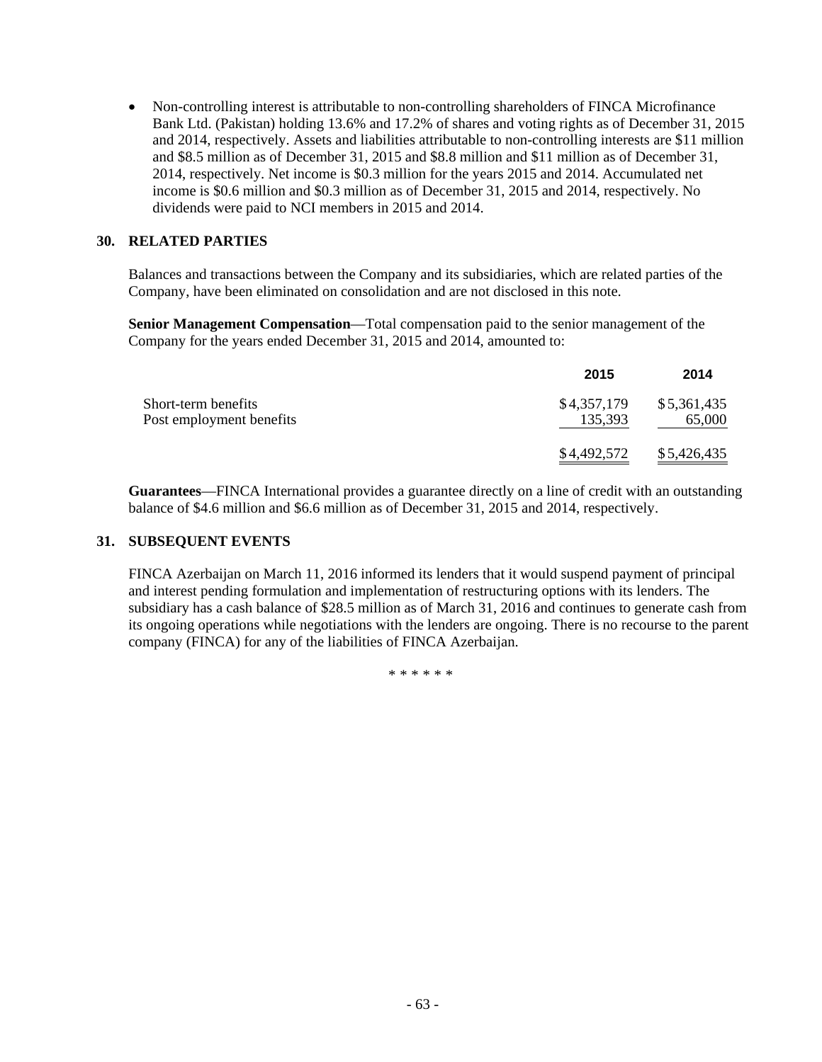- Non-controlling interest is attributable to non-controlling shareholders of FINCA Microfinance Bank Ltd. (Pakistan) holding 13.6% and 17.2% of shares and voting rights as of December 31, 2015 and 2014, respectively. Assets and liabilities attributable to non-controlling interests are \$11 million and \$8.5 million as of December 31, 2015 and \$8.8 million and \$11 million as of December 31, 2014, respectively. Net income is \$0.3 million for the years 2015 and 2014. Accumulated net income is \$0.6 million and \$0.3 million as of December 31, 2015 and 2014, respectively. No dividends were paid to NCI members in 2015 and 2014.

## 30. RELATED PARTIES

Balances and transactions between the Company and its subsidiaries, which are related parties of the Company, have been eliminated on consolidation and are not disclosed in this note.

**Senior Management Compensation**—Total compensation paid to the senior management of the Company for the years ended December 31, 2015 and 2014, amounted to:

| | 2015 | 2014 |
|---|---|---|
| Short-term benefits | $4,357,179 | $5,361,435 |
| Post employment benefits | 135,393 | 65,000 |
| | $4,492,572 | $5,426,435 |

**Guarantees**—FINCA International provides a guarantee directly on a line of credit with an outstanding balance of \$4.6 million and \$6.6 million as of December 31, 2015 and 2014, respectively.

## 31. SUBSEQUENT EVENTS

FINCA Azerbaijan on March 11, 2016 informed its lenders that it would suspend payment of principal and interest pending formulation and implementation of restructuring options with its lenders. The subsidiary has a cash balance of \$28.5 million as of March 31, 2016 and continues to generate cash from its ongoing operations while negotiations with the lenders are ongoing. There is no recourse to the parent company (FINCA) for any of the liabilities of FINCA Azerbaijan.

\* \* \* \* \* \*